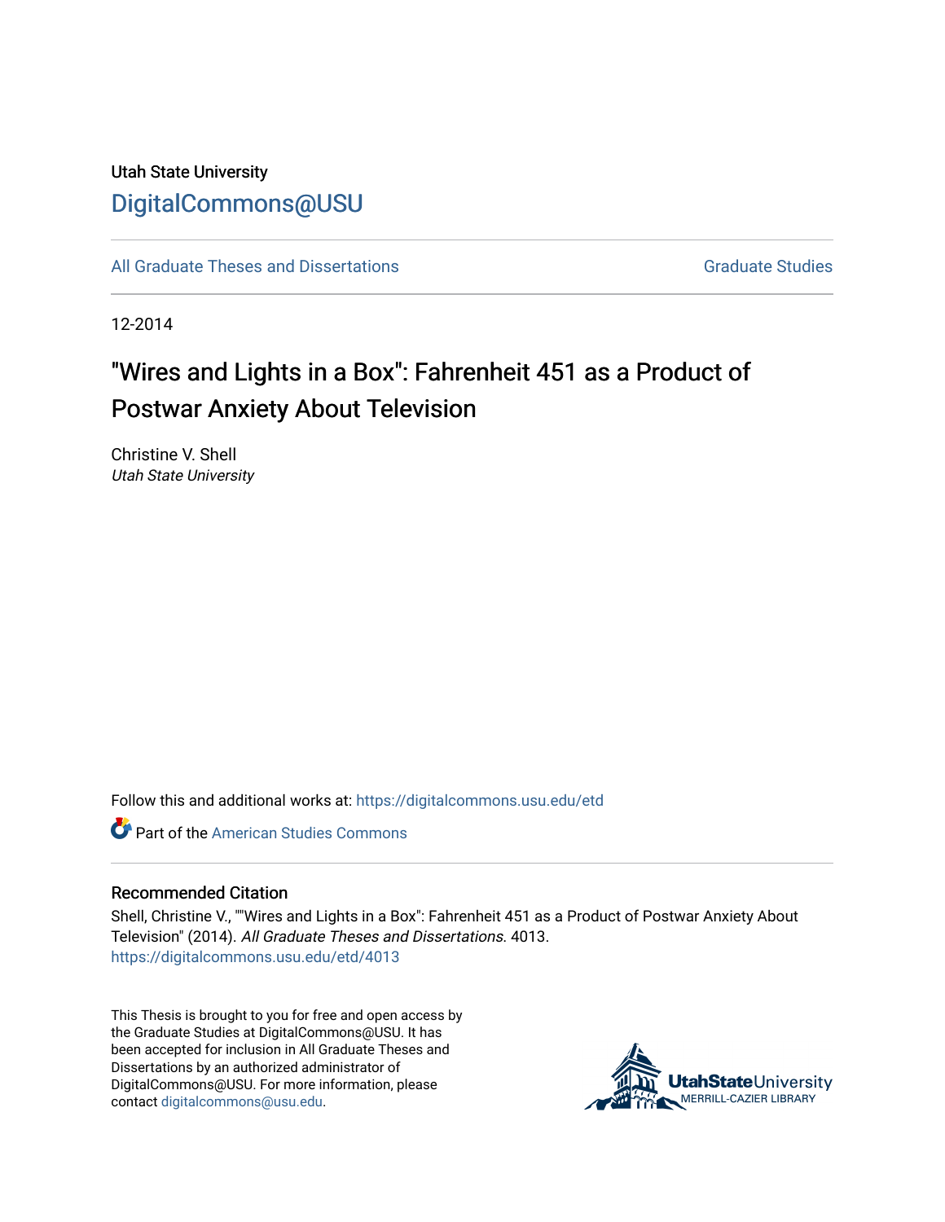Utah State University

# DigitalCommons@USU

All Graduate Theses and Dissertations

Graduate Studies

12-2014

# "Wires and Lights in a Box": Fahrenheit 451 as a Product of Postwar Anxiety About Television

Christine V. Shell
*Utah State University*

Follow this and additional works at: https://digitalcommons.usu.edu/etd

Part of the American Studies Commons

## Recommended Citation

Shell, Christine V., ""Wires and Lights in a Box": Fahrenheit 451 as a Product of Postwar Anxiety About Television" (2014). *All Graduate Theses and Dissertations*. 4013.
https://digitalcommons.usu.edu/etd/4013

This Thesis is brought to you for free and open access by the Graduate Studies at DigitalCommons@USU. It has been accepted for inclusion in All Graduate Theses and Dissertations by an authorized administrator of DigitalCommons@USU. For more information, please contact digitalcommons@usu.edu.

UtahStateUniversity
MERRILL-CAZIER LIBRARY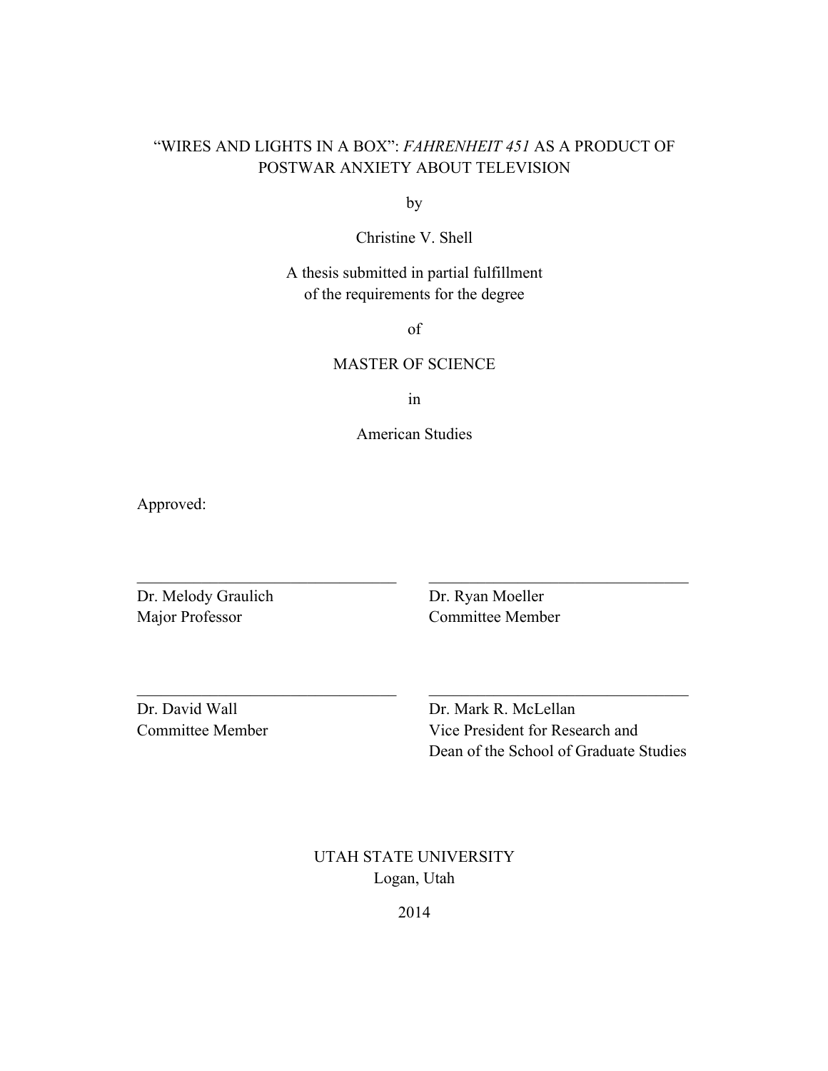# "WIRES AND LIGHTS IN A BOX": *FAHRENHEIT 451* AS A PRODUCT OF POSTWAR ANXIETY ABOUT TELEVISION

by

Christine V. Shell

A thesis submitted in partial fulfillment
of the requirements for the degree

of

MASTER OF SCIENCE

in

American Studies

Approved:

______________________________
Dr. Melody Graulich
Major Professor

______________________________
Dr. Ryan Moeller
Committee Member

______________________________
Dr. David Wall
Committee Member

______________________________
Dr. Mark R. McLellan
Vice President for Research and
Dean of the School of Graduate Studies

UTAH STATE UNIVERSITY
Logan, Utah

2014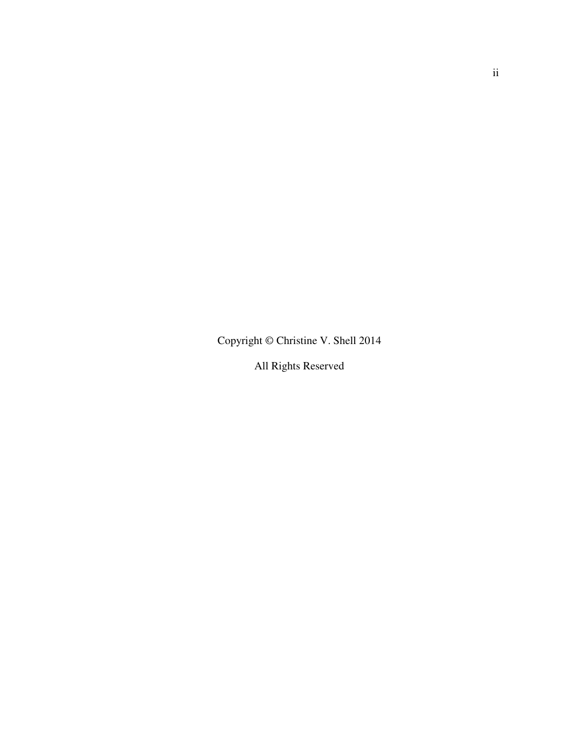Copyright © Christine V. Shell 2014

All Rights Reserved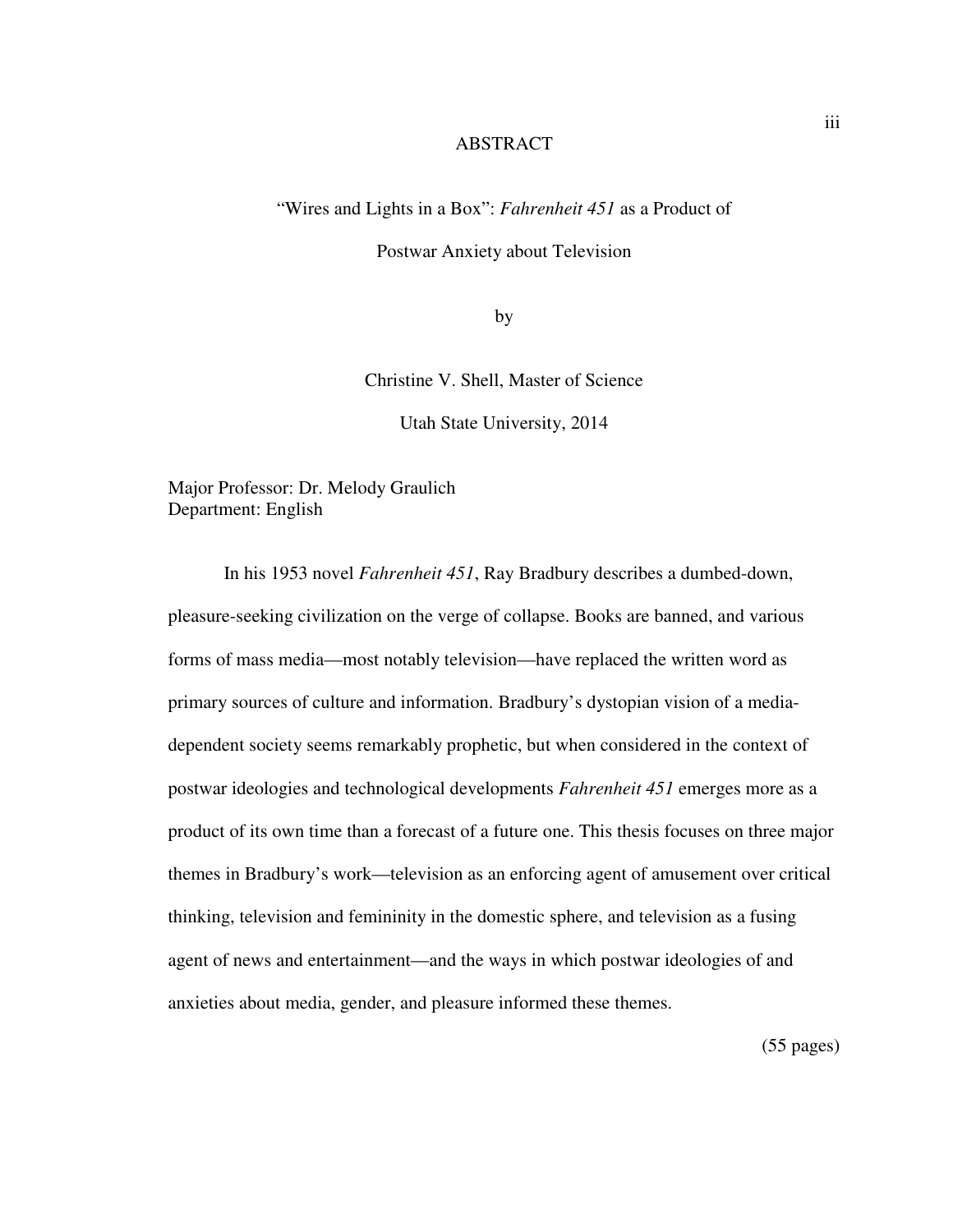# ABSTRACT

“Wires and Lights in a Box”: *Fahrenheit 451* as a Product of

Postwar Anxiety about Television

by

Christine V. Shell, Master of Science

Utah State University, 2014

Major Professor: Dr. Melody Graulich
Department: English

In his 1953 novel *Fahrenheit 451*, Ray Bradbury describes a dumbed-down, pleasure-seeking civilization on the verge of collapse. Books are banned, and various forms of mass media—most notably television—have replaced the written word as primary sources of culture and information. Bradbury’s dystopian vision of a media-dependent society seems remarkably prophetic, but when considered in the context of postwar ideologies and technological developments *Fahrenheit 451* emerges more as a product of its own time than a forecast of a future one. This thesis focuses on three major themes in Bradbury’s work—television as an enforcing agent of amusement over critical thinking, television and femininity in the domestic sphere, and television as a fusing agent of news and entertainment—and the ways in which postwar ideologies of and anxieties about media, gender, and pleasure informed these themes.

(55 pages)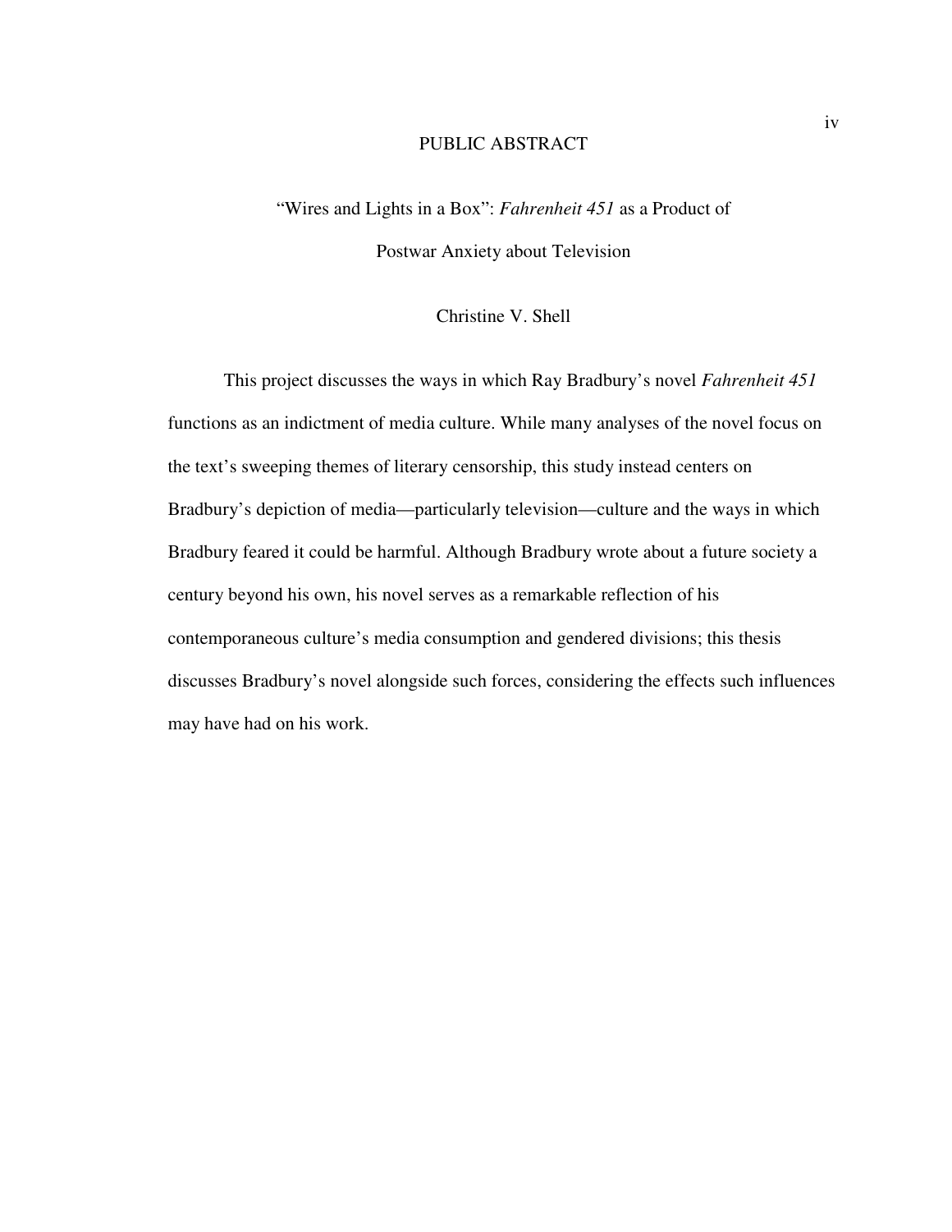# PUBLIC ABSTRACT

## "Wires and Lights in a Box": *Fahrenheit 451* as a Product of Postwar Anxiety about Television

Christine V. Shell

This project discusses the ways in which Ray Bradbury's novel *Fahrenheit 451* functions as an indictment of media culture. While many analyses of the novel focus on the text's sweeping themes of literary censorship, this study instead centers on Bradbury's depiction of media—particularly television—culture and the ways in which Bradbury feared it could be harmful. Although Bradbury wrote about a future society a century beyond his own, his novel serves as a remarkable reflection of his contemporaneous culture's media consumption and gendered divisions; this thesis discusses Bradbury's novel alongside such forces, considering the effects such influences may have had on his work.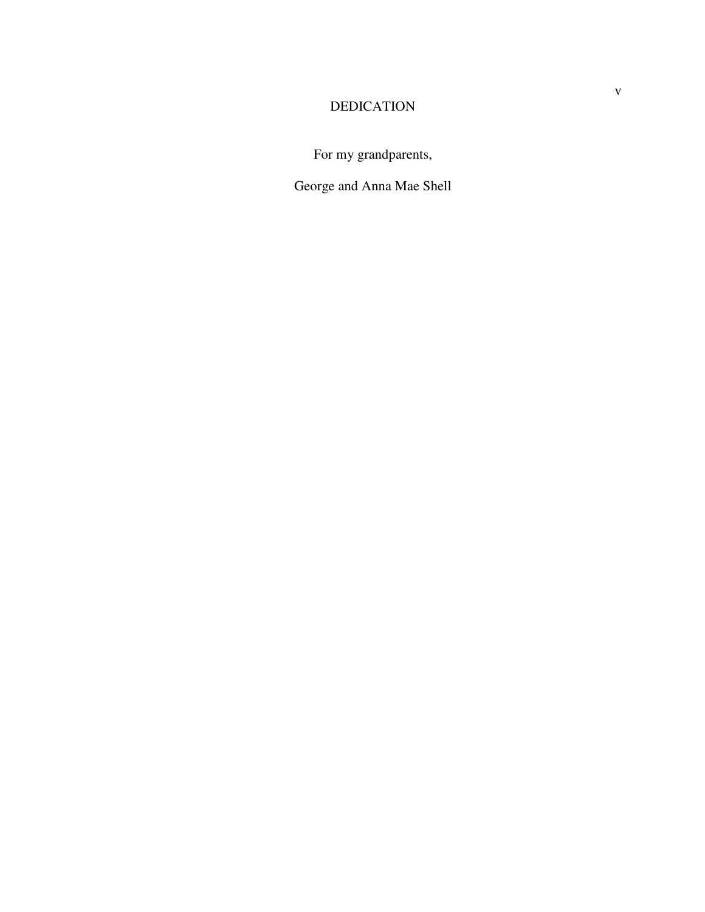# DEDICATION

For my grandparents,

George and Anna Mae Shell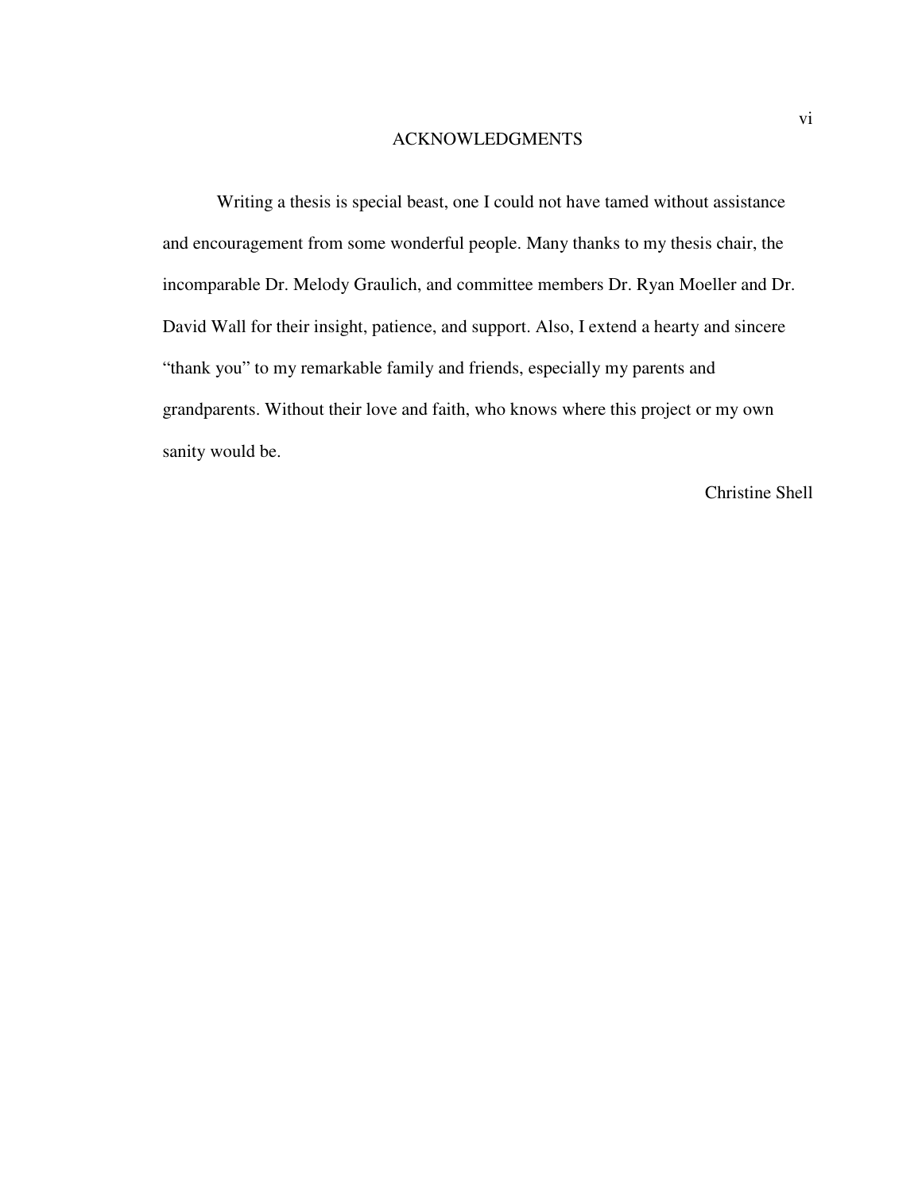# ACKNOWLEDGMENTS

Writing a thesis is special beast, one I could not have tamed without assistance and encouragement from some wonderful people. Many thanks to my thesis chair, the incomparable Dr. Melody Graulich, and committee members Dr. Ryan Moeller and Dr. David Wall for their insight, patience, and support. Also, I extend a hearty and sincere "thank you" to my remarkable family and friends, especially my parents and grandparents. Without their love and faith, who knows where this project or my own sanity would be.

Christine Shell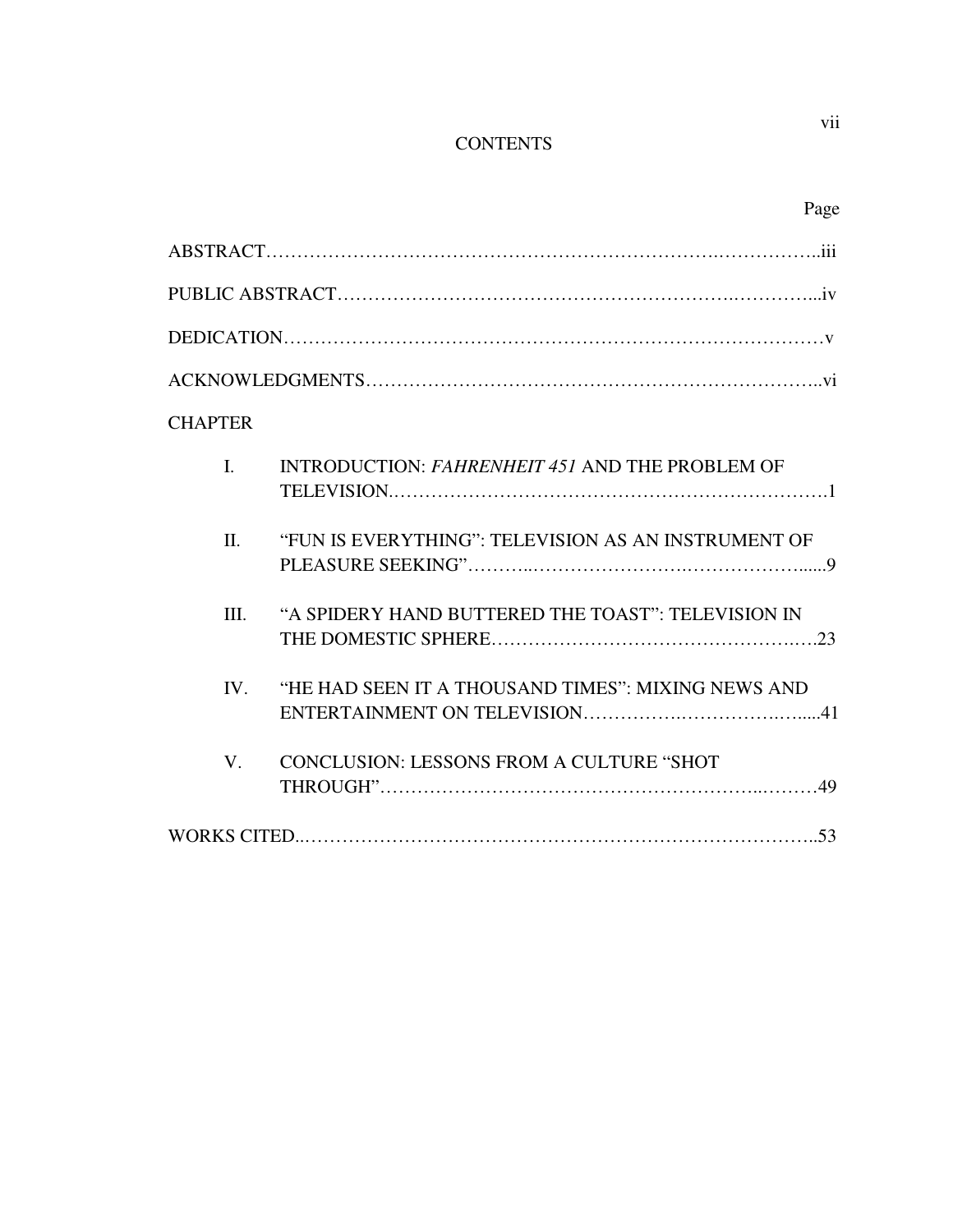# CONTENTS

Page

ABSTRACT.....iii

PUBLIC ABSTRACT.....iv

DEDICATION.....v

ACKNOWLEDGMENTS.....vi

CHAPTER

I. INTRODUCTION: *FAHRENHEIT 451* AND THE PROBLEM OF TELEVISION.....1

II. "FUN IS EVERYTHING": TELEVISION AS AN INSTRUMENT OF PLEASURE SEEKING".....9

III. "A SPIDERY HAND BUTTERED THE TOAST": TELEVISION IN THE DOMESTIC SPHERE.....23

IV. "HE HAD SEEN IT A THOUSAND TIMES": MIXING NEWS AND ENTERTAINMENT ON TELEVISION.....41

V. CONCLUSION: LESSONS FROM A CULTURE "SHOT THROUGH".....49

WORKS CITED.....53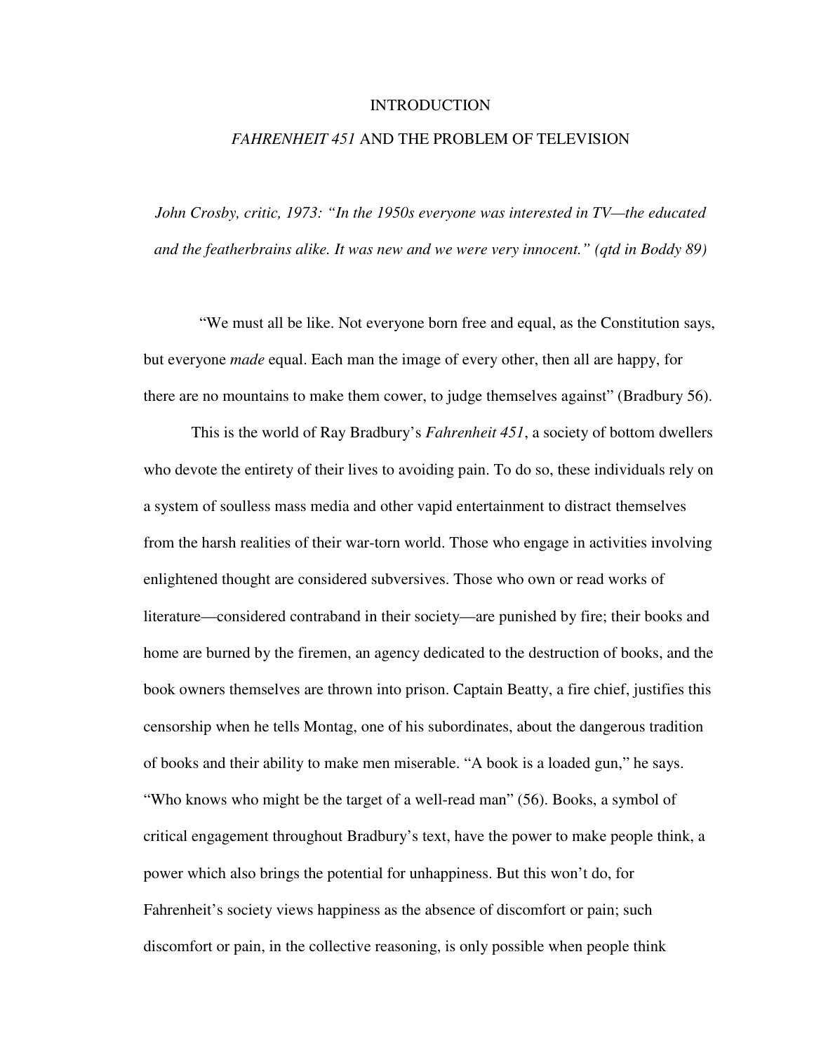# INTRODUCTION

## *FAHRENHEIT 451* AND THE PROBLEM OF TELEVISION

*John Crosby, critic, 1973: "In the 1950s everyone was interested in TV—the educated and the featherbrains alike. It was new and we were very innocent." (qtd in Boddy 89)*

"We must all be like. Not everyone born free and equal, as the Constitution says, but everyone *made* equal. Each man the image of every other, then all are happy, for there are no mountains to make them cower, to judge themselves against" (Bradbury 56).

This is the world of Ray Bradbury's *Fahrenheit 451*, a society of bottom dwellers who devote the entirety of their lives to avoiding pain. To do so, these individuals rely on a system of soulless mass media and other vapid entertainment to distract themselves from the harsh realities of their war-torn world. Those who engage in activities involving enlightened thought are considered subversives. Those who own or read works of literature—considered contraband in their society—are punished by fire; their books and home are burned by the firemen, an agency dedicated to the destruction of books, and the book owners themselves are thrown into prison. Captain Beatty, a fire chief, justifies this censorship when he tells Montag, one of his subordinates, about the dangerous tradition of books and their ability to make men miserable. "A book is a loaded gun," he says. "Who knows who might be the target of a well-read man" (56). Books, a symbol of critical engagement throughout Bradbury's text, have the power to make people think, a power which also brings the potential for unhappiness. But this won't do, for Fahrenheit's society views happiness as the absence of discomfort or pain; such discomfort or pain, in the collective reasoning, is only possible when people think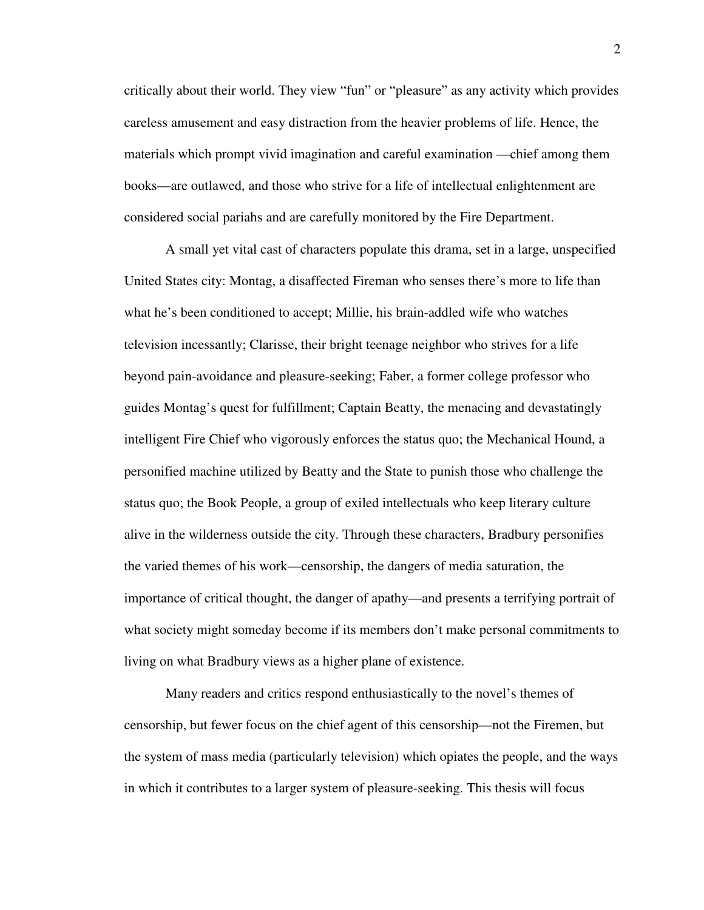critically about their world. They view "fun" or "pleasure" as any activity which provides careless amusement and easy distraction from the heavier problems of life. Hence, the materials which prompt vivid imagination and careful examination —chief among them books—are outlawed, and those who strive for a life of intellectual enlightenment are considered social pariahs and are carefully monitored by the Fire Department.

A small yet vital cast of characters populate this drama, set in a large, unspecified United States city: Montag, a disaffected Fireman who senses there's more to life than what he's been conditioned to accept; Millie, his brain-addled wife who watches television incessantly; Clarisse, their bright teenage neighbor who strives for a life beyond pain-avoidance and pleasure-seeking; Faber, a former college professor who guides Montag's quest for fulfillment; Captain Beatty, the menacing and devastatingly intelligent Fire Chief who vigorously enforces the status quo; the Mechanical Hound, a personified machine utilized by Beatty and the State to punish those who challenge the status quo; the Book People, a group of exiled intellectuals who keep literary culture alive in the wilderness outside the city. Through these characters, Bradbury personifies the varied themes of his work—censorship, the dangers of media saturation, the importance of critical thought, the danger of apathy—and presents a terrifying portrait of what society might someday become if its members don't make personal commitments to living on what Bradbury views as a higher plane of existence.

Many readers and critics respond enthusiastically to the novel's themes of censorship, but fewer focus on the chief agent of this censorship—not the Firemen, but the system of mass media (particularly television) which opiates the people, and the ways in which it contributes to a larger system of pleasure-seeking. This thesis will focus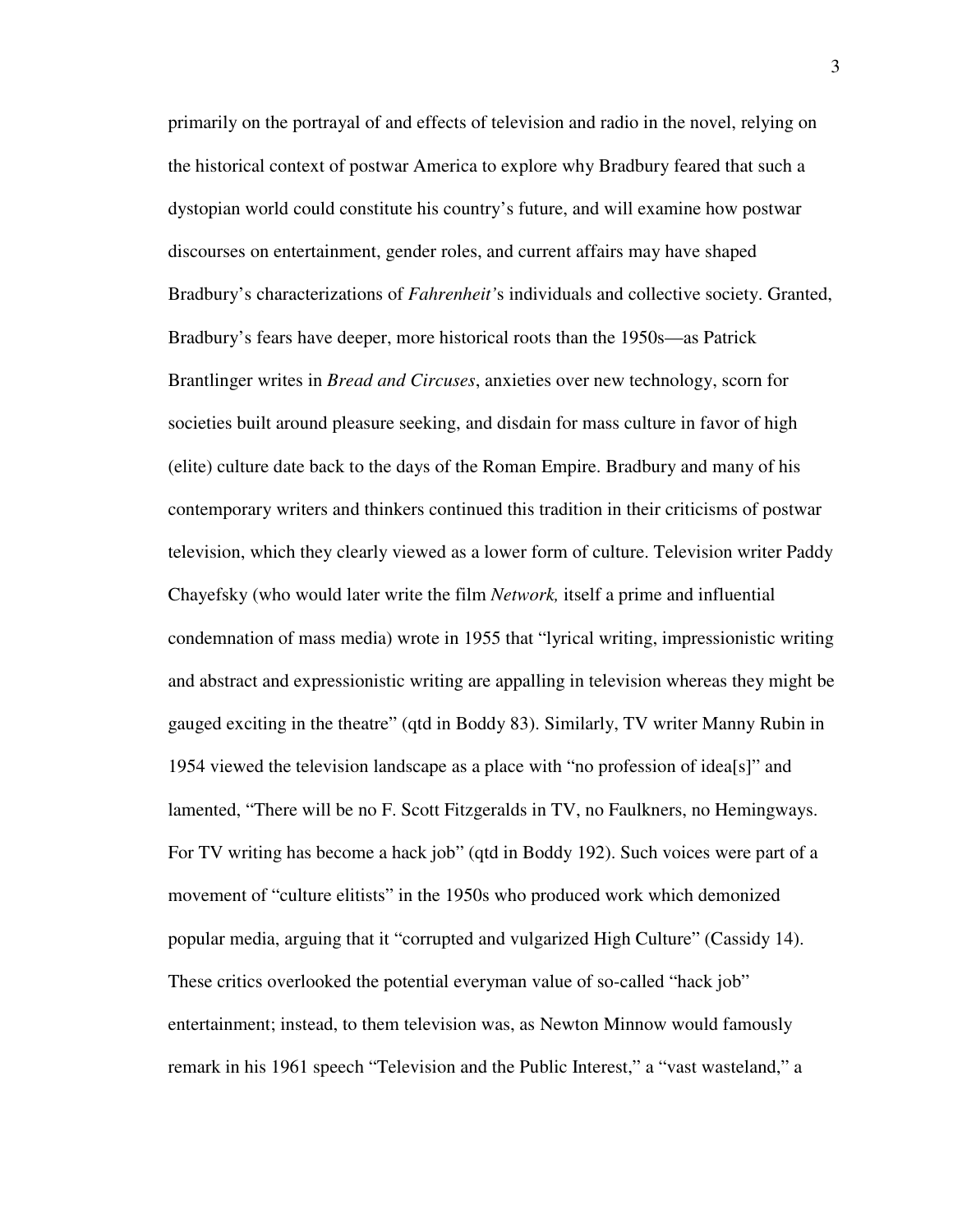primarily on the portrayal of and effects of television and radio in the novel, relying on the historical context of postwar America to explore why Bradbury feared that such a dystopian world could constitute his country's future, and will examine how postwar discourses on entertainment, gender roles, and current affairs may have shaped Bradbury's characterizations of *Fahrenheit'*s individuals and collective society. Granted, Bradbury's fears have deeper, more historical roots than the 1950s—as Patrick Brantlinger writes in *Bread and Circuses*, anxieties over new technology, scorn for societies built around pleasure seeking, and disdain for mass culture in favor of high (elite) culture date back to the days of the Roman Empire. Bradbury and many of his contemporary writers and thinkers continued this tradition in their criticisms of postwar television, which they clearly viewed as a lower form of culture. Television writer Paddy Chayefsky (who would later write the film *Network,* itself a prime and influential condemnation of mass media) wrote in 1955 that "lyrical writing, impressionistic writing and abstract and expressionistic writing are appalling in television whereas they might be gauged exciting in the theatre" (qtd in Boddy 83). Similarly, TV writer Manny Rubin in 1954 viewed the television landscape as a place with "no profession of idea[s]" and lamented, "There will be no F. Scott Fitzgeralds in TV, no Faulkners, no Hemingways. For TV writing has become a hack job" (qtd in Boddy 192). Such voices were part of a movement of "culture elitists" in the 1950s who produced work which demonized popular media, arguing that it "corrupted and vulgarized High Culture" (Cassidy 14). These critics overlooked the potential everyman value of so-called "hack job" entertainment; instead, to them television was, as Newton Minnow would famously remark in his 1961 speech "Television and the Public Interest," a "vast wasteland," a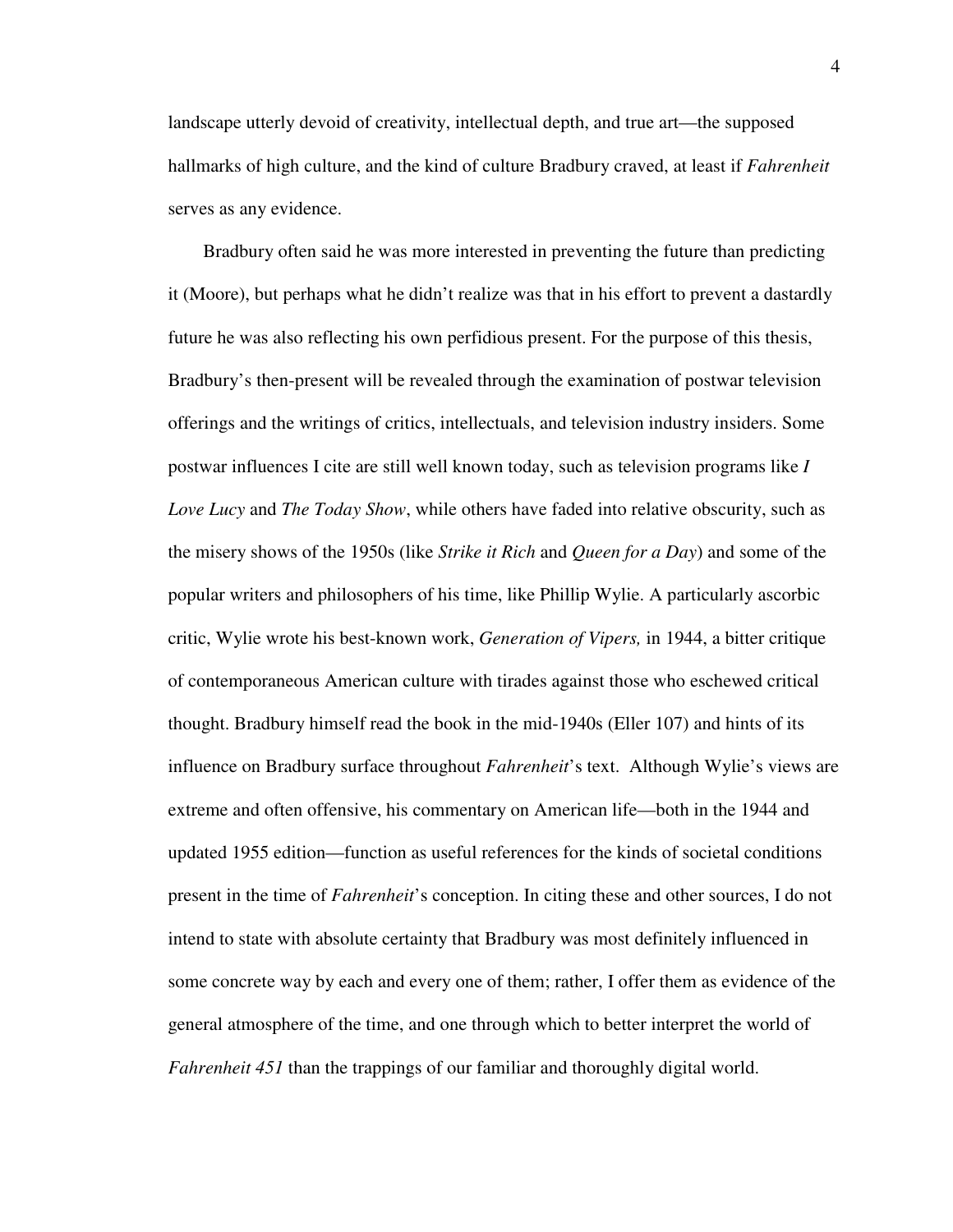landscape utterly devoid of creativity, intellectual depth, and true art—the supposed hallmarks of high culture, and the kind of culture Bradbury craved, at least if *Fahrenheit* serves as any evidence.

Bradbury often said he was more interested in preventing the future than predicting it (Moore), but perhaps what he didn't realize was that in his effort to prevent a dastardly future he was also reflecting his own perfidious present. For the purpose of this thesis, Bradbury's then-present will be revealed through the examination of postwar television offerings and the writings of critics, intellectuals, and television industry insiders. Some postwar influences I cite are still well known today, such as television programs like *I Love Lucy* and *The Today Show*, while others have faded into relative obscurity, such as the misery shows of the 1950s (like *Strike it Rich* and *Queen for a Day*) and some of the popular writers and philosophers of his time, like Phillip Wylie. A particularly ascorbic critic, Wylie wrote his best-known work, *Generation of Vipers,* in 1944, a bitter critique of contemporaneous American culture with tirades against those who eschewed critical thought. Bradbury himself read the book in the mid-1940s (Eller 107) and hints of its influence on Bradbury surface throughout *Fahrenheit*'s text. Although Wylie's views are extreme and often offensive, his commentary on American life—both in the 1944 and updated 1955 edition—function as useful references for the kinds of societal conditions present in the time of *Fahrenheit*'s conception. In citing these and other sources, I do not intend to state with absolute certainty that Bradbury was most definitely influenced in some concrete way by each and every one of them; rather, I offer them as evidence of the general atmosphere of the time, and one through which to better interpret the world of *Fahrenheit 451* than the trappings of our familiar and thoroughly digital world.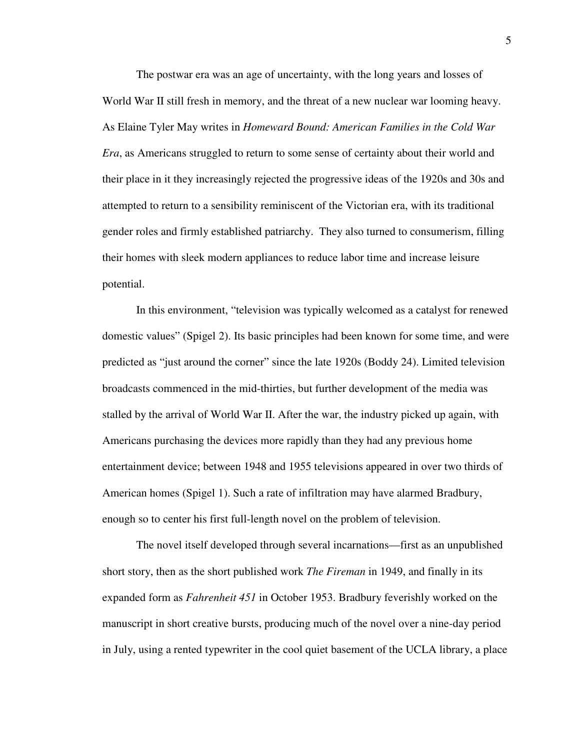The postwar era was an age of uncertainty, with the long years and losses of World War II still fresh in memory, and the threat of a new nuclear war looming heavy. As Elaine Tyler May writes in *Homeward Bound: American Families in the Cold War Era*, as Americans struggled to return to some sense of certainty about their world and their place in it they increasingly rejected the progressive ideas of the 1920s and 30s and attempted to return to a sensibility reminiscent of the Victorian era, with its traditional gender roles and firmly established patriarchy. They also turned to consumerism, filling their homes with sleek modern appliances to reduce labor time and increase leisure potential.

In this environment, "television was typically welcomed as a catalyst for renewed domestic values" (Spigel 2). Its basic principles had been known for some time, and were predicted as "just around the corner" since the late 1920s (Boddy 24). Limited television broadcasts commenced in the mid-thirties, but further development of the media was stalled by the arrival of World War II. After the war, the industry picked up again, with Americans purchasing the devices more rapidly than they had any previous home entertainment device; between 1948 and 1955 televisions appeared in over two thirds of American homes (Spigel 1). Such a rate of infiltration may have alarmed Bradbury, enough so to center his first full-length novel on the problem of television.

The novel itself developed through several incarnations—first as an unpublished short story, then as the short published work *The Fireman* in 1949, and finally in its expanded form as *Fahrenheit 451* in October 1953. Bradbury feverishly worked on the manuscript in short creative bursts, producing much of the novel over a nine-day period in July, using a rented typewriter in the cool quiet basement of the UCLA library, a place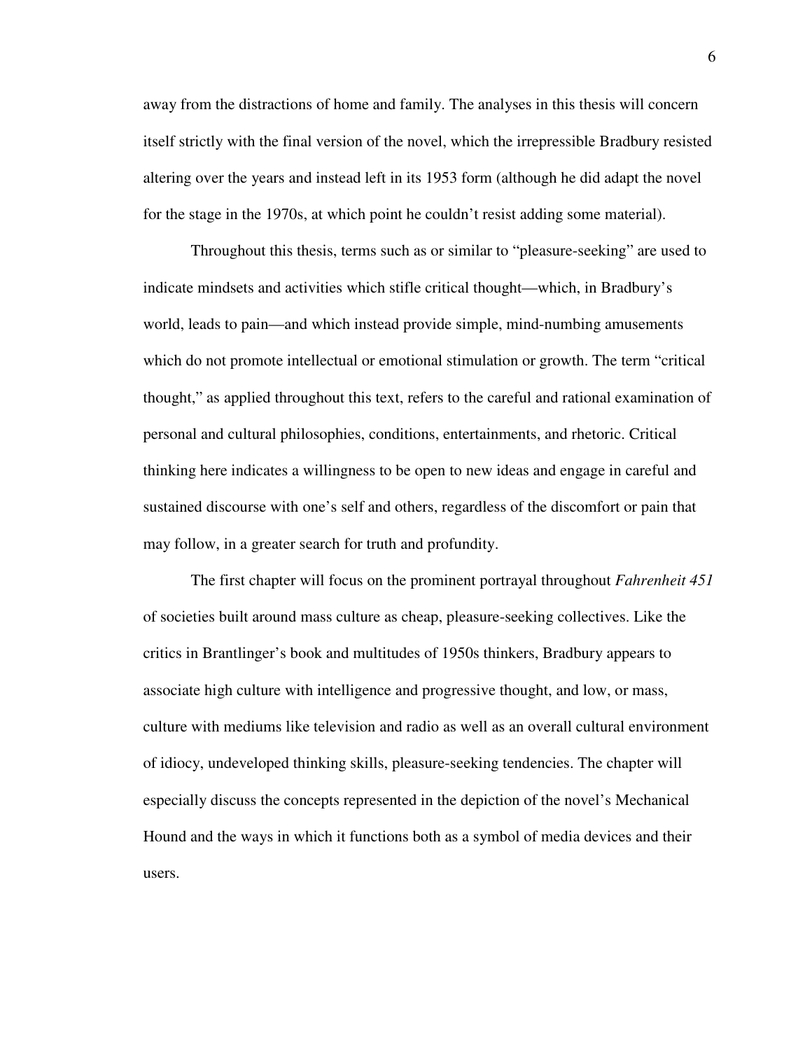away from the distractions of home and family. The analyses in this thesis will concern itself strictly with the final version of the novel, which the irrepressible Bradbury resisted altering over the years and instead left in its 1953 form (although he did adapt the novel for the stage in the 1970s, at which point he couldn't resist adding some material).

Throughout this thesis, terms such as or similar to "pleasure-seeking" are used to indicate mindsets and activities which stifle critical thought—which, in Bradbury's world, leads to pain—and which instead provide simple, mind-numbing amusements which do not promote intellectual or emotional stimulation or growth. The term "critical thought," as applied throughout this text, refers to the careful and rational examination of personal and cultural philosophies, conditions, entertainments, and rhetoric. Critical thinking here indicates a willingness to be open to new ideas and engage in careful and sustained discourse with one's self and others, regardless of the discomfort or pain that may follow, in a greater search for truth and profundity.

The first chapter will focus on the prominent portrayal throughout *Fahrenheit 451* of societies built around mass culture as cheap, pleasure-seeking collectives. Like the critics in Brantlinger's book and multitudes of 1950s thinkers, Bradbury appears to associate high culture with intelligence and progressive thought, and low, or mass, culture with mediums like television and radio as well as an overall cultural environment of idiocy, undeveloped thinking skills, pleasure-seeking tendencies. The chapter will especially discuss the concepts represented in the depiction of the novel's Mechanical Hound and the ways in which it functions both as a symbol of media devices and their users.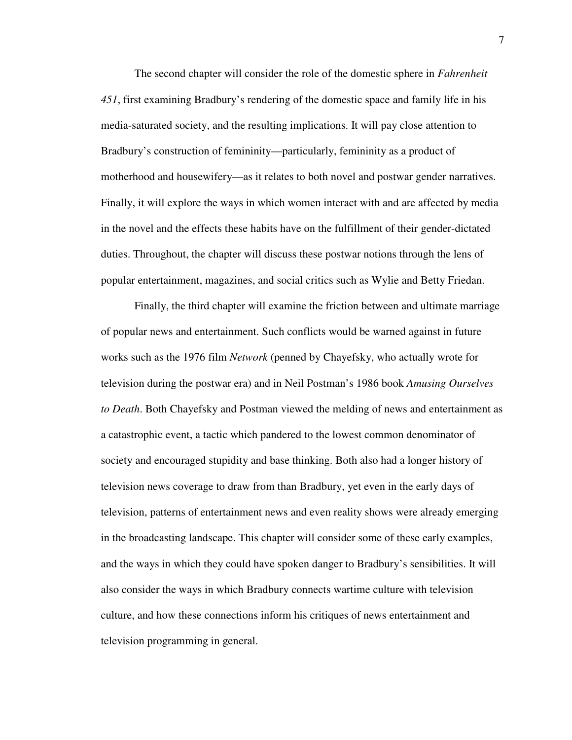The second chapter will consider the role of the domestic sphere in *Fahrenheit 451*, first examining Bradbury's rendering of the domestic space and family life in his media-saturated society, and the resulting implications. It will pay close attention to Bradbury's construction of femininity—particularly, femininity as a product of motherhood and housewifery—as it relates to both novel and postwar gender narratives. Finally, it will explore the ways in which women interact with and are affected by media in the novel and the effects these habits have on the fulfillment of their gender-dictated duties. Throughout, the chapter will discuss these postwar notions through the lens of popular entertainment, magazines, and social critics such as Wylie and Betty Friedan.

Finally, the third chapter will examine the friction between and ultimate marriage of popular news and entertainment. Such conflicts would be warned against in future works such as the 1976 film *Network* (penned by Chayefsky, who actually wrote for television during the postwar era) and in Neil Postman's 1986 book *Amusing Ourselves to Death*. Both Chayefsky and Postman viewed the melding of news and entertainment as a catastrophic event, a tactic which pandered to the lowest common denominator of society and encouraged stupidity and base thinking. Both also had a longer history of television news coverage to draw from than Bradbury, yet even in the early days of television, patterns of entertainment news and even reality shows were already emerging in the broadcasting landscape. This chapter will consider some of these early examples, and the ways in which they could have spoken danger to Bradbury's sensibilities. It will also consider the ways in which Bradbury connects wartime culture with television culture, and how these connections inform his critiques of news entertainment and television programming in general.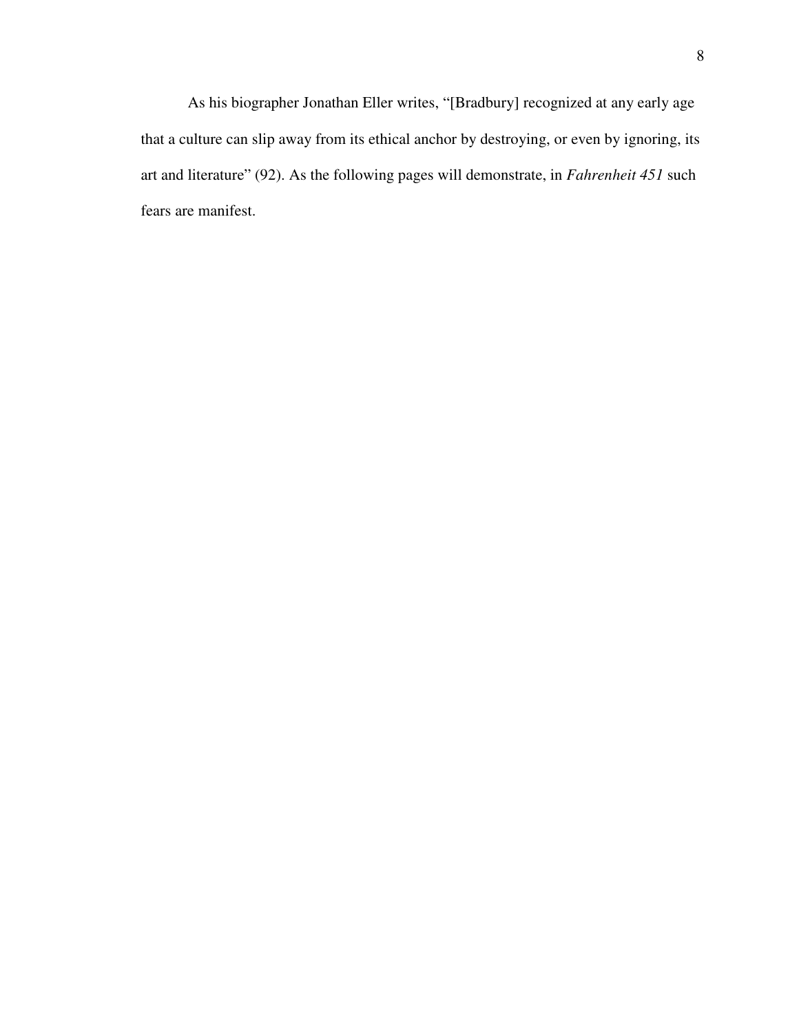As his biographer Jonathan Eller writes, "[Bradbury] recognized at any early age that a culture can slip away from its ethical anchor by destroying, or even by ignoring, its art and literature" (92). As the following pages will demonstrate, in *Fahrenheit 451* such fears are manifest.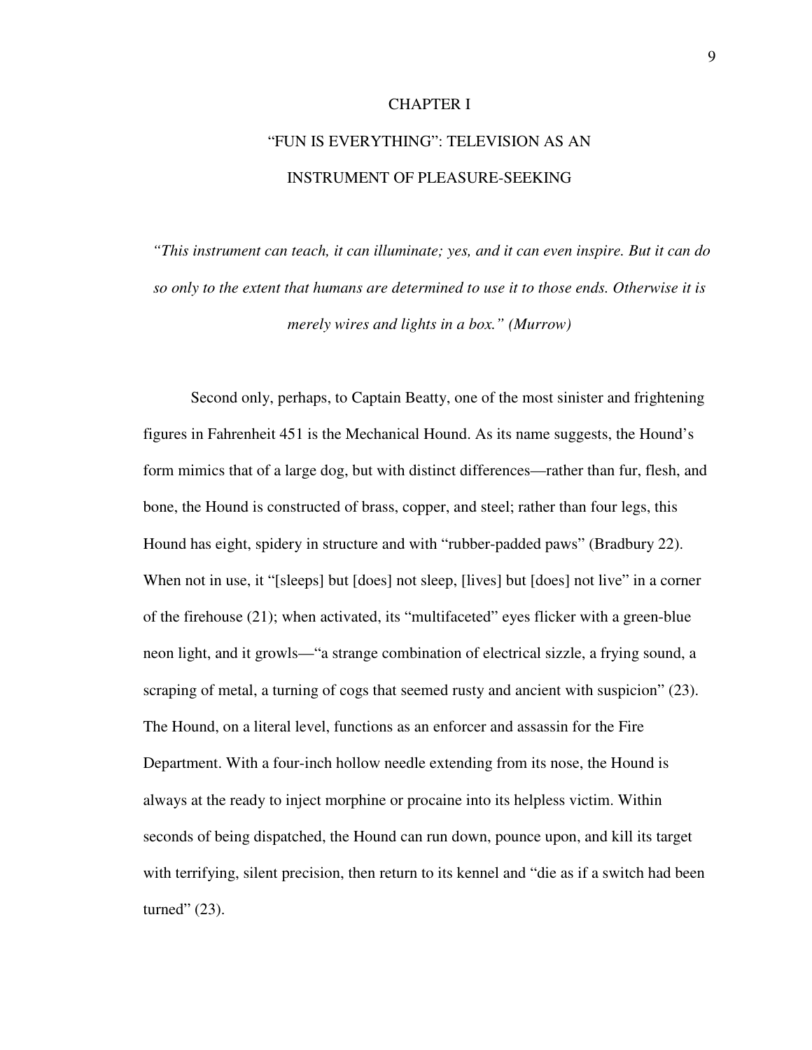# CHAPTER I

# "FUN IS EVERYTHING": TELEVISION AS AN INSTRUMENT OF PLEASURE-SEEKING

*"This instrument can teach, it can illuminate; yes, and it can even inspire. But it can do so only to the extent that humans are determined to use it to those ends. Otherwise it is merely wires and lights in a box." (Murrow)*

Second only, perhaps, to Captain Beatty, one of the most sinister and frightening figures in Fahrenheit 451 is the Mechanical Hound. As its name suggests, the Hound's form mimics that of a large dog, but with distinct differences—rather than fur, flesh, and bone, the Hound is constructed of brass, copper, and steel; rather than four legs, this Hound has eight, spidery in structure and with "rubber-padded paws" (Bradbury 22). When not in use, it "[sleeps] but [does] not sleep, [lives] but [does] not live" in a corner of the firehouse (21); when activated, its "multifaceted" eyes flicker with a green-blue neon light, and it growls—"a strange combination of electrical sizzle, a frying sound, a scraping of metal, a turning of cogs that seemed rusty and ancient with suspicion" (23). The Hound, on a literal level, functions as an enforcer and assassin for the Fire Department. With a four-inch hollow needle extending from its nose, the Hound is always at the ready to inject morphine or procaine into its helpless victim. Within seconds of being dispatched, the Hound can run down, pounce upon, and kill its target with terrifying, silent precision, then return to its kennel and "die as if a switch had been turned" (23).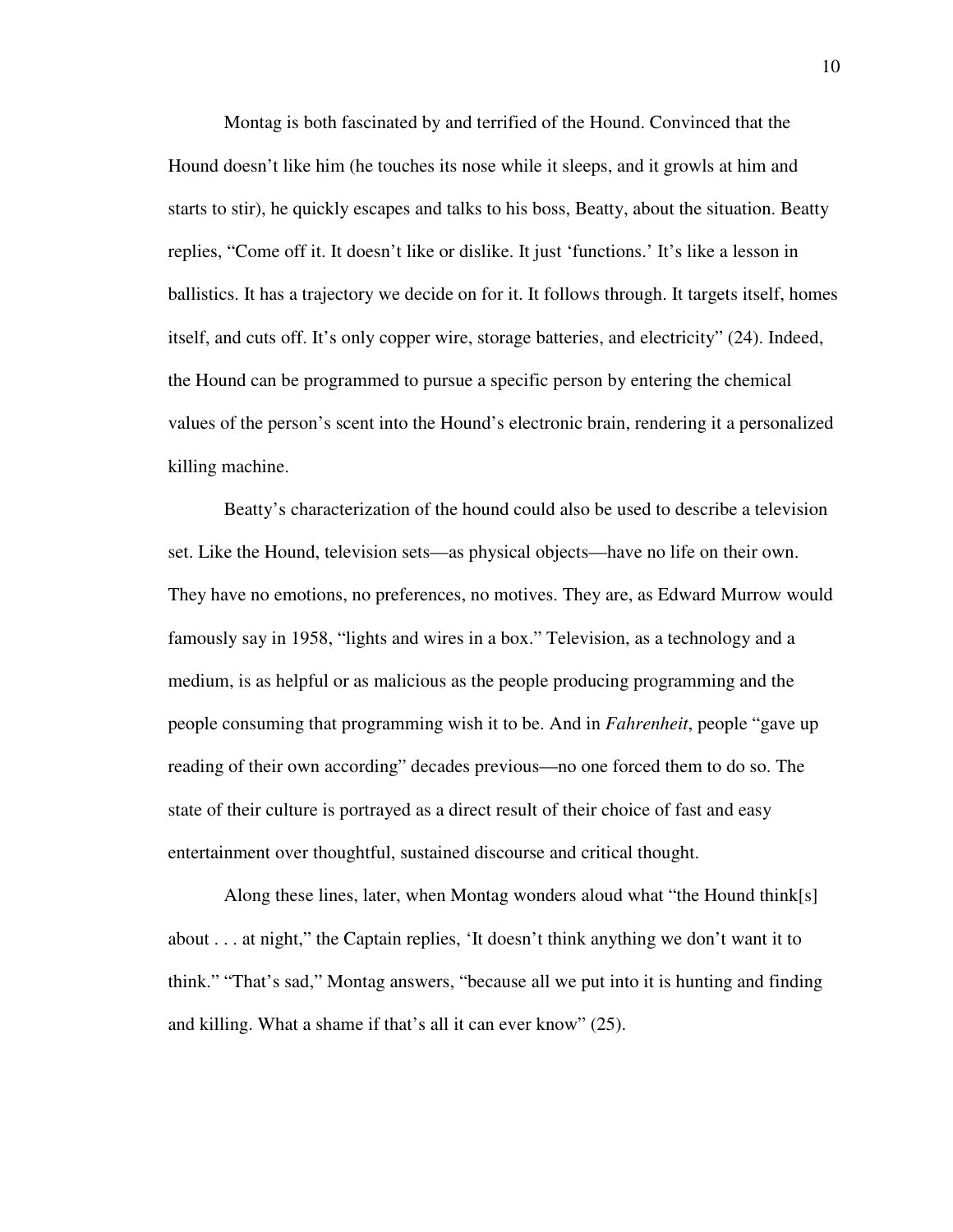Montag is both fascinated by and terrified of the Hound. Convinced that the Hound doesn't like him (he touches its nose while it sleeps, and it growls at him and starts to stir), he quickly escapes and talks to his boss, Beatty, about the situation. Beatty replies, "Come off it. It doesn't like or dislike. It just 'functions.' It's like a lesson in ballistics. It has a trajectory we decide on for it. It follows through. It targets itself, homes itself, and cuts off. It's only copper wire, storage batteries, and electricity" (24). Indeed, the Hound can be programmed to pursue a specific person by entering the chemical values of the person's scent into the Hound's electronic brain, rendering it a personalized killing machine.

Beatty's characterization of the hound could also be used to describe a television set. Like the Hound, television sets—as physical objects—have no life on their own. They have no emotions, no preferences, no motives. They are, as Edward Murrow would famously say in 1958, "lights and wires in a box." Television, as a technology and a medium, is as helpful or as malicious as the people producing programming and the people consuming that programming wish it to be. And in *Fahrenheit*, people "gave up reading of their own according" decades previous—no one forced them to do so. The state of their culture is portrayed as a direct result of their choice of fast and easy entertainment over thoughtful, sustained discourse and critical thought.

Along these lines, later, when Montag wonders aloud what "the Hound think[s] about . . . at night," the Captain replies, 'It doesn't think anything we don't want it to think." "That's sad," Montag answers, "because all we put into it is hunting and finding and killing. What a shame if that's all it can ever know" (25).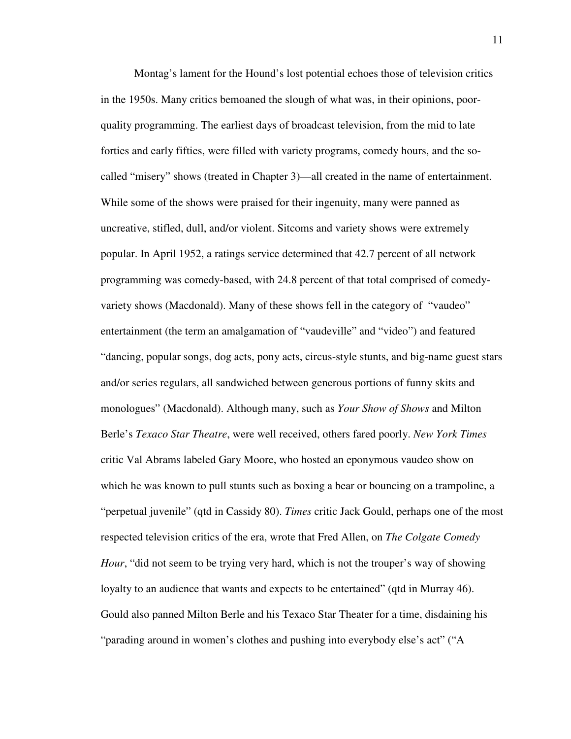Montag's lament for the Hound's lost potential echoes those of television critics in the 1950s. Many critics bemoaned the slough of what was, in their opinions, poor-quality programming. The earliest days of broadcast television, from the mid to late forties and early fifties, were filled with variety programs, comedy hours, and the so-called "misery" shows (treated in Chapter 3)—all created in the name of entertainment. While some of the shows were praised for their ingenuity, many were panned as uncreative, stifled, dull, and/or violent. Sitcoms and variety shows were extremely popular. In April 1952, a ratings service determined that 42.7 percent of all network programming was comedy-based, with 24.8 percent of that total comprised of comedy-variety shows (Macdonald). Many of these shows fell in the category of "vaudeo" entertainment (the term an amalgamation of "vaudeville" and "video") and featured "dancing, popular songs, dog acts, pony acts, circus-style stunts, and big-name guest stars and/or series regulars, all sandwiched between generous portions of funny skits and monologues" (Macdonald). Although many, such as *Your Show of Shows* and Milton Berle's *Texaco Star Theatre*, were well received, others fared poorly. *New York Times* critic Val Abrams labeled Gary Moore, who hosted an eponymous vaudeo show on which he was known to pull stunts such as boxing a bear or bouncing on a trampoline, a "perpetual juvenile" (qtd in Cassidy 80). *Times* critic Jack Gould, perhaps one of the most respected television critics of the era, wrote that Fred Allen, on *The Colgate Comedy Hour*, "did not seem to be trying very hard, which is not the trouper's way of showing loyalty to an audience that wants and expects to be entertained" (qtd in Murray 46). Gould also panned Milton Berle and his Texaco Star Theater for a time, disdaining his "parading around in women's clothes and pushing into everybody else's act" ("A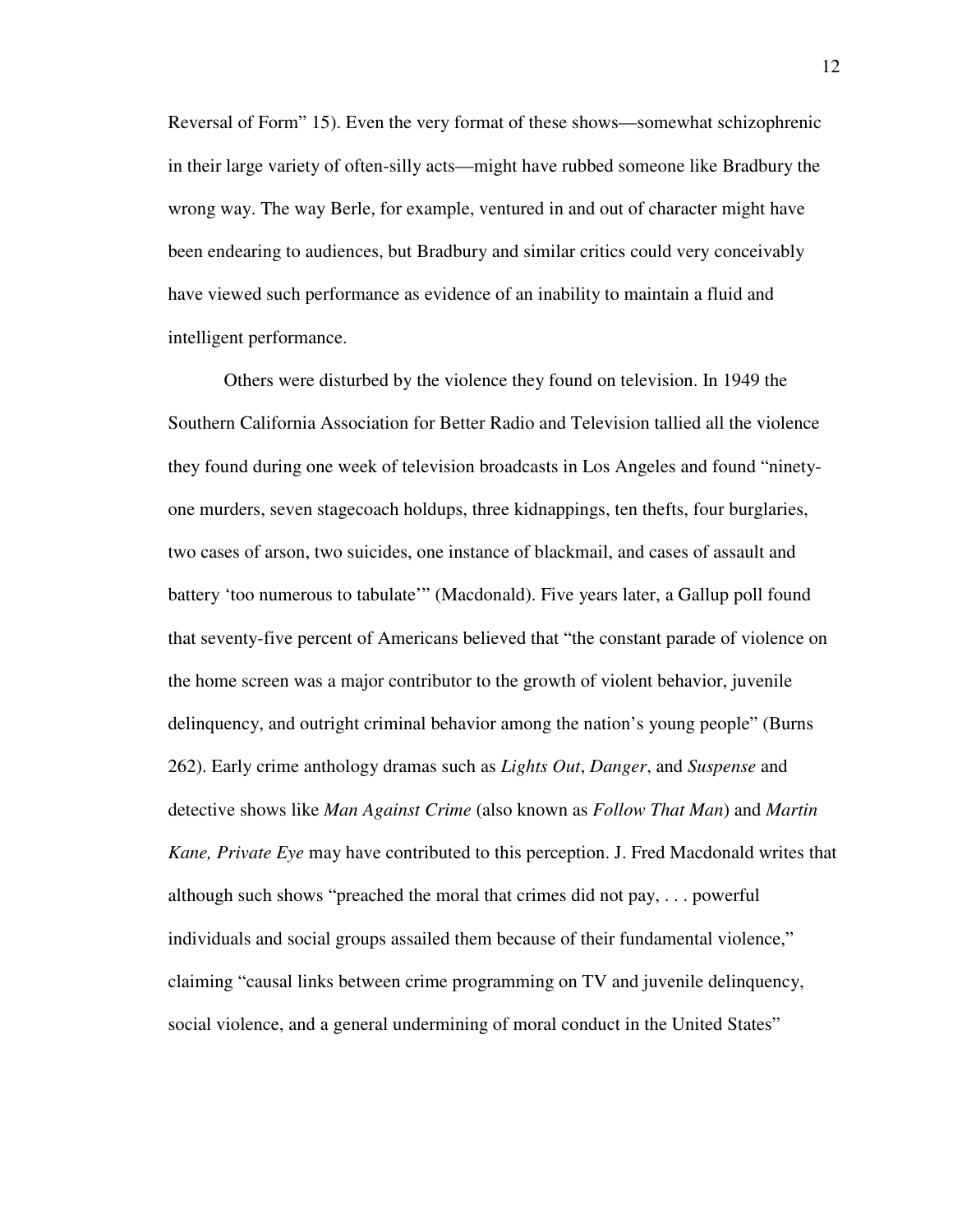Reversal of Form" 15). Even the very format of these shows—somewhat schizophrenic in their large variety of often-silly acts—might have rubbed someone like Bradbury the wrong way. The way Berle, for example, ventured in and out of character might have been endearing to audiences, but Bradbury and similar critics could very conceivably have viewed such performance as evidence of an inability to maintain a fluid and intelligent performance.

Others were disturbed by the violence they found on television. In 1949 the Southern California Association for Better Radio and Television tallied all the violence they found during one week of television broadcasts in Los Angeles and found "ninety-one murders, seven stagecoach holdups, three kidnappings, ten thefts, four burglaries, two cases of arson, two suicides, one instance of blackmail, and cases of assault and battery 'too numerous to tabulate'" (Macdonald). Five years later, a Gallup poll found that seventy-five percent of Americans believed that "the constant parade of violence on the home screen was a major contributor to the growth of violent behavior, juvenile delinquency, and outright criminal behavior among the nation's young people" (Burns 262). Early crime anthology dramas such as *Lights Out*, *Danger*, and *Suspense* and detective shows like *Man Against Crime* (also known as *Follow That Man*) and *Martin Kane, Private Eye* may have contributed to this perception. J. Fred Macdonald writes that although such shows "preached the moral that crimes did not pay, . . . powerful individuals and social groups assailed them because of their fundamental violence," claiming "causal links between crime programming on TV and juvenile delinquency, social violence, and a general undermining of moral conduct in the United States"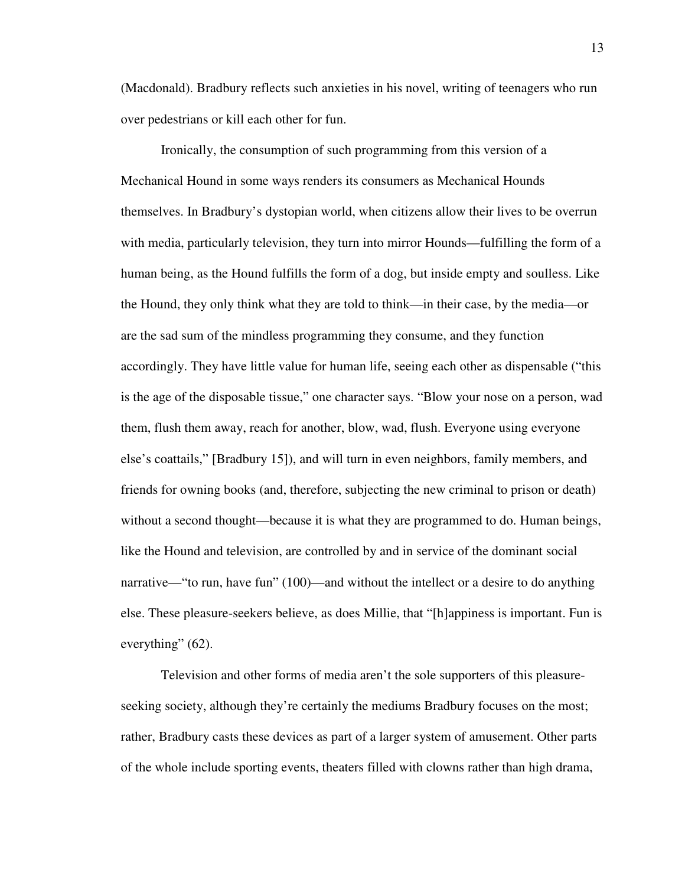(Macdonald). Bradbury reflects such anxieties in his novel, writing of teenagers who run over pedestrians or kill each other for fun.

Ironically, the consumption of such programming from this version of a Mechanical Hound in some ways renders its consumers as Mechanical Hounds themselves. In Bradbury's dystopian world, when citizens allow their lives to be overrun with media, particularly television, they turn into mirror Hounds—fulfilling the form of a human being, as the Hound fulfills the form of a dog, but inside empty and soulless. Like the Hound, they only think what they are told to think—in their case, by the media—or are the sad sum of the mindless programming they consume, and they function accordingly. They have little value for human life, seeing each other as dispensable ("this is the age of the disposable tissue," one character says. "Blow your nose on a person, wad them, flush them away, reach for another, blow, wad, flush. Everyone using everyone else's coattails," [Bradbury 15]), and will turn in even neighbors, family members, and friends for owning books (and, therefore, subjecting the new criminal to prison or death) without a second thought—because it is what they are programmed to do. Human beings, like the Hound and television, are controlled by and in service of the dominant social narrative—"to run, have fun" (100)—and without the intellect or a desire to do anything else. These pleasure-seekers believe, as does Millie, that "[h]appiness is important. Fun is everything" (62).

Television and other forms of media aren't the sole supporters of this pleasure-seeking society, although they're certainly the mediums Bradbury focuses on the most; rather, Bradbury casts these devices as part of a larger system of amusement. Other parts of the whole include sporting events, theaters filled with clowns rather than high drama,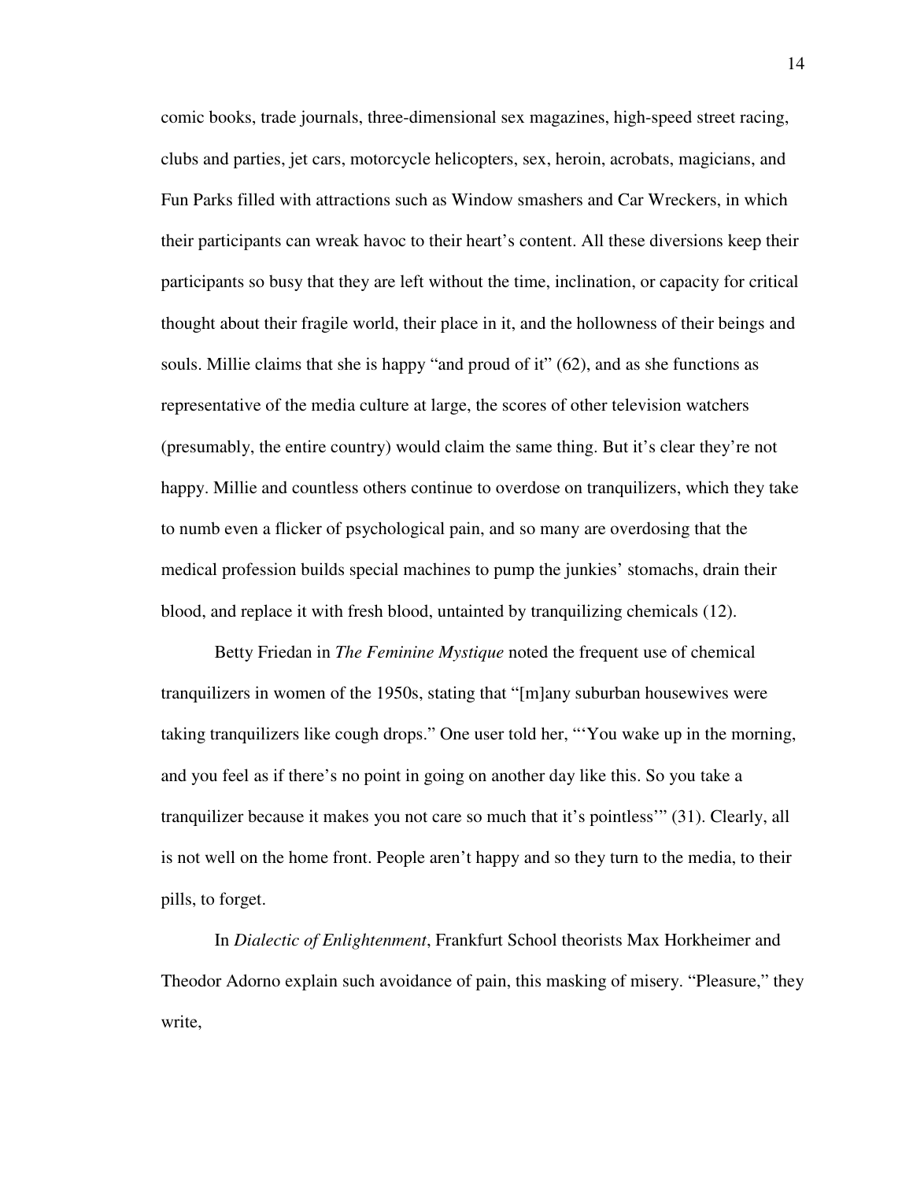comic books, trade journals, three-dimensional sex magazines, high-speed street racing, clubs and parties, jet cars, motorcycle helicopters, sex, heroin, acrobats, magicians, and Fun Parks filled with attractions such as Window smashers and Car Wreckers, in which their participants can wreak havoc to their heart's content. All these diversions keep their participants so busy that they are left without the time, inclination, or capacity for critical thought about their fragile world, their place in it, and the hollowness of their beings and souls. Millie claims that she is happy "and proud of it" (62), and as she functions as representative of the media culture at large, the scores of other television watchers (presumably, the entire country) would claim the same thing. But it's clear they're not happy. Millie and countless others continue to overdose on tranquilizers, which they take to numb even a flicker of psychological pain, and so many are overdosing that the medical profession builds special machines to pump the junkies' stomachs, drain their blood, and replace it with fresh blood, untainted by tranquilizing chemicals (12).

Betty Friedan in *The Feminine Mystique* noted the frequent use of chemical tranquilizers in women of the 1950s, stating that "[m]any suburban housewives were taking tranquilizers like cough drops." One user told her, "'You wake up in the morning, and you feel as if there's no point in going on another day like this. So you take a tranquilizer because it makes you not care so much that it's pointless'" (31). Clearly, all is not well on the home front. People aren't happy and so they turn to the media, to their pills, to forget.

In *Dialectic of Enlightenment*, Frankfurt School theorists Max Horkheimer and Theodor Adorno explain such avoidance of pain, this masking of misery. "Pleasure," they write,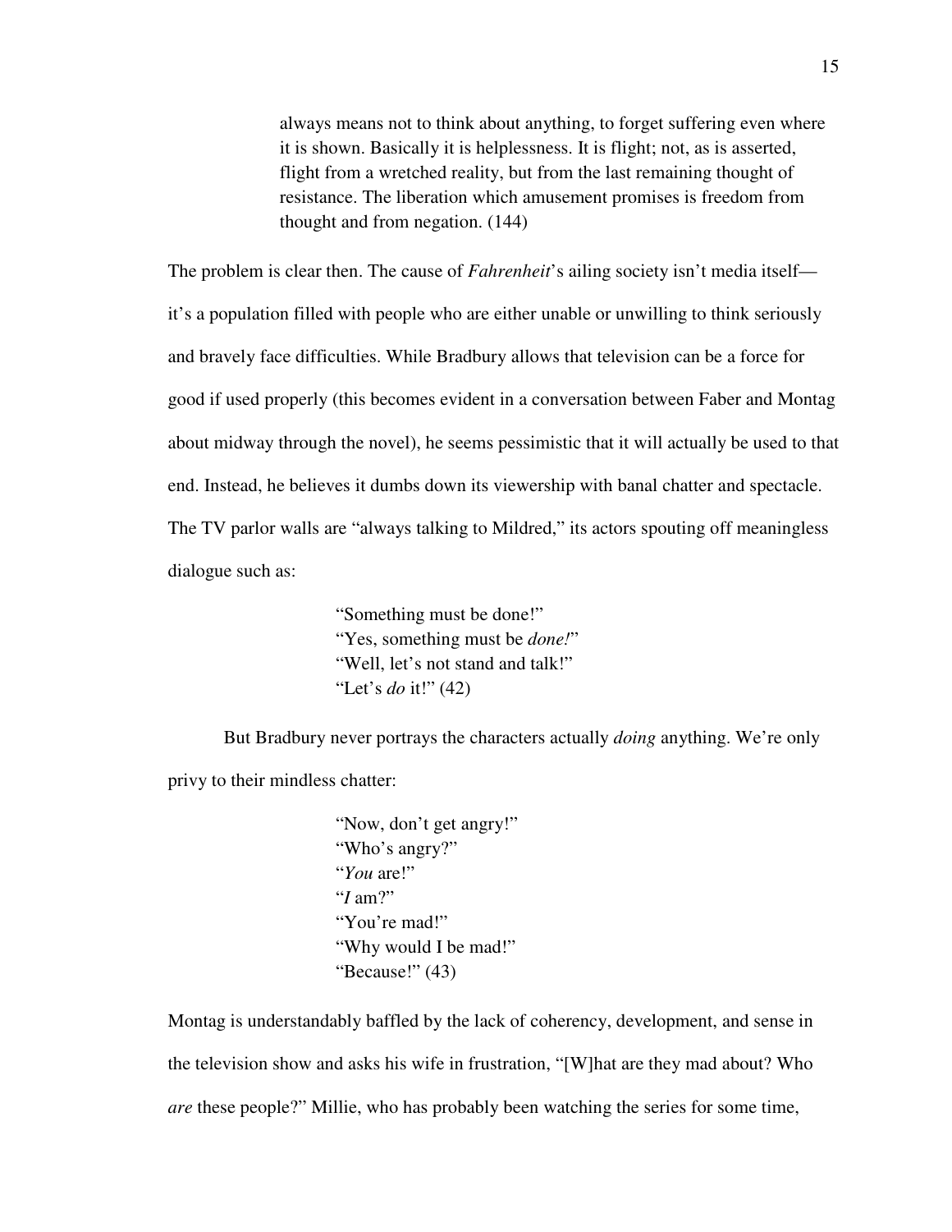> always means not to think about anything, to forget suffering even where it is shown. Basically it is helplessness. It is flight; not, as is asserted, flight from a wretched reality, but from the last remaining thought of resistance. The liberation which amusement promises is freedom from thought and from negation. (144)

The problem is clear then. The cause of *Fahrenheit*'s ailing society isn't media itself—it's a population filled with people who are either unable or unwilling to think seriously and bravely face difficulties. While Bradbury allows that television can be a force for good if used properly (this becomes evident in a conversation between Faber and Montag about midway through the novel), he seems pessimistic that it will actually be used to that end. Instead, he believes it dumbs down its viewership with banal chatter and spectacle. The TV parlor walls are "always talking to Mildred," its actors spouting off meaningless dialogue such as:

> "Something must be done!"
> "Yes, something must be *done!*"
> "Well, let's not stand and talk!"
> "Let's *do* it!" (42)

But Bradbury never portrays the characters actually *doing* anything. We're only privy to their mindless chatter:

> "Now, don't get angry!"
> "Who's angry?"
> "*You* are!"
> "*I* am?"
> "You're mad!"
> "Why would I be mad!"
> "Because!" (43)

Montag is understandably baffled by the lack of coherency, development, and sense in the television show and asks his wife in frustration, "[W]hat are they mad about? Who *are* these people?" Millie, who has probably been watching the series for some time,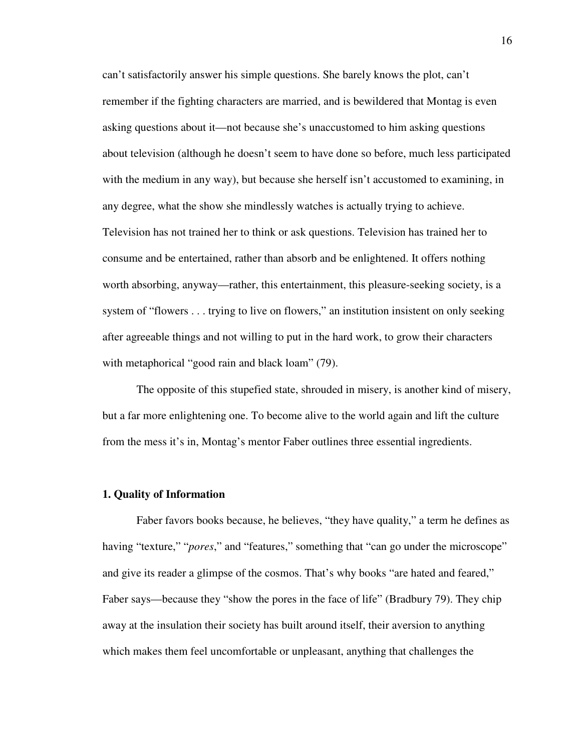can't satisfactorily answer his simple questions. She barely knows the plot, can't remember if the fighting characters are married, and is bewildered that Montag is even asking questions about it—not because she's unaccustomed to him asking questions about television (although he doesn't seem to have done so before, much less participated with the medium in any way), but because she herself isn't accustomed to examining, in any degree, what the show she mindlessly watches is actually trying to achieve. Television has not trained her to think or ask questions. Television has trained her to consume and be entertained, rather than absorb and be enlightened. It offers nothing worth absorbing, anyway—rather, this entertainment, this pleasure-seeking society, is a system of "flowers . . . trying to live on flowers," an institution insistent on only seeking after agreeable things and not willing to put in the hard work, to grow their characters with metaphorical "good rain and black loam" (79).

The opposite of this stupefied state, shrouded in misery, is another kind of misery, but a far more enlightening one. To become alive to the world again and lift the culture from the mess it's in, Montag's mentor Faber outlines three essential ingredients.

### 1. Quality of Information

Faber favors books because, he believes, "they have quality," a term he defines as having "texture," "*pores*," and "features," something that "can go under the microscope" and give its reader a glimpse of the cosmos. That's why books "are hated and feared," Faber says—because they "show the pores in the face of life" (Bradbury 79). They chip away at the insulation their society has built around itself, their aversion to anything which makes them feel uncomfortable or unpleasant, anything that challenges the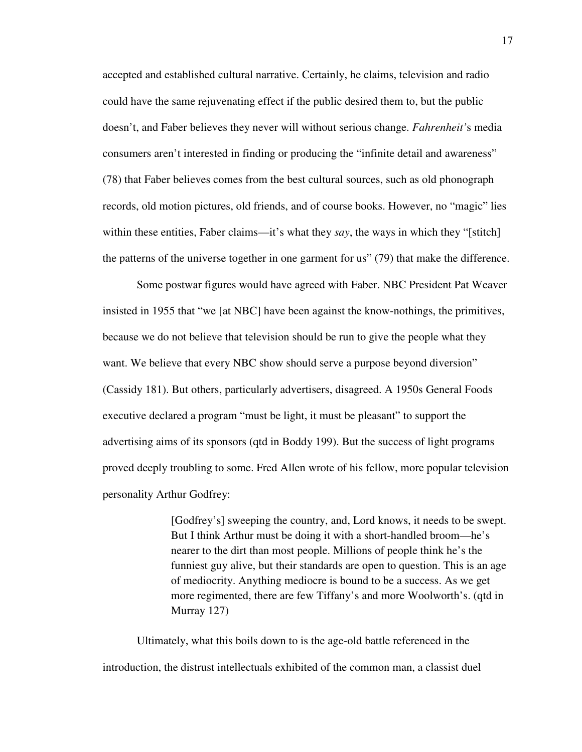accepted and established cultural narrative. Certainly, he claims, television and radio could have the same rejuvenating effect if the public desired them to, but the public doesn't, and Faber believes they never will without serious change. *Fahrenheit'*s media consumers aren't interested in finding or producing the "infinite detail and awareness" (78) that Faber believes comes from the best cultural sources, such as old phonograph records, old motion pictures, old friends, and of course books. However, no "magic" lies within these entities, Faber claims—it's what they *say*, the ways in which they "[stitch] the patterns of the universe together in one garment for us" (79) that make the difference.

Some postwar figures would have agreed with Faber. NBC President Pat Weaver insisted in 1955 that "we [at NBC] have been against the know-nothings, the primitives, because we do not believe that television should be run to give the people what they want. We believe that every NBC show should serve a purpose beyond diversion" (Cassidy 181). But others, particularly advertisers, disagreed. A 1950s General Foods executive declared a program "must be light, it must be pleasant" to support the advertising aims of its sponsors (qtd in Boddy 199). But the success of light programs proved deeply troubling to some. Fred Allen wrote of his fellow, more popular television personality Arthur Godfrey:

> [Godfrey's] sweeping the country, and, Lord knows, it needs to be swept. But I think Arthur must be doing it with a short-handled broom—he's nearer to the dirt than most people. Millions of people think he's the funniest guy alive, but their standards are open to question. This is an age of mediocrity. Anything mediocre is bound to be a success. As we get more regimented, there are few Tiffany's and more Woolworth's. (qtd in Murray 127)

Ultimately, what this boils down to is the age-old battle referenced in the introduction, the distrust intellectuals exhibited of the common man, a classist duel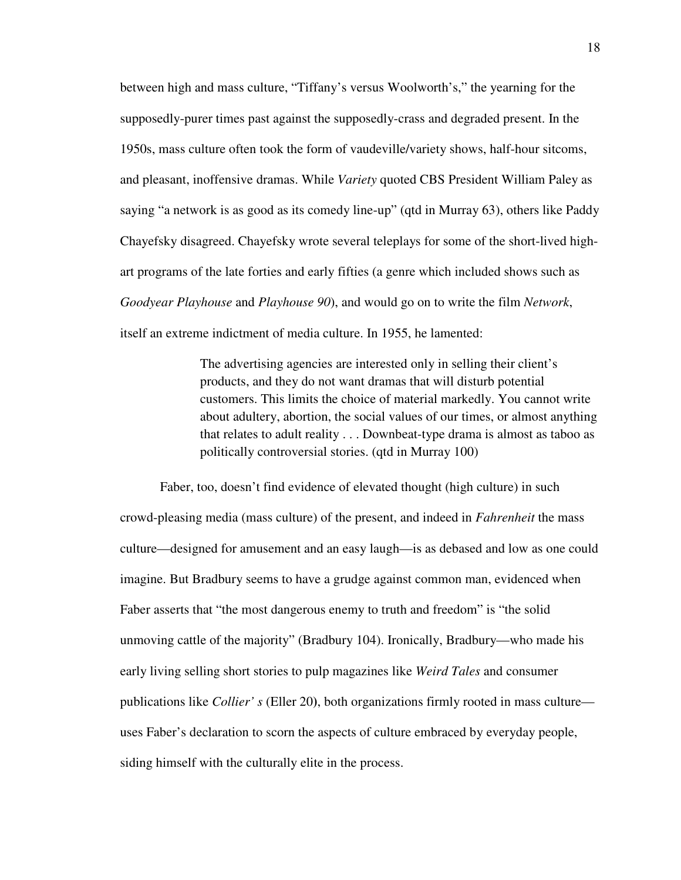between high and mass culture, "Tiffany's versus Woolworth's," the yearning for the supposedly-purer times past against the supposedly-crass and degraded present. In the 1950s, mass culture often took the form of vaudeville/variety shows, half-hour sitcoms, and pleasant, inoffensive dramas. While *Variety* quoted CBS President William Paley as saying "a network is as good as its comedy line-up" (qtd in Murray 63), others like Paddy Chayefsky disagreed. Chayefsky wrote several teleplays for some of the short-lived high-art programs of the late forties and early fifties (a genre which included shows such as *Goodyear Playhouse* and *Playhouse 90*), and would go on to write the film *Network*, itself an extreme indictment of media culture. In 1955, he lamented:

> The advertising agencies are interested only in selling their client's products, and they do not want dramas that will disturb potential customers. This limits the choice of material markedly. You cannot write about adultery, abortion, the social values of our times, or almost anything that relates to adult reality . . . Downbeat-type drama is almost as taboo as politically controversial stories. (qtd in Murray 100)

Faber, too, doesn't find evidence of elevated thought (high culture) in such crowd-pleasing media (mass culture) of the present, and indeed in *Fahrenheit* the mass culture—designed for amusement and an easy laugh—is as debased and low as one could imagine. But Bradbury seems to have a grudge against common man, evidenced when Faber asserts that "the most dangerous enemy to truth and freedom" is "the solid unmoving cattle of the majority" (Bradbury 104). Ironically, Bradbury—who made his early living selling short stories to pulp magazines like *Weird Tales* and consumer publications like *Collier' s* (Eller 20), both organizations firmly rooted in mass culture—uses Faber's declaration to scorn the aspects of culture embraced by everyday people, siding himself with the culturally elite in the process.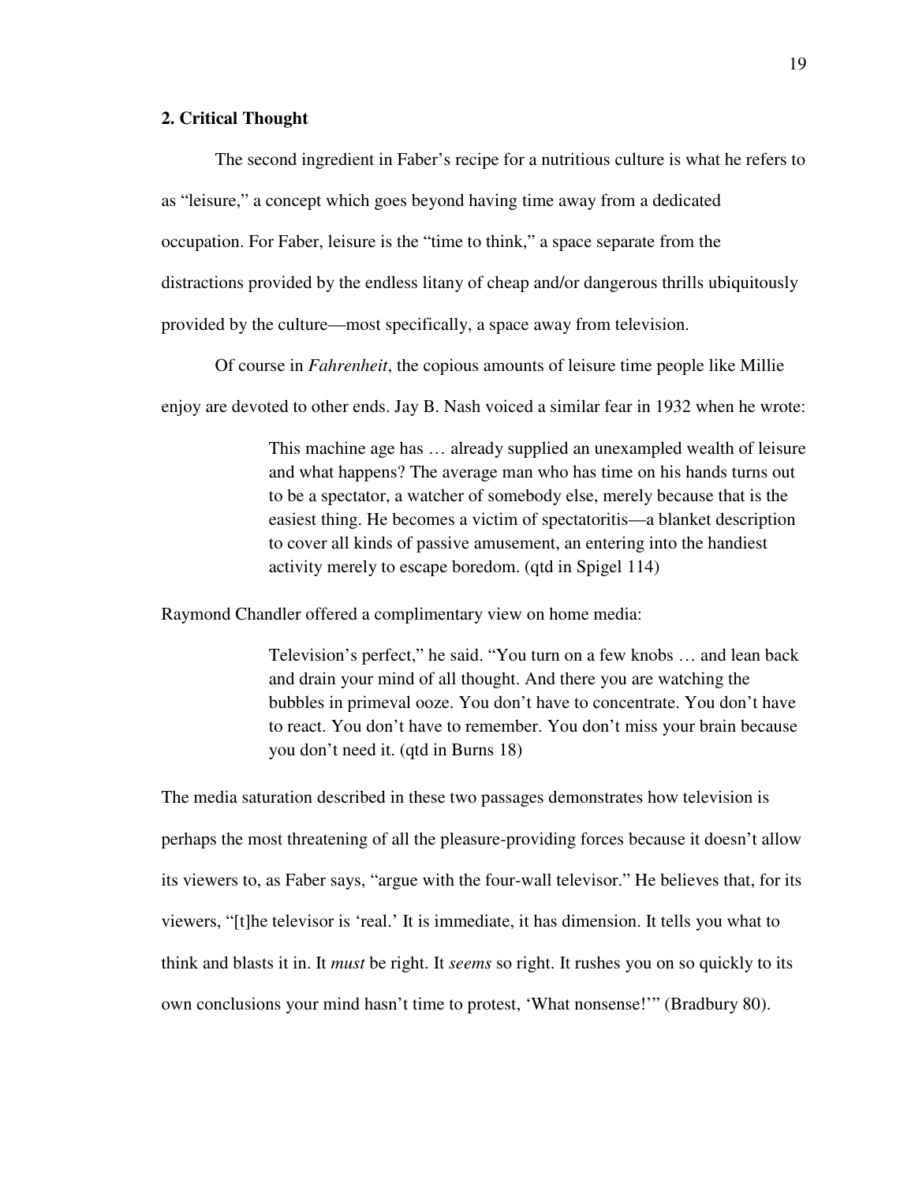### 2. Critical Thought

The second ingredient in Faber's recipe for a nutritious culture is what he refers to as "leisure," a concept which goes beyond having time away from a dedicated occupation. For Faber, leisure is the "time to think," a space separate from the distractions provided by the endless litany of cheap and/or dangerous thrills ubiquitously provided by the culture—most specifically, a space away from television.

Of course in *Fahrenheit*, the copious amounts of leisure time people like Millie enjoy are devoted to other ends. Jay B. Nash voiced a similar fear in 1932 when he wrote:

> This machine age has … already supplied an unexampled wealth of leisure and what happens? The average man who has time on his hands turns out to be a spectator, a watcher of somebody else, merely because that is the easiest thing. He becomes a victim of spectatoritis—a blanket description to cover all kinds of passive amusement, an entering into the handiest activity merely to escape boredom. (qtd in Spigel 114)

Raymond Chandler offered a complimentary view on home media:

> Television's perfect," he said. "You turn on a few knobs … and lean back and drain your mind of all thought. And there you are watching the bubbles in primeval ooze. You don't have to concentrate. You don't have to react. You don't have to remember. You don't miss your brain because you don't need it. (qtd in Burns 18)

The media saturation described in these two passages demonstrates how television is perhaps the most threatening of all the pleasure-providing forces because it doesn't allow its viewers to, as Faber says, "argue with the four-wall televisor." He believes that, for its viewers, "[t]he televisor is 'real.' It is immediate, it has dimension. It tells you what to think and blasts it in. It *must* be right. It *seems* so right. It rushes you on so quickly to its own conclusions your mind hasn't time to protest, 'What nonsense!'" (Bradbury 80).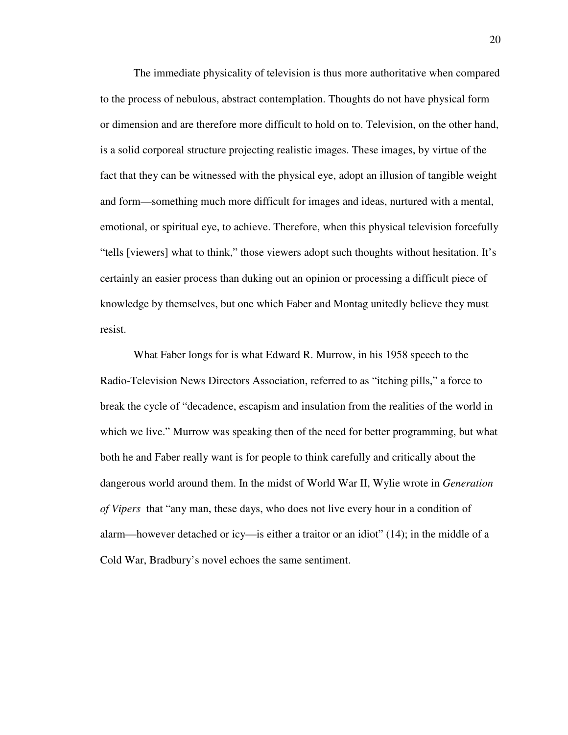The immediate physicality of television is thus more authoritative when compared to the process of nebulous, abstract contemplation. Thoughts do not have physical form or dimension and are therefore more difficult to hold on to. Television, on the other hand, is a solid corporeal structure projecting realistic images. These images, by virtue of the fact that they can be witnessed with the physical eye, adopt an illusion of tangible weight and form—something much more difficult for images and ideas, nurtured with a mental, emotional, or spiritual eye, to achieve. Therefore, when this physical television forcefully "tells [viewers] what to think," those viewers adopt such thoughts without hesitation. It's certainly an easier process than duking out an opinion or processing a difficult piece of knowledge by themselves, but one which Faber and Montag unitedly believe they must resist.

What Faber longs for is what Edward R. Murrow, in his 1958 speech to the Radio-Television News Directors Association, referred to as "itching pills," a force to break the cycle of "decadence, escapism and insulation from the realities of the world in which we live." Murrow was speaking then of the need for better programming, but what both he and Faber really want is for people to think carefully and critically about the dangerous world around them. In the midst of World War II, Wylie wrote in *Generation of Vipers* that "any man, these days, who does not live every hour in a condition of alarm—however detached or icy—is either a traitor or an idiot" (14); in the middle of a Cold War, Bradbury's novel echoes the same sentiment.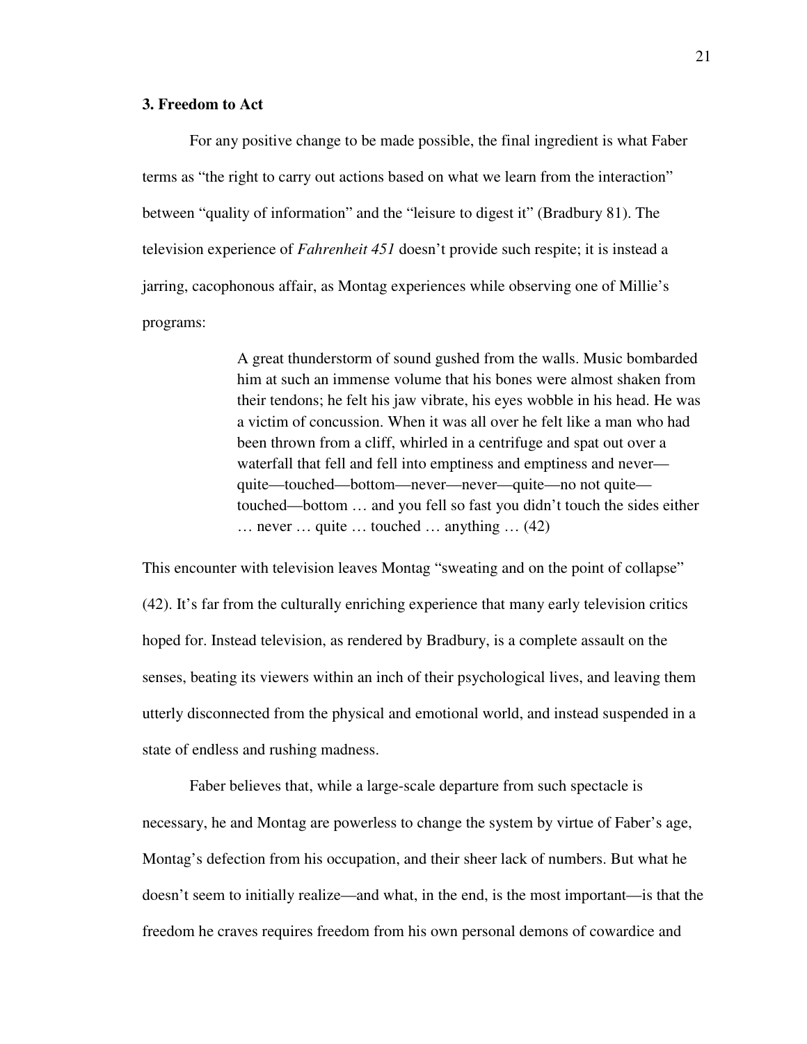### 3. Freedom to Act

For any positive change to be made possible, the final ingredient is what Faber terms as "the right to carry out actions based on what we learn from the interaction" between "quality of information" and the "leisure to digest it" (Bradbury 81). The television experience of *Fahrenheit 451* doesn't provide such respite; it is instead a jarring, cacophonous affair, as Montag experiences while observing one of Millie's programs:

> A great thunderstorm of sound gushed from the walls. Music bombarded him at such an immense volume that his bones were almost shaken from their tendons; he felt his jaw vibrate, his eyes wobble in his head. He was a victim of concussion. When it was all over he felt like a man who had been thrown from a cliff, whirled in a centrifuge and spat out over a waterfall that fell and fell into emptiness and emptiness and never—quite—touched—bottom—never—never—quite—no not quite—touched—bottom … and you fell so fast you didn't touch the sides either … never … quite … touched … anything … (42)

This encounter with television leaves Montag "sweating and on the point of collapse" (42). It's far from the culturally enriching experience that many early television critics hoped for. Instead television, as rendered by Bradbury, is a complete assault on the senses, beating its viewers within an inch of their psychological lives, and leaving them utterly disconnected from the physical and emotional world, and instead suspended in a state of endless and rushing madness.

Faber believes that, while a large-scale departure from such spectacle is necessary, he and Montag are powerless to change the system by virtue of Faber's age, Montag's defection from his occupation, and their sheer lack of numbers. But what he doesn't seem to initially realize—and what, in the end, is the most important—is that the freedom he craves requires freedom from his own personal demons of cowardice and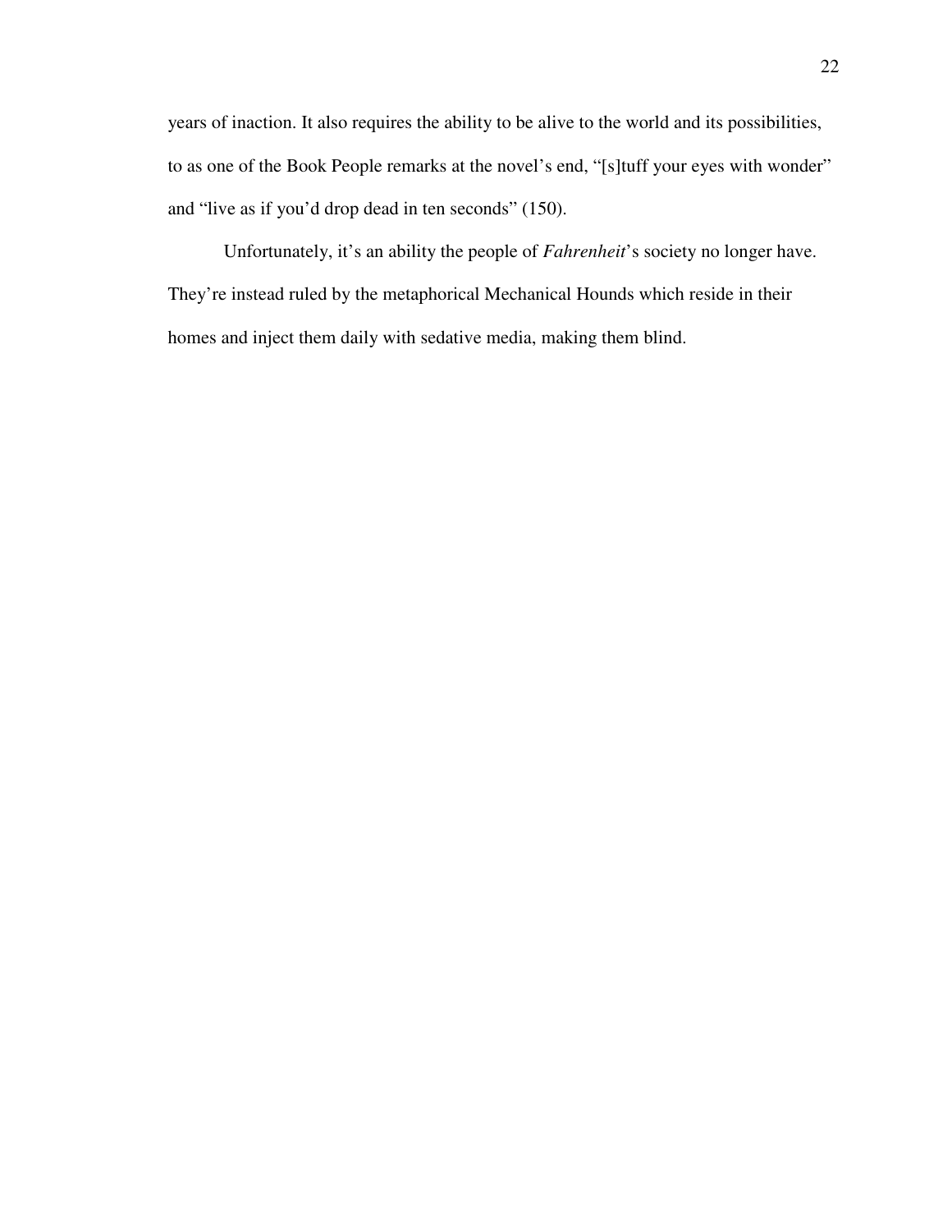years of inaction. It also requires the ability to be alive to the world and its possibilities, to as one of the Book People remarks at the novel's end, "[s]tuff your eyes with wonder" and "live as if you'd drop dead in ten seconds" (150).

Unfortunately, it's an ability the people of *Fahrenheit*'s society no longer have. They're instead ruled by the metaphorical Mechanical Hounds which reside in their homes and inject them daily with sedative media, making them blind.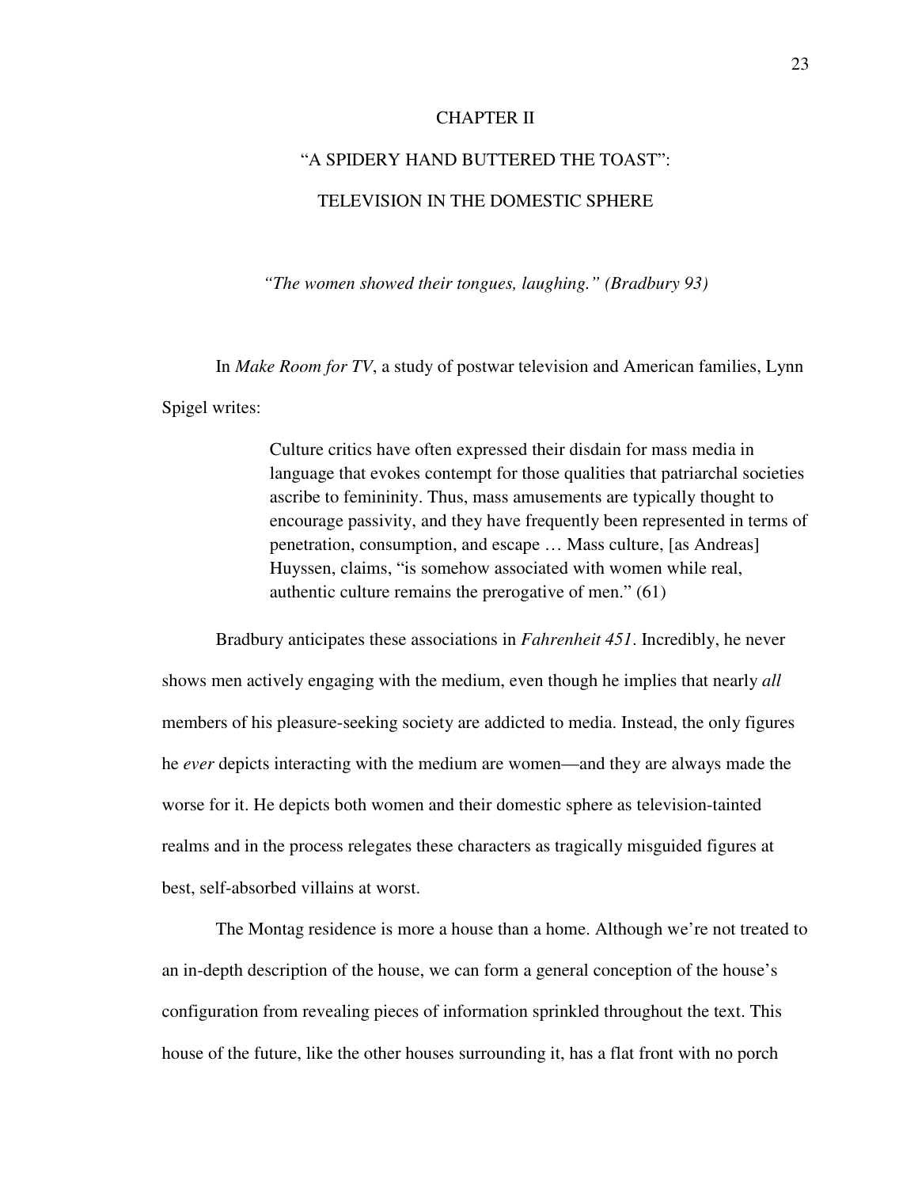# CHAPTER II

## "A SPIDERY HAND BUTTERED THE TOAST": TELEVISION IN THE DOMESTIC SPHERE

*"The women showed their tongues, laughing." (Bradbury 93)*

In *Make Room for TV*, a study of postwar television and American families, Lynn Spigel writes:

> Culture critics have often expressed their disdain for mass media in language that evokes contempt for those qualities that patriarchal societies ascribe to femininity. Thus, mass amusements are typically thought to encourage passivity, and they have frequently been represented in terms of penetration, consumption, and escape … Mass culture, [as Andreas] Huyssen, claims, "is somehow associated with women while real, authentic culture remains the prerogative of men." (61)

Bradbury anticipates these associations in *Fahrenheit 451*. Incredibly, he never shows men actively engaging with the medium, even though he implies that nearly *all* members of his pleasure-seeking society are addicted to media. Instead, the only figures he *ever* depicts interacting with the medium are women—and they are always made the worse for it. He depicts both women and their domestic sphere as television-tainted realms and in the process relegates these characters as tragically misguided figures at best, self-absorbed villains at worst.

The Montag residence is more a house than a home. Although we're not treated to an in-depth description of the house, we can form a general conception of the house's configuration from revealing pieces of information sprinkled throughout the text. This house of the future, like the other houses surrounding it, has a flat front with no porch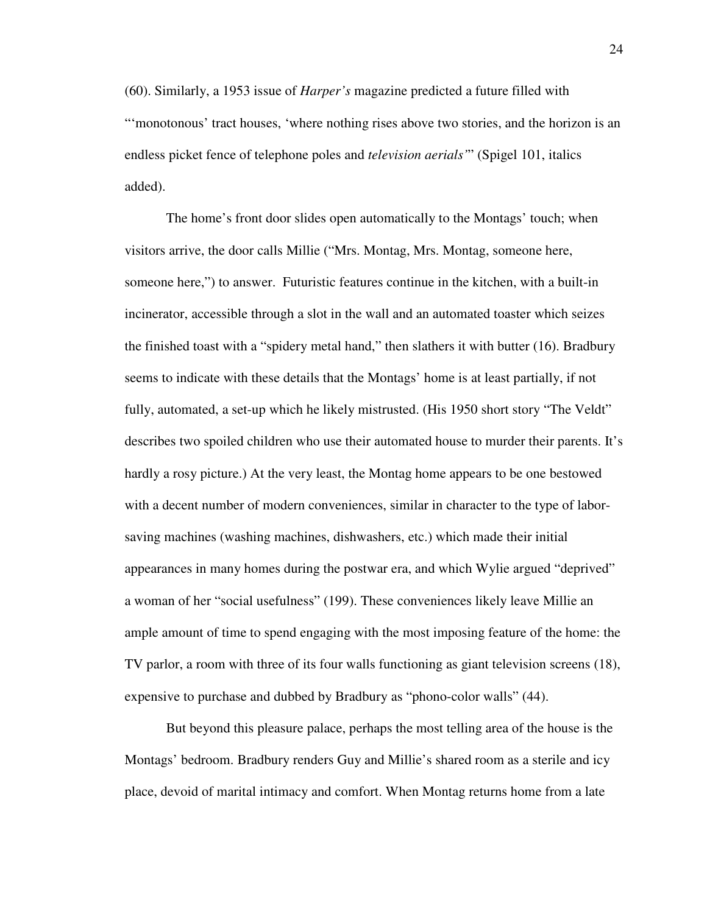(60). Similarly, a 1953 issue of *Harper's* magazine predicted a future filled with "'monotonous' tract houses, 'where nothing rises above two stories, and the horizon is an endless picket fence of telephone poles and *television aerials*'" (Spigel 101, italics added).

The home's front door slides open automatically to the Montags' touch; when visitors arrive, the door calls Millie ("Mrs. Montag, Mrs. Montag, someone here, someone here,") to answer. Futuristic features continue in the kitchen, with a built-in incinerator, accessible through a slot in the wall and an automated toaster which seizes the finished toast with a "spidery metal hand," then slathers it with butter (16). Bradbury seems to indicate with these details that the Montags' home is at least partially, if not fully, automated, a set-up which he likely mistrusted. (His 1950 short story "The Veldt" describes two spoiled children who use their automated house to murder their parents. It's hardly a rosy picture.) At the very least, the Montag home appears to be one bestowed with a decent number of modern conveniences, similar in character to the type of labor-saving machines (washing machines, dishwashers, etc.) which made their initial appearances in many homes during the postwar era, and which Wylie argued "deprived" a woman of her "social usefulness" (199). These conveniences likely leave Millie an ample amount of time to spend engaging with the most imposing feature of the home: the TV parlor, a room with three of its four walls functioning as giant television screens (18), expensive to purchase and dubbed by Bradbury as "phono-color walls" (44).

But beyond this pleasure palace, perhaps the most telling area of the house is the Montags' bedroom. Bradbury renders Guy and Millie's shared room as a sterile and icy place, devoid of marital intimacy and comfort. When Montag returns home from a late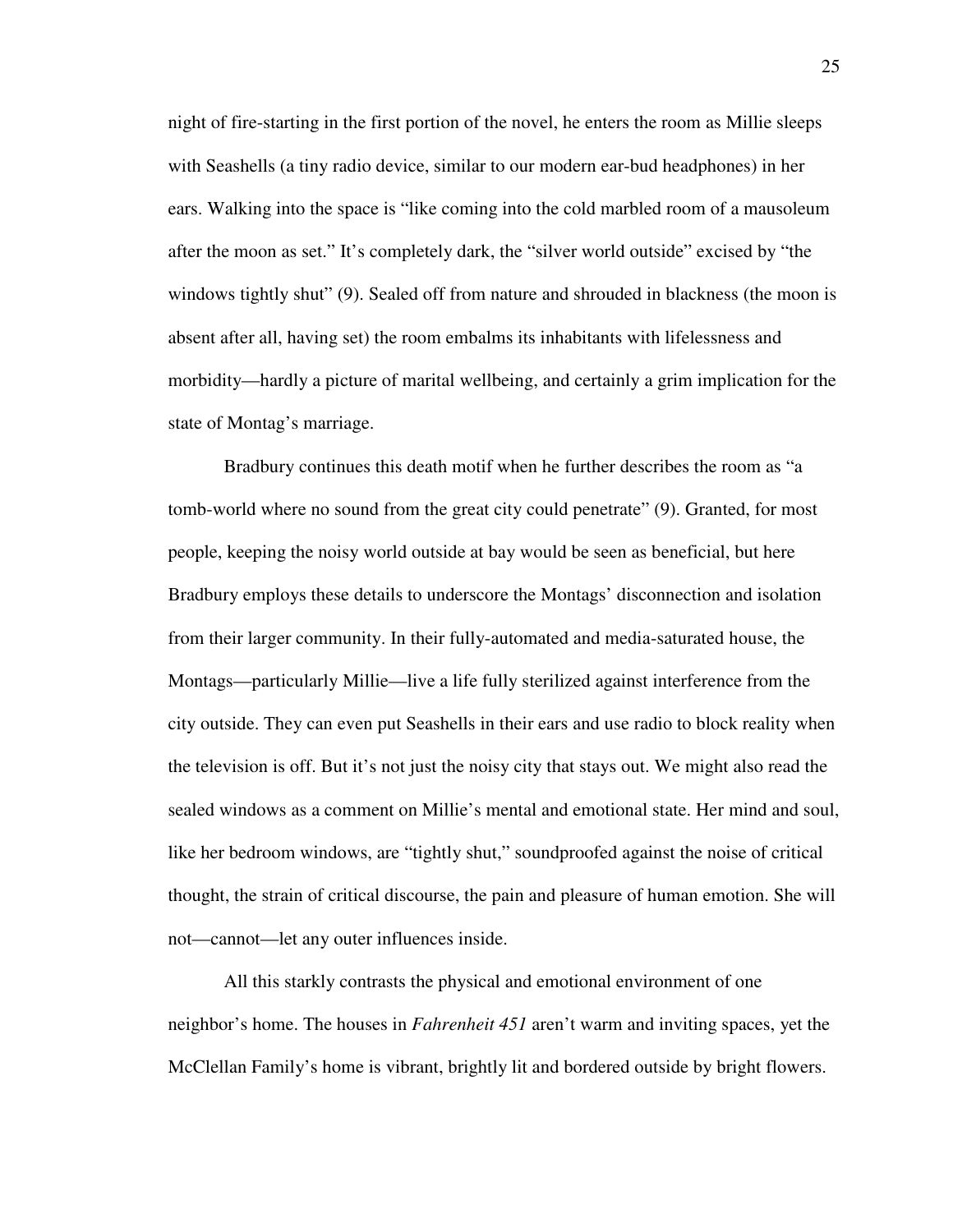night of fire-starting in the first portion of the novel, he enters the room as Millie sleeps with Seashells (a tiny radio device, similar to our modern ear-bud headphones) in her ears. Walking into the space is "like coming into the cold marbled room of a mausoleum after the moon as set." It's completely dark, the "silver world outside" excised by "the windows tightly shut" (9). Sealed off from nature and shrouded in blackness (the moon is absent after all, having set) the room embalms its inhabitants with lifelessness and morbidity—hardly a picture of marital wellbeing, and certainly a grim implication for the state of Montag's marriage.

Bradbury continues this death motif when he further describes the room as "a tomb-world where no sound from the great city could penetrate" (9). Granted, for most people, keeping the noisy world outside at bay would be seen as beneficial, but here Bradbury employs these details to underscore the Montags' disconnection and isolation from their larger community. In their fully-automated and media-saturated house, the Montags—particularly Millie—live a life fully sterilized against interference from the city outside. They can even put Seashells in their ears and use radio to block reality when the television is off. But it's not just the noisy city that stays out. We might also read the sealed windows as a comment on Millie's mental and emotional state. Her mind and soul, like her bedroom windows, are "tightly shut," soundproofed against the noise of critical thought, the strain of critical discourse, the pain and pleasure of human emotion. She will not—cannot—let any outer influences inside.

All this starkly contrasts the physical and emotional environment of one neighbor's home. The houses in *Fahrenheit 451* aren't warm and inviting spaces, yet the McClellan Family's home is vibrant, brightly lit and bordered outside by bright flowers.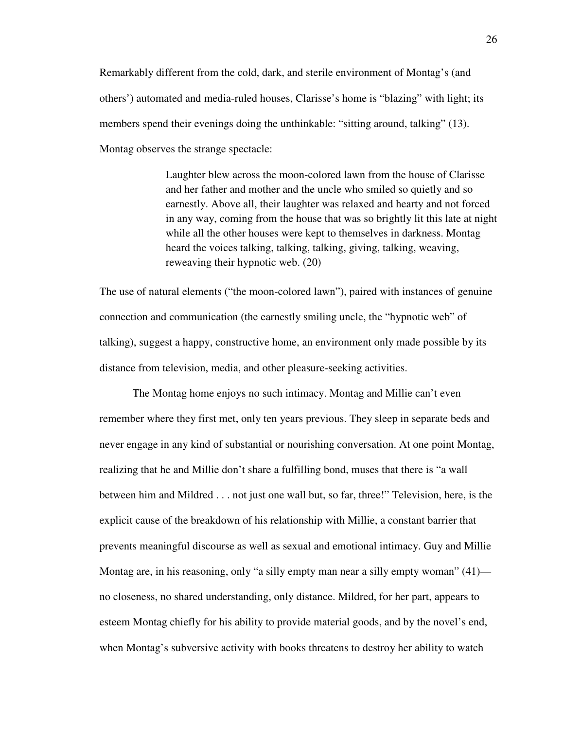Remarkably different from the cold, dark, and sterile environment of Montag's (and others') automated and media-ruled houses, Clarisse's home is "blazing" with light; its members spend their evenings doing the unthinkable: "sitting around, talking" (13). Montag observes the strange spectacle:

> Laughter blew across the moon-colored lawn from the house of Clarisse and her father and mother and the uncle who smiled so quietly and so earnestly. Above all, their laughter was relaxed and hearty and not forced in any way, coming from the house that was so brightly lit this late at night while all the other houses were kept to themselves in darkness. Montag heard the voices talking, talking, talking, giving, talking, weaving, reweaving their hypnotic web. (20)

The use of natural elements ("the moon-colored lawn"), paired with instances of genuine connection and communication (the earnestly smiling uncle, the "hypnotic web" of talking), suggest a happy, constructive home, an environment only made possible by its distance from television, media, and other pleasure-seeking activities.

The Montag home enjoys no such intimacy. Montag and Millie can't even remember where they first met, only ten years previous. They sleep in separate beds and never engage in any kind of substantial or nourishing conversation. At one point Montag, realizing that he and Millie don't share a fulfilling bond, muses that there is "a wall between him and Mildred . . . not just one wall but, so far, three!" Television, here, is the explicit cause of the breakdown of his relationship with Millie, a constant barrier that prevents meaningful discourse as well as sexual and emotional intimacy. Guy and Millie Montag are, in his reasoning, only "a silly empty man near a silly empty woman" (41)—no closeness, no shared understanding, only distance. Mildred, for her part, appears to esteem Montag chiefly for his ability to provide material goods, and by the novel's end, when Montag's subversive activity with books threatens to destroy her ability to watch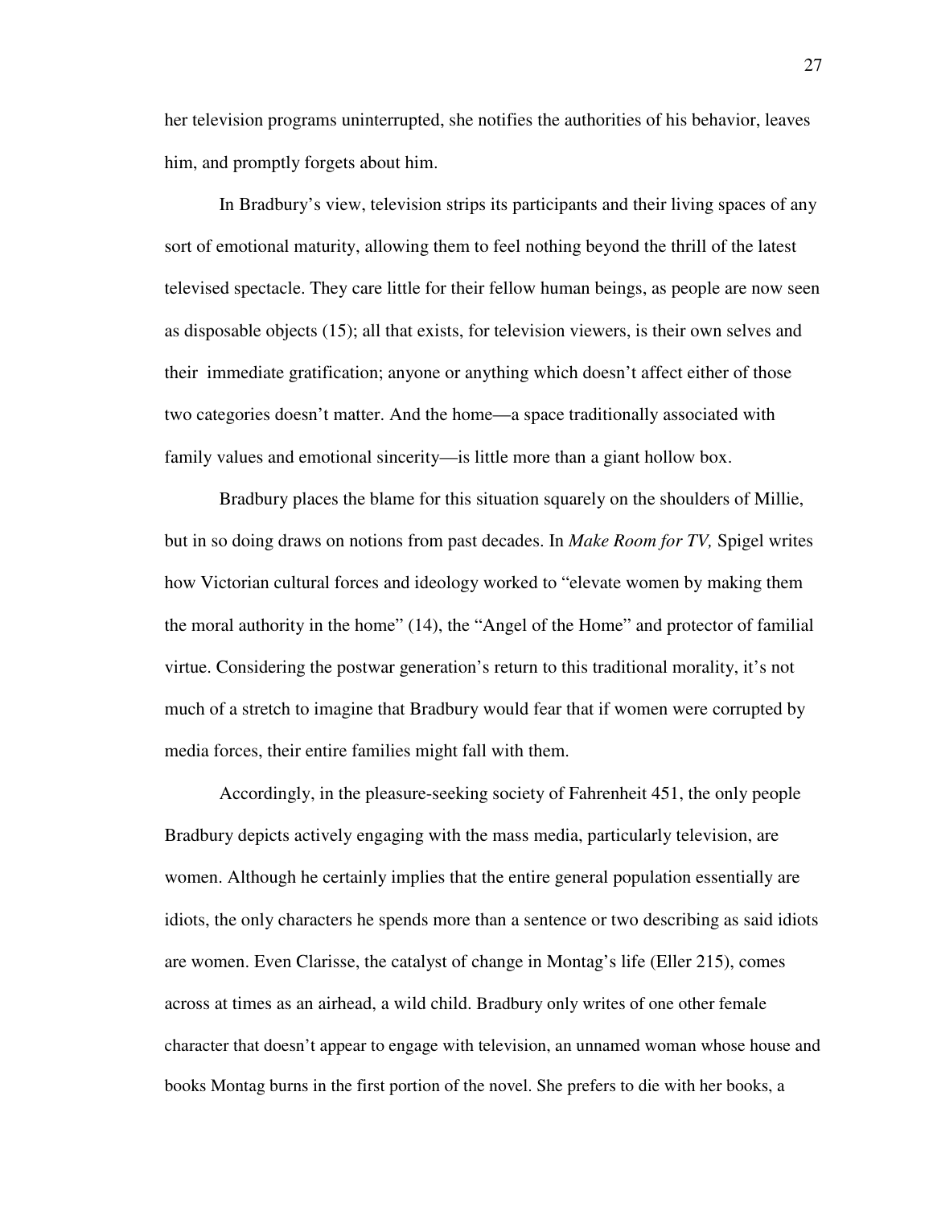her television programs uninterrupted, she notifies the authorities of his behavior, leaves him, and promptly forgets about him.

In Bradbury's view, television strips its participants and their living spaces of any sort of emotional maturity, allowing them to feel nothing beyond the thrill of the latest televised spectacle. They care little for their fellow human beings, as people are now seen as disposable objects (15); all that exists, for television viewers, is their own selves and their immediate gratification; anyone or anything which doesn't affect either of those two categories doesn't matter. And the home—a space traditionally associated with family values and emotional sincerity—is little more than a giant hollow box.

Bradbury places the blame for this situation squarely on the shoulders of Millie, but in so doing draws on notions from past decades. In *Make Room for TV,* Spigel writes how Victorian cultural forces and ideology worked to "elevate women by making them the moral authority in the home" (14), the "Angel of the Home" and protector of familial virtue. Considering the postwar generation's return to this traditional morality, it's not much of a stretch to imagine that Bradbury would fear that if women were corrupted by media forces, their entire families might fall with them.

Accordingly, in the pleasure-seeking society of Fahrenheit 451, the only people Bradbury depicts actively engaging with the mass media, particularly television, are women. Although he certainly implies that the entire general population essentially are idiots, the only characters he spends more than a sentence or two describing as said idiots are women. Even Clarisse, the catalyst of change in Montag's life (Eller 215), comes across at times as an airhead, a wild child. Bradbury only writes of one other female character that doesn't appear to engage with television, an unnamed woman whose house and books Montag burns in the first portion of the novel. She prefers to die with her books, a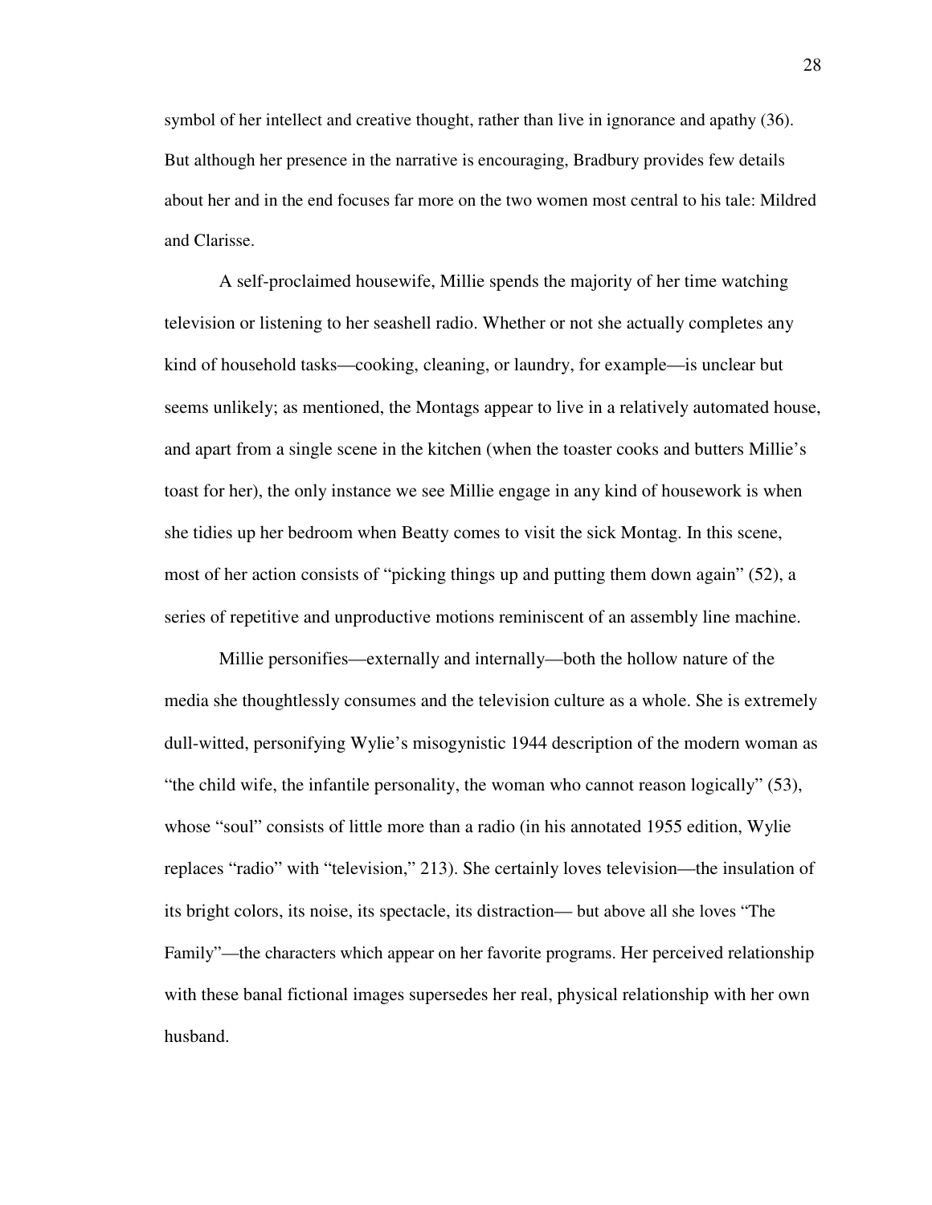symbol of her intellect and creative thought, rather than live in ignorance and apathy (36). But although her presence in the narrative is encouraging, Bradbury provides few details about her and in the end focuses far more on the two women most central to his tale: Mildred and Clarisse.

A self-proclaimed housewife, Millie spends the majority of her time watching television or listening to her seashell radio. Whether or not she actually completes any kind of household tasks—cooking, cleaning, or laundry, for example—is unclear but seems unlikely; as mentioned, the Montags appear to live in a relatively automated house, and apart from a single scene in the kitchen (when the toaster cooks and butters Millie's toast for her), the only instance we see Millie engage in any kind of housework is when she tidies up her bedroom when Beatty comes to visit the sick Montag. In this scene, most of her action consists of "picking things up and putting them down again" (52), a series of repetitive and unproductive motions reminiscent of an assembly line machine.

Millie personifies—externally and internally—both the hollow nature of the media she thoughtlessly consumes and the television culture as a whole. She is extremely dull-witted, personifying Wylie's misogynistic 1944 description of the modern woman as "the child wife, the infantile personality, the woman who cannot reason logically" (53), whose "soul" consists of little more than a radio (in his annotated 1955 edition, Wylie replaces "radio" with "television," 213). She certainly loves television—the insulation of its bright colors, its noise, its spectacle, its distraction— but above all she loves "The Family"—the characters which appear on her favorite programs. Her perceived relationship with these banal fictional images supersedes her real, physical relationship with her own husband.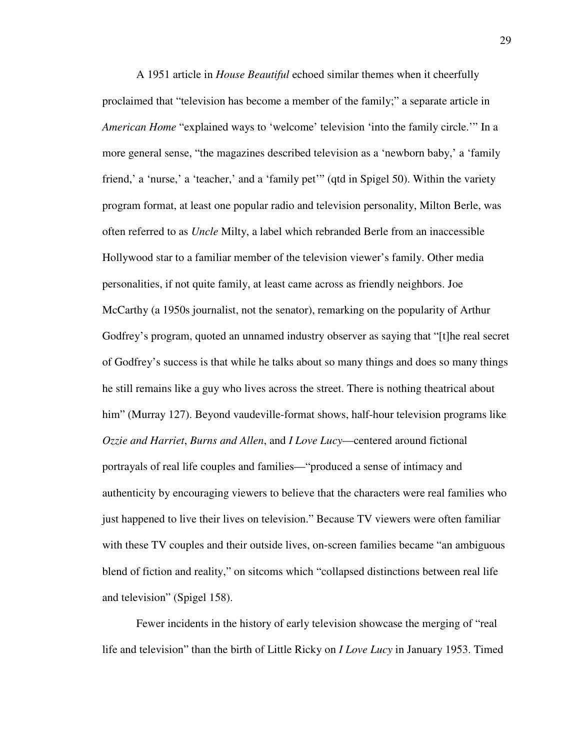A 1951 article in *House Beautiful* echoed similar themes when it cheerfully proclaimed that "television has become a member of the family;" a separate article in *American Home* "explained ways to 'welcome' television 'into the family circle.'" In a more general sense, "the magazines described television as a 'newborn baby,' a 'family friend,' a 'nurse,' a 'teacher,' and a 'family pet'" (qtd in Spigel 50). Within the variety program format, at least one popular radio and television personality, Milton Berle, was often referred to as *Uncle* Milty, a label which rebranded Berle from an inaccessible Hollywood star to a familiar member of the television viewer's family. Other media personalities, if not quite family, at least came across as friendly neighbors. Joe McCarthy (a 1950s journalist, not the senator), remarking on the popularity of Arthur Godfrey's program, quoted an unnamed industry observer as saying that "[t]he real secret of Godfrey's success is that while he talks about so many things and does so many things he still remains like a guy who lives across the street. There is nothing theatrical about him" (Murray 127). Beyond vaudeville-format shows, half-hour television programs like *Ozzie and Harriet*, *Burns and Allen*, and *I Love Lucy*—centered around fictional portrayals of real life couples and families—"produced a sense of intimacy and authenticity by encouraging viewers to believe that the characters were real families who just happened to live their lives on television." Because TV viewers were often familiar with these TV couples and their outside lives, on-screen families became "an ambiguous blend of fiction and reality," on sitcoms which "collapsed distinctions between real life and television" (Spigel 158).

Fewer incidents in the history of early television showcase the merging of "real life and television" than the birth of Little Ricky on *I Love Lucy* in January 1953. Timed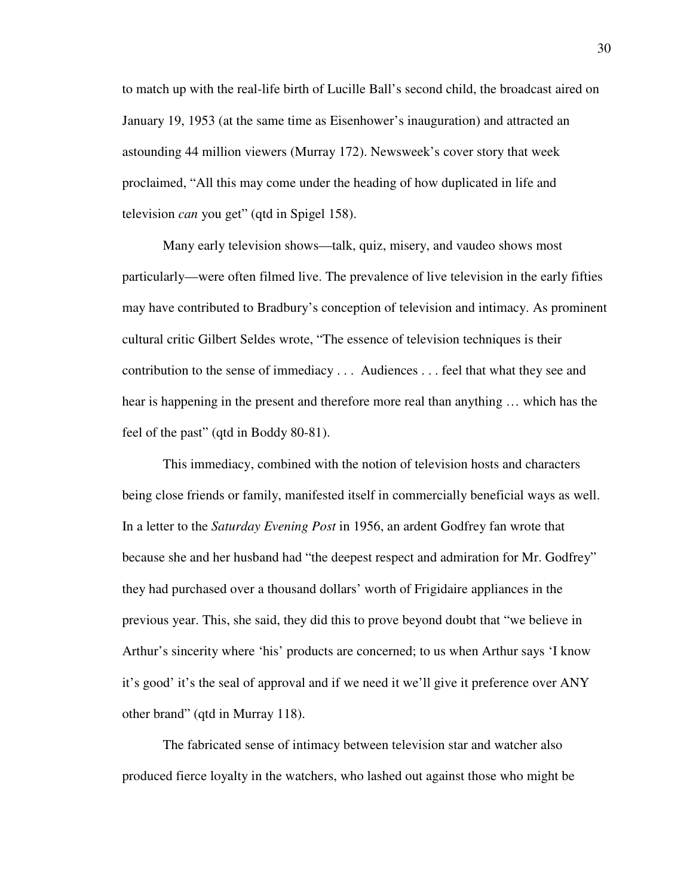to match up with the real-life birth of Lucille Ball's second child, the broadcast aired on January 19, 1953 (at the same time as Eisenhower's inauguration) and attracted an astounding 44 million viewers (Murray 172). Newsweek's cover story that week proclaimed, "All this may come under the heading of how duplicated in life and television *can* you get" (qtd in Spigel 158).

Many early television shows—talk, quiz, misery, and vaudeo shows most particularly—were often filmed live. The prevalence of live television in the early fifties may have contributed to Bradbury's conception of television and intimacy. As prominent cultural critic Gilbert Seldes wrote, "The essence of television techniques is their contribution to the sense of immediacy . . . Audiences . . . feel that what they see and hear is happening in the present and therefore more real than anything … which has the feel of the past" (qtd in Boddy 80-81).

This immediacy, combined with the notion of television hosts and characters being close friends or family, manifested itself in commercially beneficial ways as well. In a letter to the *Saturday Evening Post* in 1956, an ardent Godfrey fan wrote that because she and her husband had "the deepest respect and admiration for Mr. Godfrey" they had purchased over a thousand dollars' worth of Frigidaire appliances in the previous year. This, she said, they did this to prove beyond doubt that "we believe in Arthur's sincerity where 'his' products are concerned; to us when Arthur says 'I know it's good' it's the seal of approval and if we need it we'll give it preference over ANY other brand" (qtd in Murray 118).

The fabricated sense of intimacy between television star and watcher also produced fierce loyalty in the watchers, who lashed out against those who might be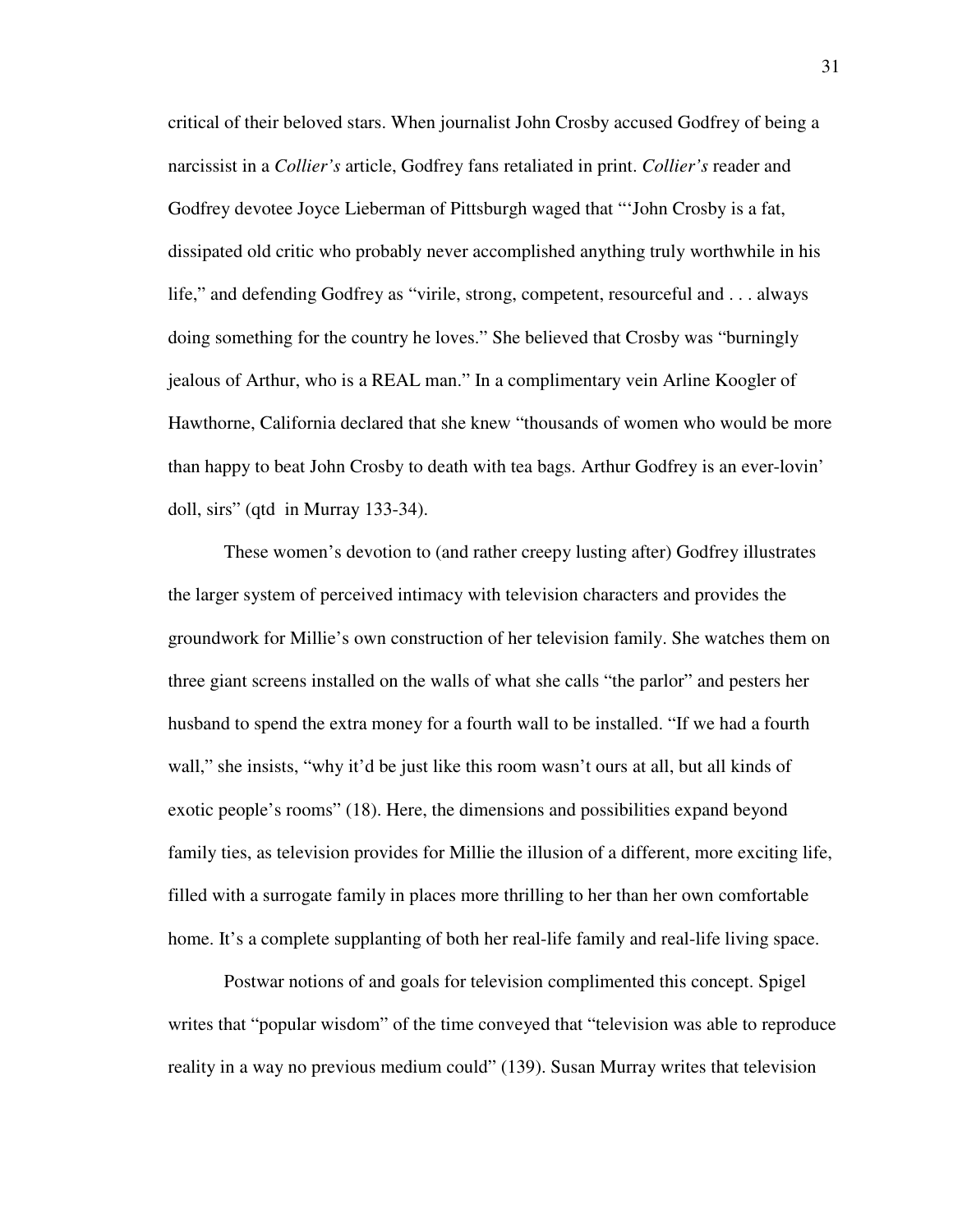critical of their beloved stars. When journalist John Crosby accused Godfrey of being a narcissist in a *Collier's* article, Godfrey fans retaliated in print. *Collier's* reader and Godfrey devotee Joyce Lieberman of Pittsburgh waged that "'John Crosby is a fat, dissipated old critic who probably never accomplished anything truly worthwhile in his life," and defending Godfrey as "virile, strong, competent, resourceful and . . . always doing something for the country he loves." She believed that Crosby was "burningly jealous of Arthur, who is a REAL man." In a complimentary vein Arline Koogler of Hawthorne, California declared that she knew "thousands of women who would be more than happy to beat John Crosby to death with tea bags. Arthur Godfrey is an ever-lovin' doll, sirs" (qtd in Murray 133-34).

These women's devotion to (and rather creepy lusting after) Godfrey illustrates the larger system of perceived intimacy with television characters and provides the groundwork for Millie's own construction of her television family. She watches them on three giant screens installed on the walls of what she calls "the parlor" and pesters her husband to spend the extra money for a fourth wall to be installed. "If we had a fourth wall," she insists, "why it'd be just like this room wasn't ours at all, but all kinds of exotic people's rooms" (18). Here, the dimensions and possibilities expand beyond family ties, as television provides for Millie the illusion of a different, more exciting life, filled with a surrogate family in places more thrilling to her than her own comfortable home. It's a complete supplanting of both her real-life family and real-life living space.

Postwar notions of and goals for television complimented this concept. Spigel writes that "popular wisdom" of the time conveyed that "television was able to reproduce reality in a way no previous medium could" (139). Susan Murray writes that television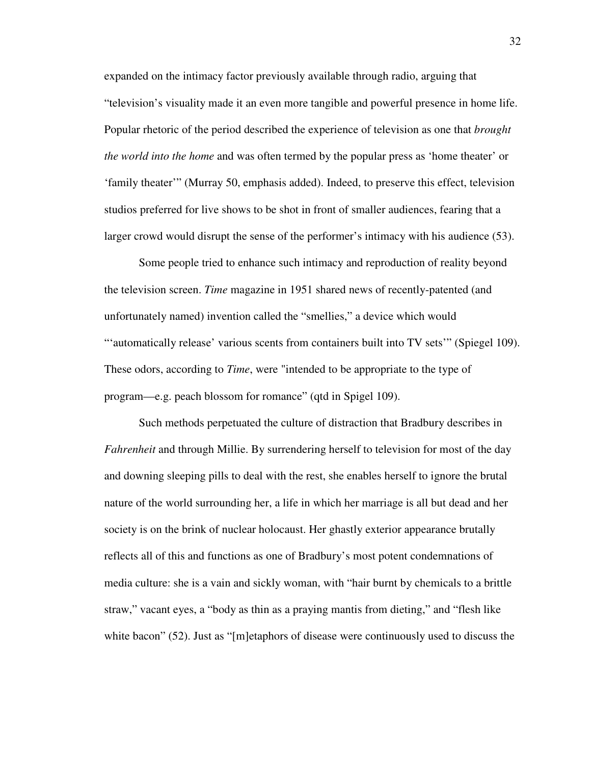expanded on the intimacy factor previously available through radio, arguing that "television's visuality made it an even more tangible and powerful presence in home life. Popular rhetoric of the period described the experience of television as one that *brought the world into the home* and was often termed by the popular press as 'home theater' or 'family theater'" (Murray 50, emphasis added). Indeed, to preserve this effect, television studios preferred for live shows to be shot in front of smaller audiences, fearing that a larger crowd would disrupt the sense of the performer's intimacy with his audience (53).

Some people tried to enhance such intimacy and reproduction of reality beyond the television screen. *Time* magazine in 1951 shared news of recently-patented (and unfortunately named) invention called the "smellies," a device which would "'automatically release' various scents from containers built into TV sets'" (Spiegel 109). These odors, according to *Time*, were "intended to be appropriate to the type of program—e.g. peach blossom for romance" (qtd in Spigel 109).

Such methods perpetuated the culture of distraction that Bradbury describes in *Fahrenheit* and through Millie. By surrendering herself to television for most of the day and downing sleeping pills to deal with the rest, she enables herself to ignore the brutal nature of the world surrounding her, a life in which her marriage is all but dead and her society is on the brink of nuclear holocaust. Her ghastly exterior appearance brutally reflects all of this and functions as one of Bradbury's most potent condemnations of media culture: she is a vain and sickly woman, with "hair burnt by chemicals to a brittle straw," vacant eyes, a "body as thin as a praying mantis from dieting," and "flesh like white bacon" (52). Just as "[m]etaphors of disease were continuously used to discuss the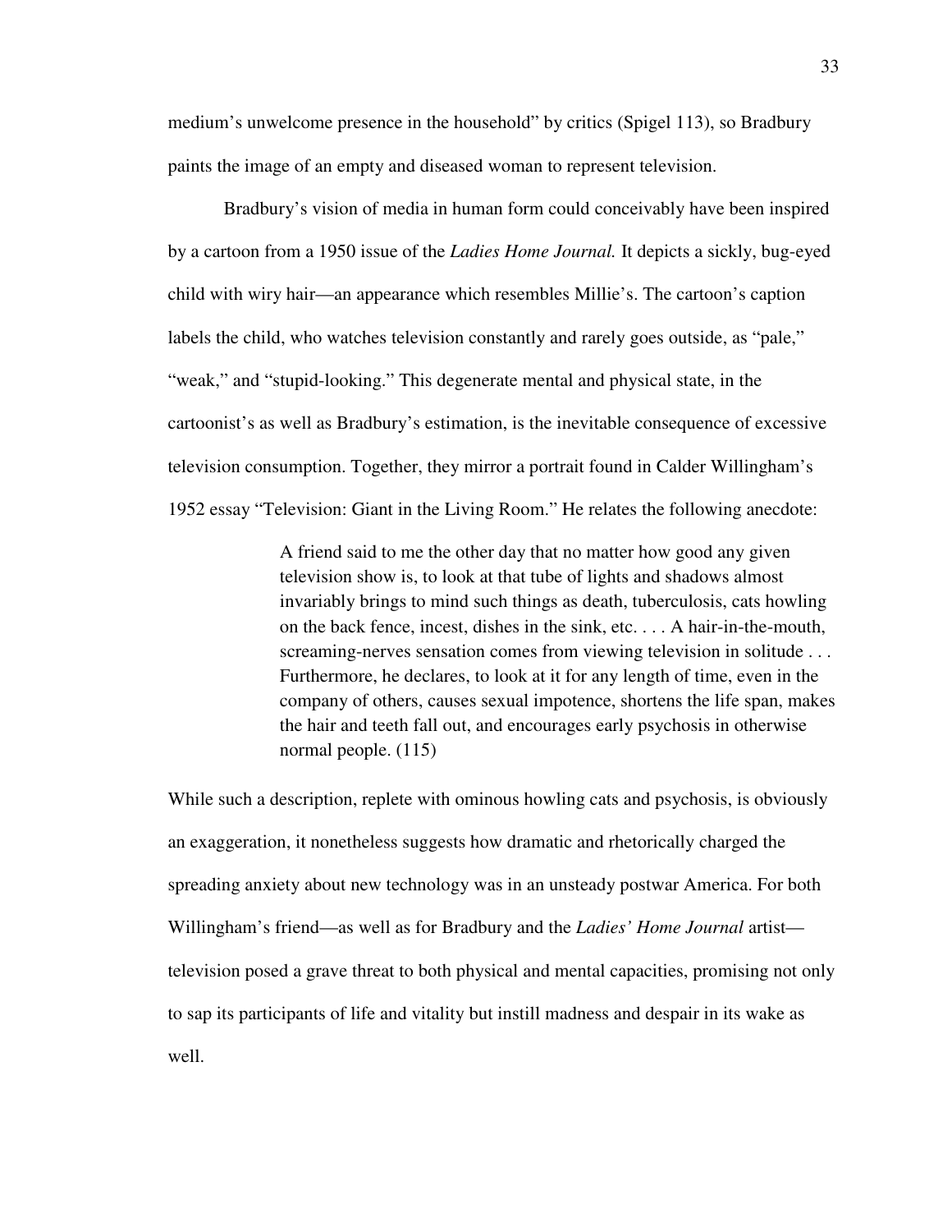medium's unwelcome presence in the household" by critics (Spigel 113), so Bradbury paints the image of an empty and diseased woman to represent television.

Bradbury's vision of media in human form could conceivably have been inspired by a cartoon from a 1950 issue of the *Ladies Home Journal.* It depicts a sickly, bug-eyed child with wiry hair—an appearance which resembles Millie's. The cartoon's caption labels the child, who watches television constantly and rarely goes outside, as "pale," "weak," and "stupid-looking." This degenerate mental and physical state, in the cartoonist's as well as Bradbury's estimation, is the inevitable consequence of excessive television consumption. Together, they mirror a portrait found in Calder Willingham's 1952 essay "Television: Giant in the Living Room." He relates the following anecdote:

> A friend said to me the other day that no matter how good any given television show is, to look at that tube of lights and shadows almost invariably brings to mind such things as death, tuberculosis, cats howling on the back fence, incest, dishes in the sink, etc. . . . A hair-in-the-mouth, screaming-nerves sensation comes from viewing television in solitude . . . Furthermore, he declares, to look at it for any length of time, even in the company of others, causes sexual impotence, shortens the life span, makes the hair and teeth fall out, and encourages early psychosis in otherwise normal people. (115)

While such a description, replete with ominous howling cats and psychosis, is obviously an exaggeration, it nonetheless suggests how dramatic and rhetorically charged the spreading anxiety about new technology was in an unsteady postwar America. For both Willingham's friend—as well as for Bradbury and the *Ladies' Home Journal* artist—television posed a grave threat to both physical and mental capacities, promising not only to sap its participants of life and vitality but instill madness and despair in its wake as well.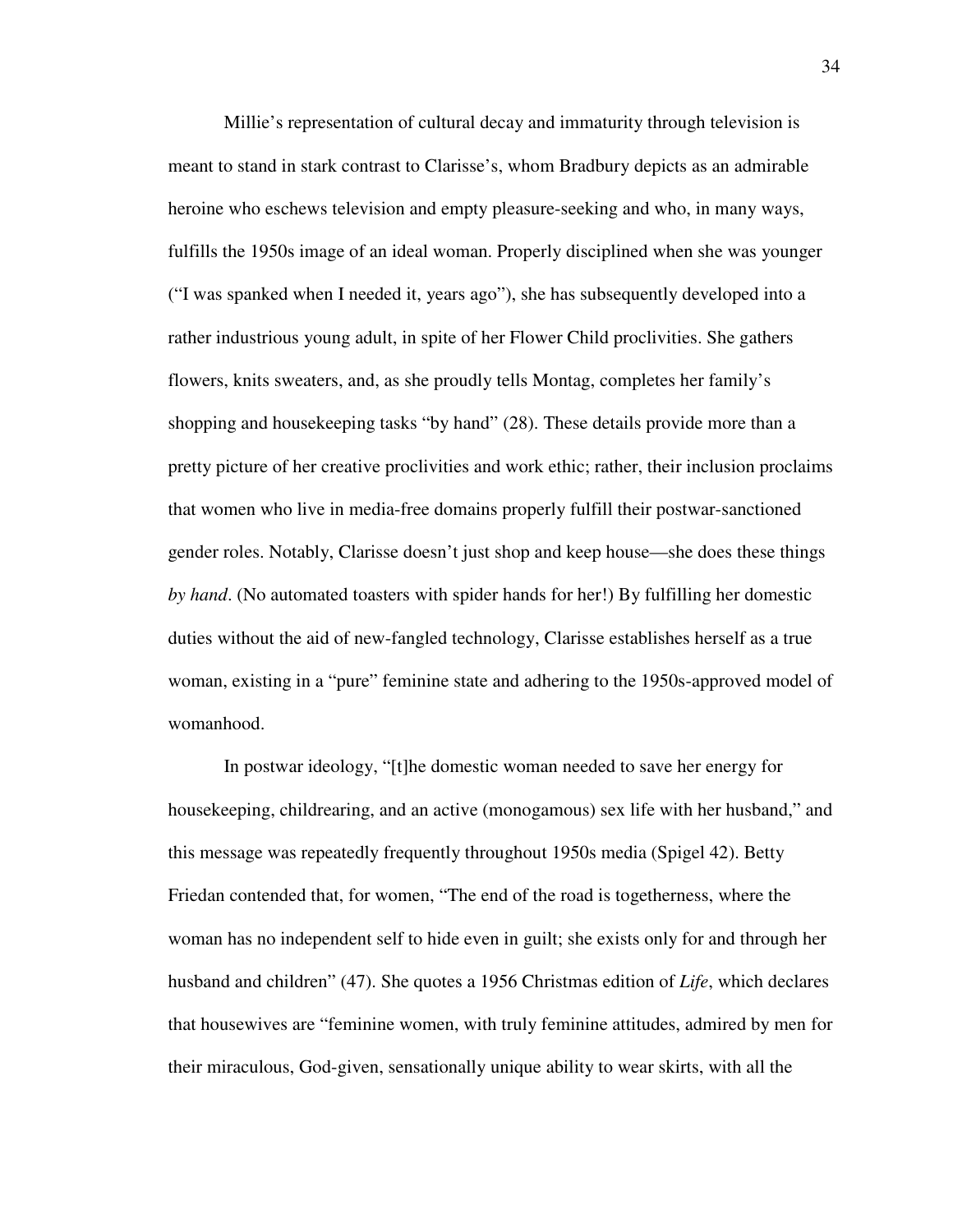Millie's representation of cultural decay and immaturity through television is meant to stand in stark contrast to Clarisse's, whom Bradbury depicts as an admirable heroine who eschews television and empty pleasure-seeking and who, in many ways, fulfills the 1950s image of an ideal woman. Properly disciplined when she was younger ("I was spanked when I needed it, years ago"), she has subsequently developed into a rather industrious young adult, in spite of her Flower Child proclivities. She gathers flowers, knits sweaters, and, as she proudly tells Montag, completes her family's shopping and housekeeping tasks "by hand" (28). These details provide more than a pretty picture of her creative proclivities and work ethic; rather, their inclusion proclaims that women who live in media-free domains properly fulfill their postwar-sanctioned gender roles. Notably, Clarisse doesn't just shop and keep house—she does these things *by hand*. (No automated toasters with spider hands for her!) By fulfilling her domestic duties without the aid of new-fangled technology, Clarisse establishes herself as a true woman, existing in a "pure" feminine state and adhering to the 1950s-approved model of womanhood.

In postwar ideology, "[t]he domestic woman needed to save her energy for housekeeping, childrearing, and an active (monogamous) sex life with her husband," and this message was repeatedly frequently throughout 1950s media (Spigel 42). Betty Friedan contended that, for women, "The end of the road is togetherness, where the woman has no independent self to hide even in guilt; she exists only for and through her husband and children" (47). She quotes a 1956 Christmas edition of *Life*, which declares that housewives are "feminine women, with truly feminine attitudes, admired by men for their miraculous, God-given, sensationally unique ability to wear skirts, with all the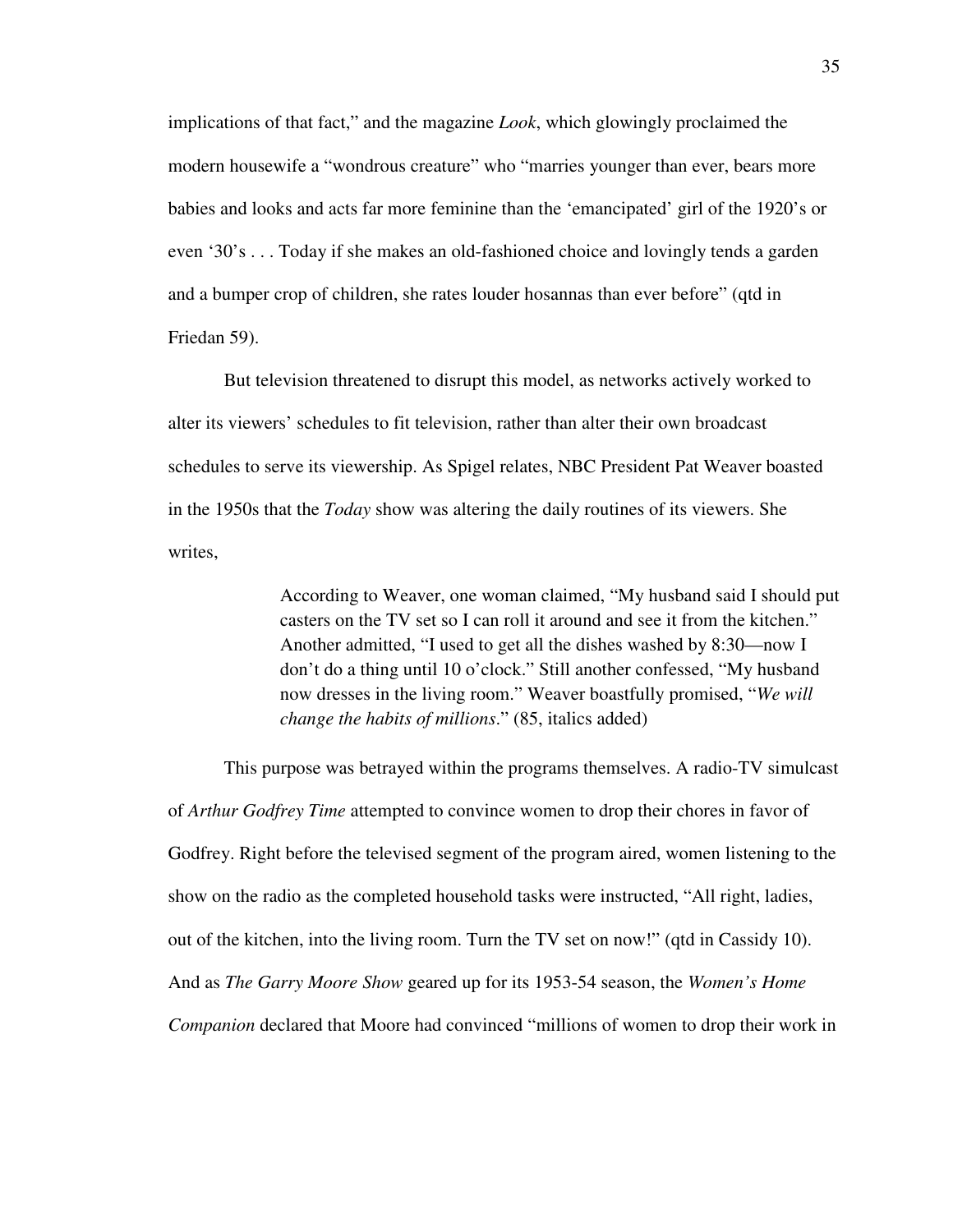implications of that fact," and the magazine *Look*, which glowingly proclaimed the modern housewife a "wondrous creature" who "marries younger than ever, bears more babies and looks and acts far more feminine than the 'emancipated' girl of the 1920's or even '30's . . . Today if she makes an old-fashioned choice and lovingly tends a garden and a bumper crop of children, she rates louder hosannas than ever before" (qtd in Friedan 59).

But television threatened to disrupt this model, as networks actively worked to alter its viewers' schedules to fit television, rather than alter their own broadcast schedules to serve its viewership. As Spigel relates, NBC President Pat Weaver boasted in the 1950s that the *Today* show was altering the daily routines of its viewers. She writes,

> According to Weaver, one woman claimed, "My husband said I should put casters on the TV set so I can roll it around and see it from the kitchen." Another admitted, "I used to get all the dishes washed by 8:30—now I don't do a thing until 10 o'clock." Still another confessed, "My husband now dresses in the living room." Weaver boastfully promised, "*We will change the habits of millions*." (85, italics added)

This purpose was betrayed within the programs themselves. A radio-TV simulcast of *Arthur Godfrey Time* attempted to convince women to drop their chores in favor of Godfrey. Right before the televised segment of the program aired, women listening to the show on the radio as the completed household tasks were instructed, "All right, ladies, out of the kitchen, into the living room. Turn the TV set on now!" (qtd in Cassidy 10). And as *The Garry Moore Show* geared up for its 1953-54 season, the *Women's Home Companion* declared that Moore had convinced "millions of women to drop their work in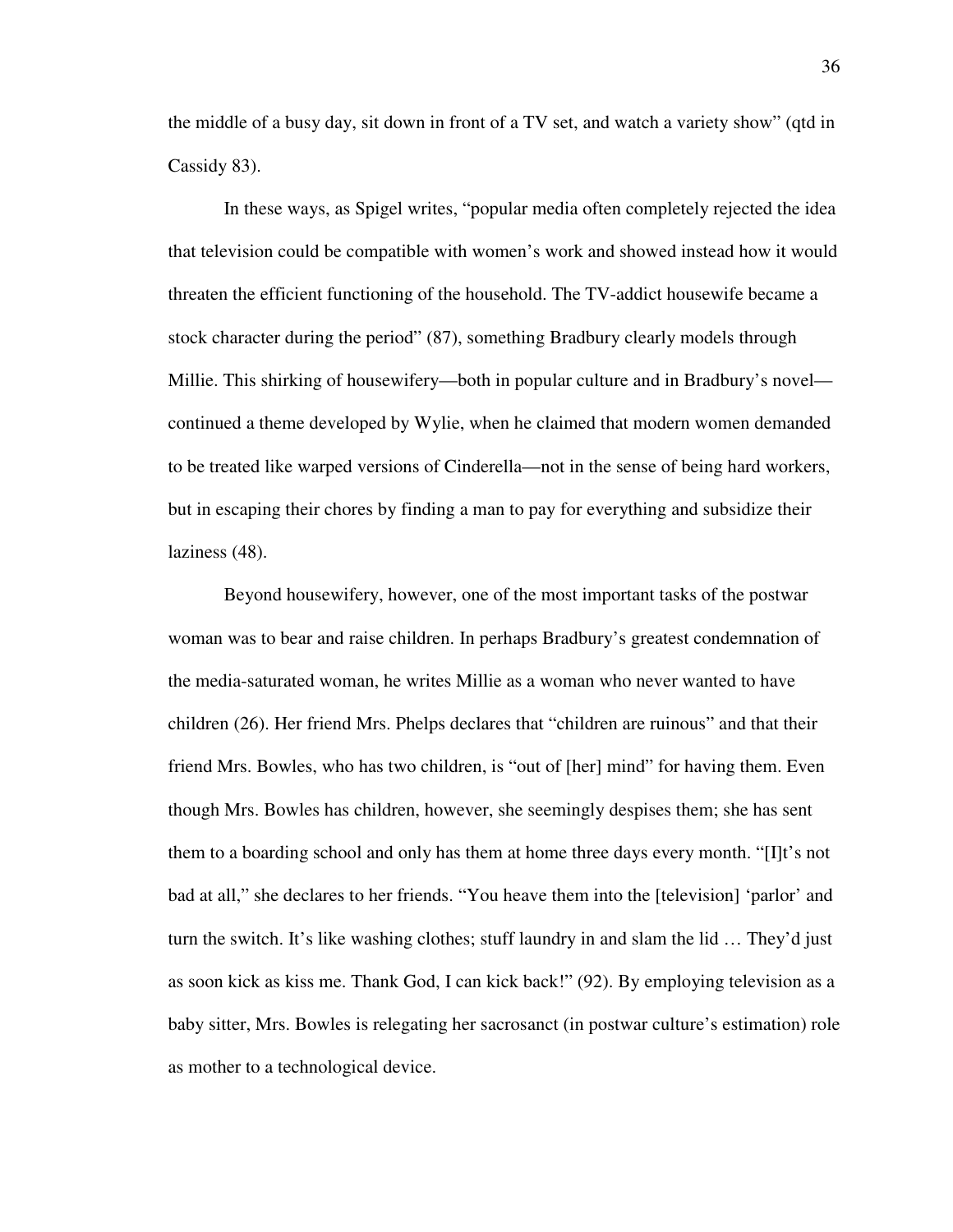the middle of a busy day, sit down in front of a TV set, and watch a variety show" (qtd in Cassidy 83).

In these ways, as Spigel writes, "popular media often completely rejected the idea that television could be compatible with women's work and showed instead how it would threaten the efficient functioning of the household. The TV-addict housewife became a stock character during the period" (87), something Bradbury clearly models through Millie. This shirking of housewifery—both in popular culture and in Bradbury's novel—continued a theme developed by Wylie, when he claimed that modern women demanded to be treated like warped versions of Cinderella—not in the sense of being hard workers, but in escaping their chores by finding a man to pay for everything and subsidize their laziness (48).

Beyond housewifery, however, one of the most important tasks of the postwar woman was to bear and raise children. In perhaps Bradbury's greatest condemnation of the media-saturated woman, he writes Millie as a woman who never wanted to have children (26). Her friend Mrs. Phelps declares that "children are ruinous" and that their friend Mrs. Bowles, who has two children, is "out of [her] mind" for having them. Even though Mrs. Bowles has children, however, she seemingly despises them; she has sent them to a boarding school and only has them at home three days every month. "[I]t's not bad at all," she declares to her friends. "You heave them into the [television] 'parlor' and turn the switch. It's like washing clothes; stuff laundry in and slam the lid … They'd just as soon kick as kiss me. Thank God, I can kick back!" (92). By employing television as a baby sitter, Mrs. Bowles is relegating her sacrosanct (in postwar culture's estimation) role as mother to a technological device.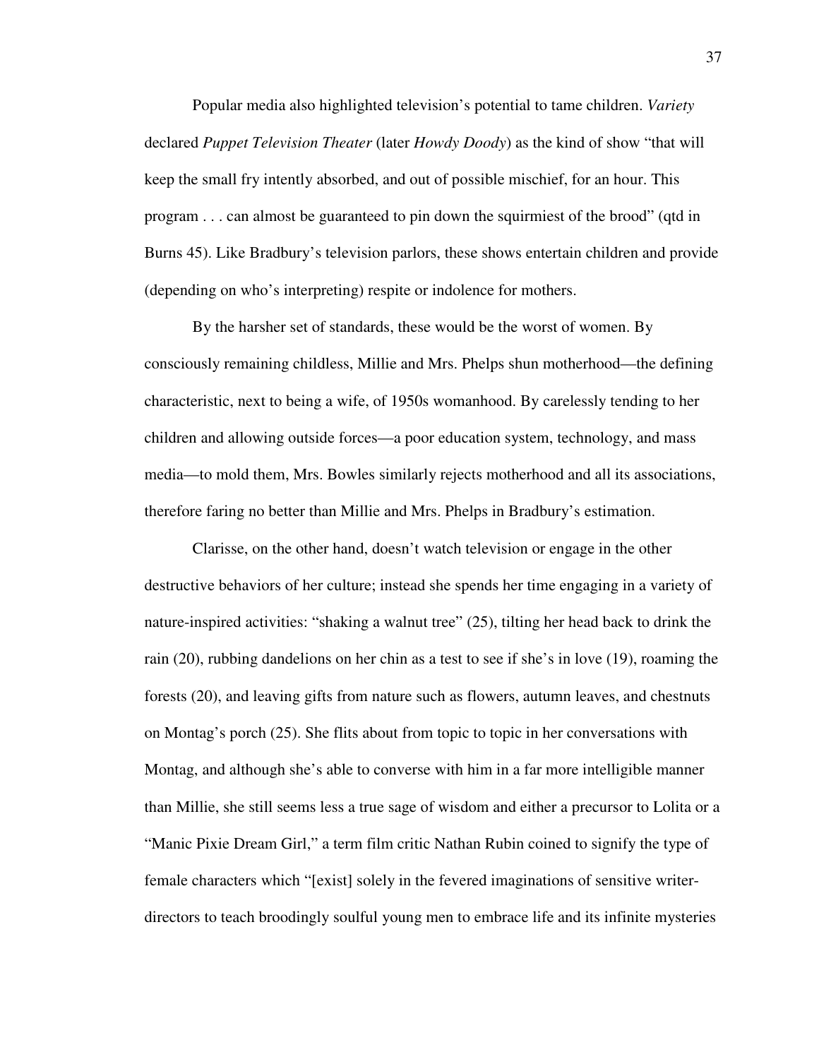Popular media also highlighted television's potential to tame children. *Variety* declared *Puppet Television Theater* (later *Howdy Doody*) as the kind of show "that will keep the small fry intently absorbed, and out of possible mischief, for an hour. This program . . . can almost be guaranteed to pin down the squirmiest of the brood" (qtd in Burns 45). Like Bradbury's television parlors, these shows entertain children and provide (depending on who's interpreting) respite or indolence for mothers.

By the harsher set of standards, these would be the worst of women. By consciously remaining childless, Millie and Mrs. Phelps shun motherhood—the defining characteristic, next to being a wife, of 1950s womanhood. By carelessly tending to her children and allowing outside forces—a poor education system, technology, and mass media—to mold them, Mrs. Bowles similarly rejects motherhood and all its associations, therefore faring no better than Millie and Mrs. Phelps in Bradbury's estimation.

Clarisse, on the other hand, doesn't watch television or engage in the other destructive behaviors of her culture; instead she spends her time engaging in a variety of nature-inspired activities: "shaking a walnut tree" (25), tilting her head back to drink the rain (20), rubbing dandelions on her chin as a test to see if she's in love (19), roaming the forests (20), and leaving gifts from nature such as flowers, autumn leaves, and chestnuts on Montag's porch (25). She flits about from topic to topic in her conversations with Montag, and although she's able to converse with him in a far more intelligible manner than Millie, she still seems less a true sage of wisdom and either a precursor to Lolita or a "Manic Pixie Dream Girl," a term film critic Nathan Rubin coined to signify the type of female characters which "[exist] solely in the fevered imaginations of sensitive writer-directors to teach broodingly soulful young men to embrace life and its infinite mysteries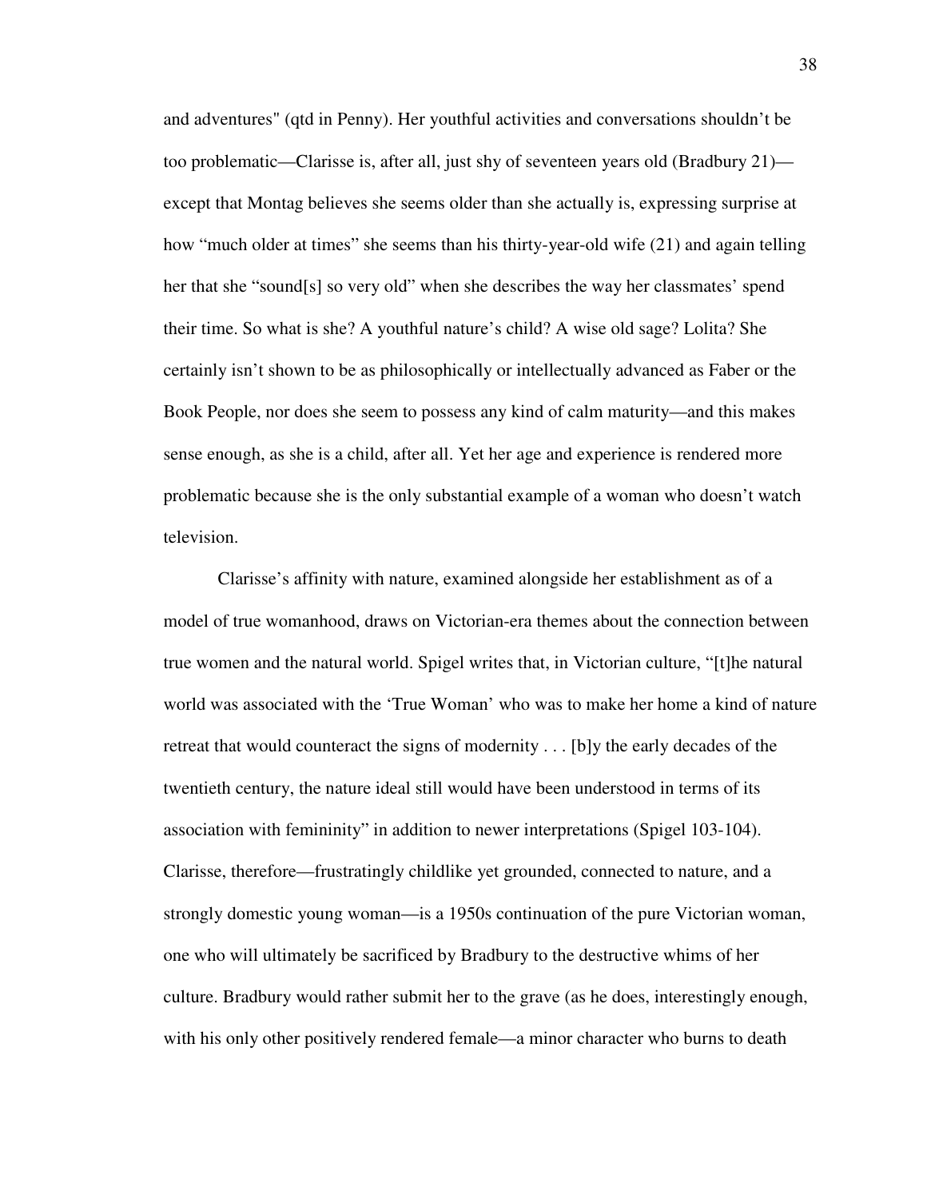and adventures" (qtd in Penny). Her youthful activities and conversations shouldn't be too problematic—Clarisse is, after all, just shy of seventeen years old (Bradbury 21)—except that Montag believes she seems older than she actually is, expressing surprise at how "much older at times" she seems than his thirty-year-old wife (21) and again telling her that she "sound[s] so very old" when she describes the way her classmates' spend their time. So what is she? A youthful nature's child? A wise old sage? Lolita? She certainly isn't shown to be as philosophically or intellectually advanced as Faber or the Book People, nor does she seem to possess any kind of calm maturity—and this makes sense enough, as she is a child, after all. Yet her age and experience is rendered more problematic because she is the only substantial example of a woman who doesn't watch television.

Clarisse's affinity with nature, examined alongside her establishment as of a model of true womanhood, draws on Victorian-era themes about the connection between true women and the natural world. Spigel writes that, in Victorian culture, "[t]he natural world was associated with the 'True Woman' who was to make her home a kind of nature retreat that would counteract the signs of modernity . . . [b]y the early decades of the twentieth century, the nature ideal still would have been understood in terms of its association with femininity" in addition to newer interpretations (Spigel 103-104). Clarisse, therefore—frustratingly childlike yet grounded, connected to nature, and a strongly domestic young woman—is a 1950s continuation of the pure Victorian woman, one who will ultimately be sacrificed by Bradbury to the destructive whims of her culture. Bradbury would rather submit her to the grave (as he does, interestingly enough, with his only other positively rendered female—a minor character who burns to death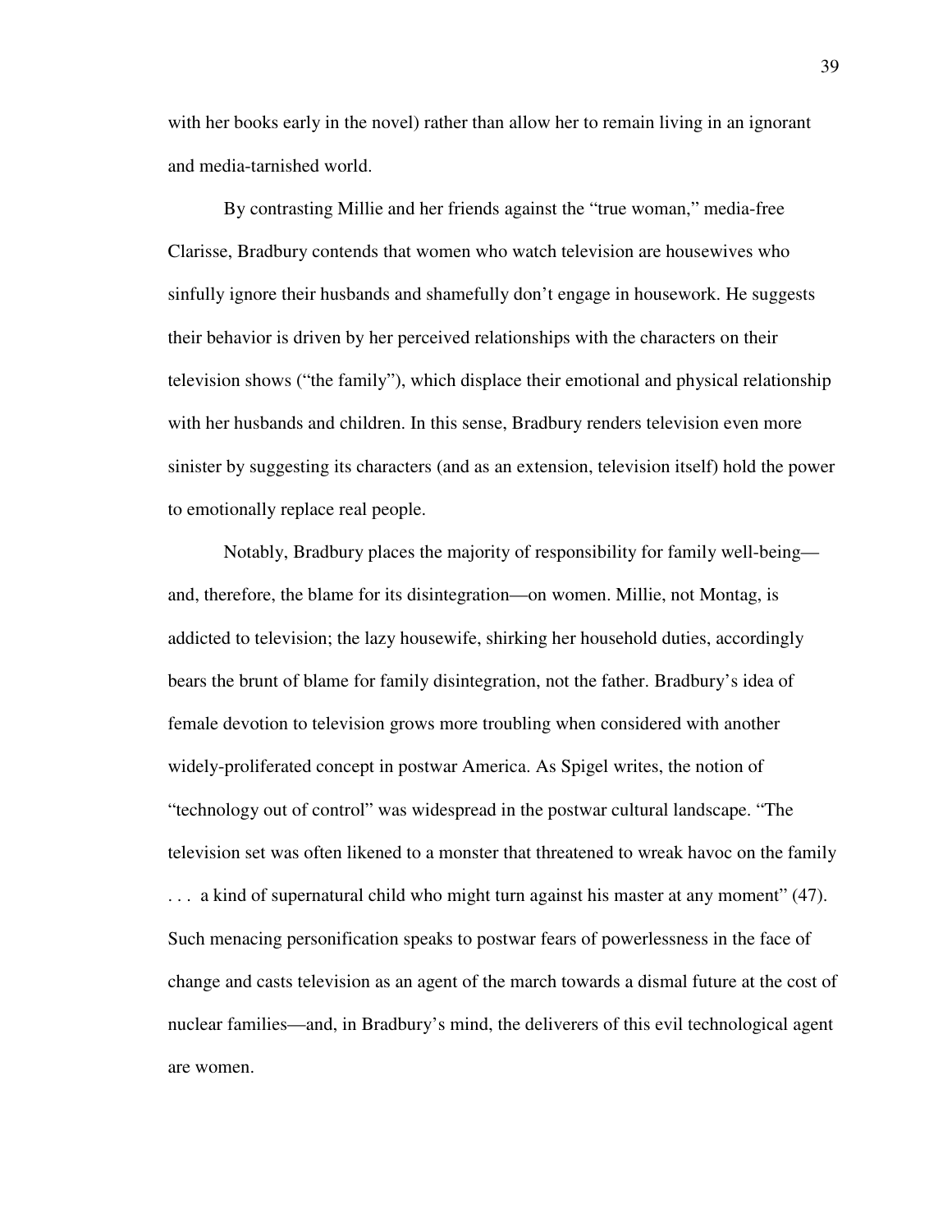with her books early in the novel) rather than allow her to remain living in an ignorant and media-tarnished world.

By contrasting Millie and her friends against the "true woman," media-free Clarisse, Bradbury contends that women who watch television are housewives who sinfully ignore their husbands and shamefully don't engage in housework. He suggests their behavior is driven by her perceived relationships with the characters on their television shows ("the family"), which displace their emotional and physical relationship with her husbands and children. In this sense, Bradbury renders television even more sinister by suggesting its characters (and as an extension, television itself) hold the power to emotionally replace real people.

Notably, Bradbury places the majority of responsibility for family well-being—and, therefore, the blame for its disintegration—on women. Millie, not Montag, is addicted to television; the lazy housewife, shirking her household duties, accordingly bears the brunt of blame for family disintegration, not the father. Bradbury's idea of female devotion to television grows more troubling when considered with another widely-proliferated concept in postwar America. As Spigel writes, the notion of "technology out of control" was widespread in the postwar cultural landscape. "The television set was often likened to a monster that threatened to wreak havoc on the family . . . a kind of supernatural child who might turn against his master at any moment" (47). Such menacing personification speaks to postwar fears of powerlessness in the face of change and casts television as an agent of the march towards a dismal future at the cost of nuclear families—and, in Bradbury's mind, the deliverers of this evil technological agent are women.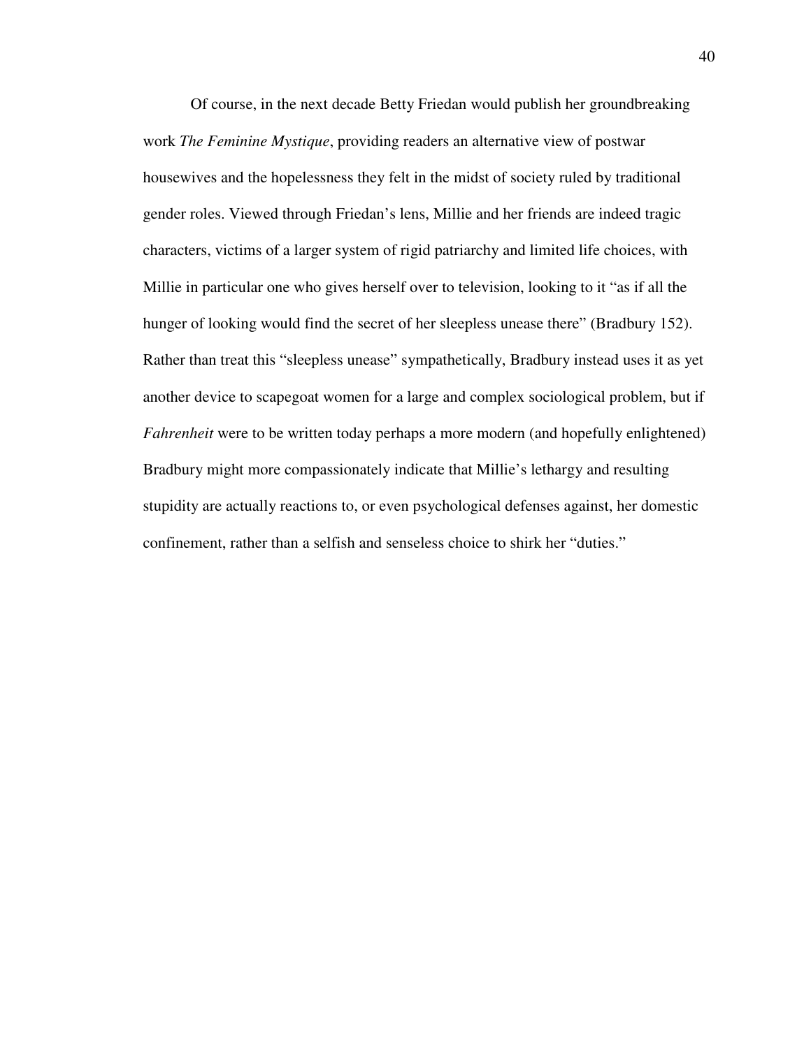Of course, in the next decade Betty Friedan would publish her groundbreaking work *The Feminine Mystique*, providing readers an alternative view of postwar housewives and the hopelessness they felt in the midst of society ruled by traditional gender roles. Viewed through Friedan's lens, Millie and her friends are indeed tragic characters, victims of a larger system of rigid patriarchy and limited life choices, with Millie in particular one who gives herself over to television, looking to it "as if all the hunger of looking would find the secret of her sleepless unease there" (Bradbury 152). Rather than treat this "sleepless unease" sympathetically, Bradbury instead uses it as yet another device to scapegoat women for a large and complex sociological problem, but if *Fahrenheit* were to be written today perhaps a more modern (and hopefully enlightened) Bradbury might more compassionately indicate that Millie's lethargy and resulting stupidity are actually reactions to, or even psychological defenses against, her domestic confinement, rather than a selfish and senseless choice to shirk her "duties."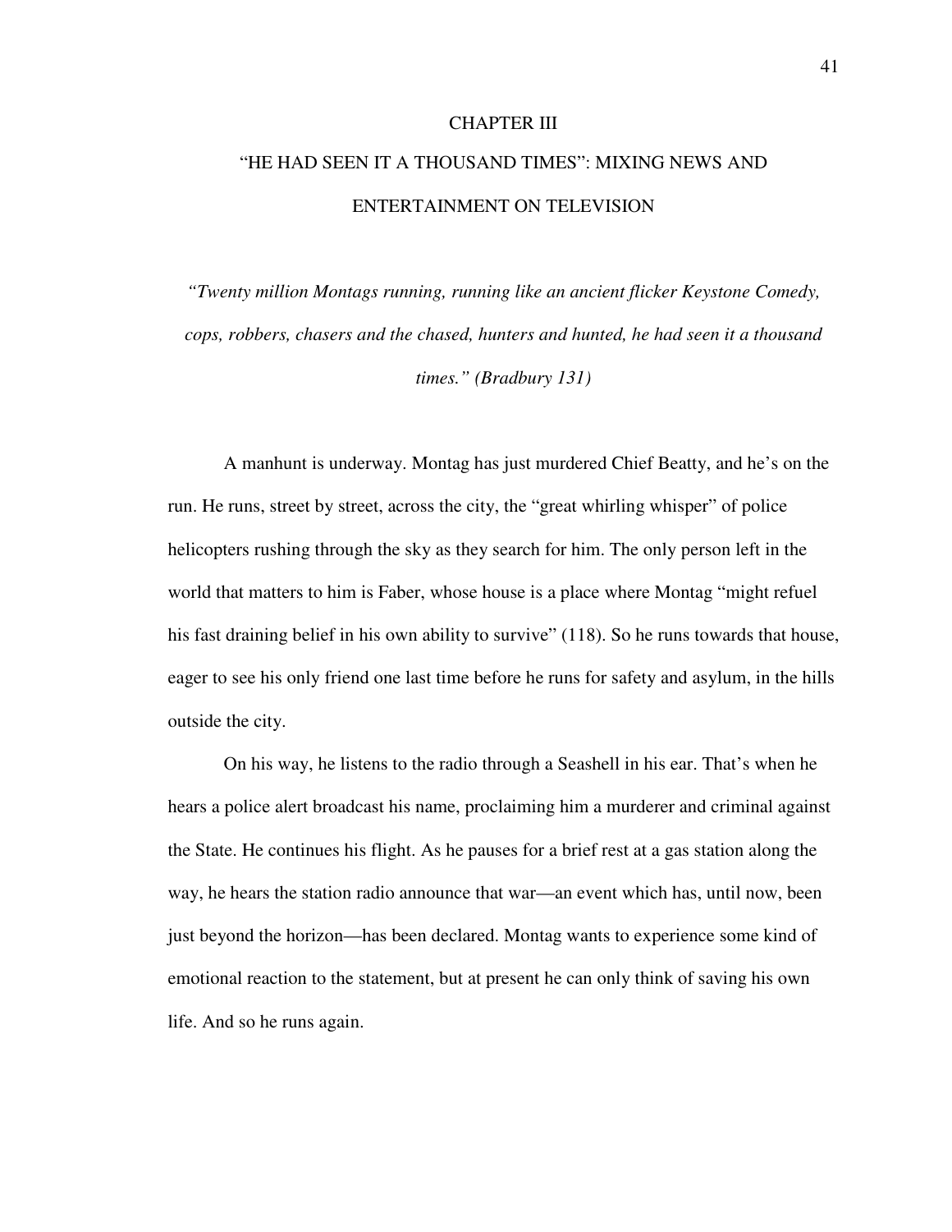# CHAPTER III

# "HE HAD SEEN IT A THOUSAND TIMES": MIXING NEWS AND ENTERTAINMENT ON TELEVISION

*"Twenty million Montags running, running like an ancient flicker Keystone Comedy, cops, robbers, chasers and the chased, hunters and hunted, he had seen it a thousand times." (Bradbury 131)*

A manhunt is underway. Montag has just murdered Chief Beatty, and he's on the run. He runs, street by street, across the city, the "great whirling whisper" of police helicopters rushing through the sky as they search for him. The only person left in the world that matters to him is Faber, whose house is a place where Montag "might refuel his fast draining belief in his own ability to survive" (118). So he runs towards that house, eager to see his only friend one last time before he runs for safety and asylum, in the hills outside the city.

On his way, he listens to the radio through a Seashell in his ear. That's when he hears a police alert broadcast his name, proclaiming him a murderer and criminal against the State. He continues his flight. As he pauses for a brief rest at a gas station along the way, he hears the station radio announce that war—an event which has, until now, been just beyond the horizon—has been declared. Montag wants to experience some kind of emotional reaction to the statement, but at present he can only think of saving his own life. And so he runs again.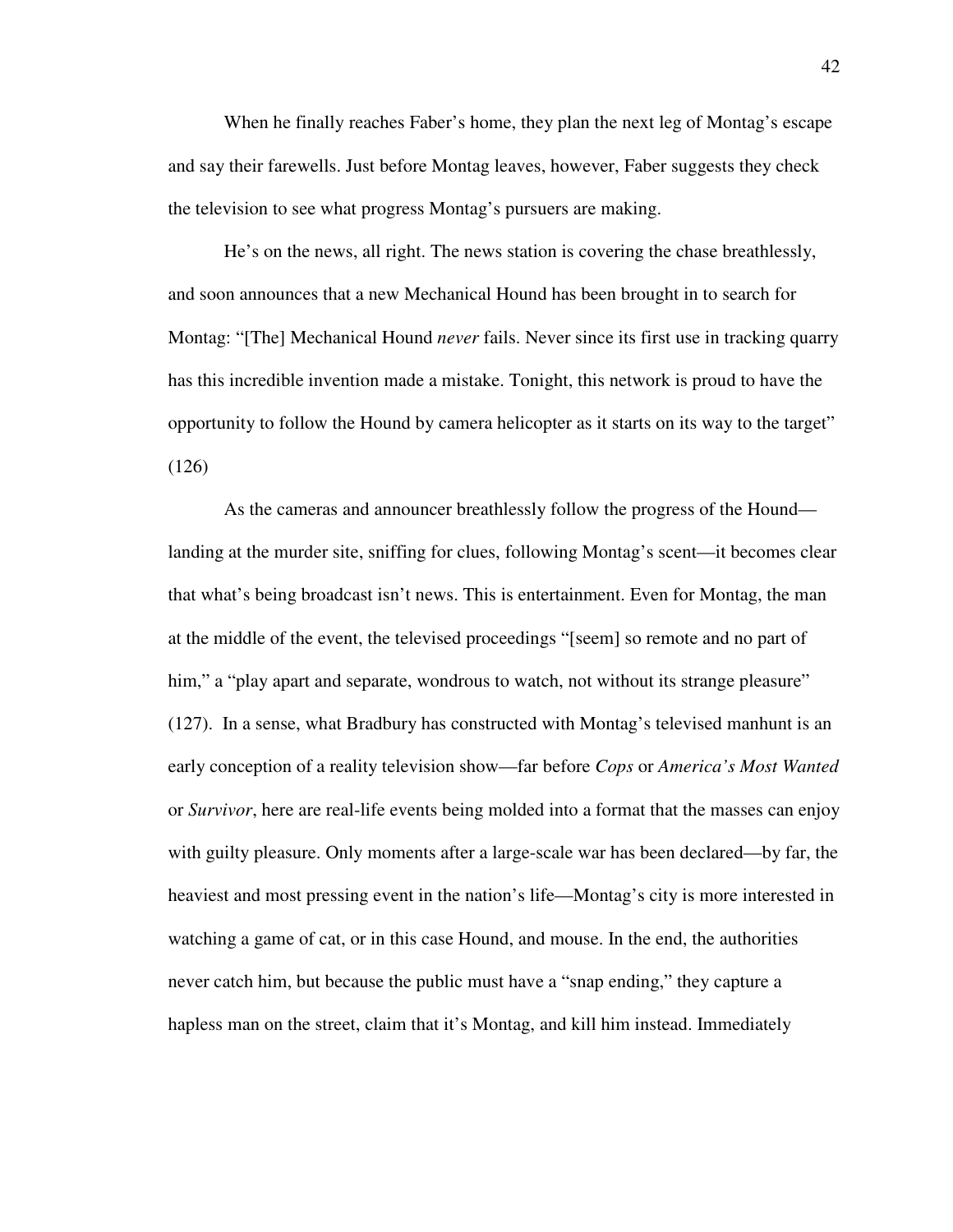When he finally reaches Faber's home, they plan the next leg of Montag's escape and say their farewells. Just before Montag leaves, however, Faber suggests they check the television to see what progress Montag's pursuers are making.

He's on the news, all right. The news station is covering the chase breathlessly, and soon announces that a new Mechanical Hound has been brought in to search for Montag: "[The] Mechanical Hound *never* fails. Never since its first use in tracking quarry has this incredible invention made a mistake. Tonight, this network is proud to have the opportunity to follow the Hound by camera helicopter as it starts on its way to the target" (126)

As the cameras and announcer breathlessly follow the progress of the Hound—landing at the murder site, sniffing for clues, following Montag's scent—it becomes clear that what's being broadcast isn't news. This is entertainment. Even for Montag, the man at the middle of the event, the televised proceedings "[seem] so remote and no part of him," a "play apart and separate, wondrous to watch, not without its strange pleasure" (127). In a sense, what Bradbury has constructed with Montag's televised manhunt is an early conception of a reality television show—far before *Cops* or *America's Most Wanted* or *Survivor*, here are real-life events being molded into a format that the masses can enjoy with guilty pleasure. Only moments after a large-scale war has been declared—by far, the heaviest and most pressing event in the nation's life—Montag's city is more interested in watching a game of cat, or in this case Hound, and mouse. In the end, the authorities never catch him, but because the public must have a "snap ending," they capture a hapless man on the street, claim that it's Montag, and kill him instead. Immediately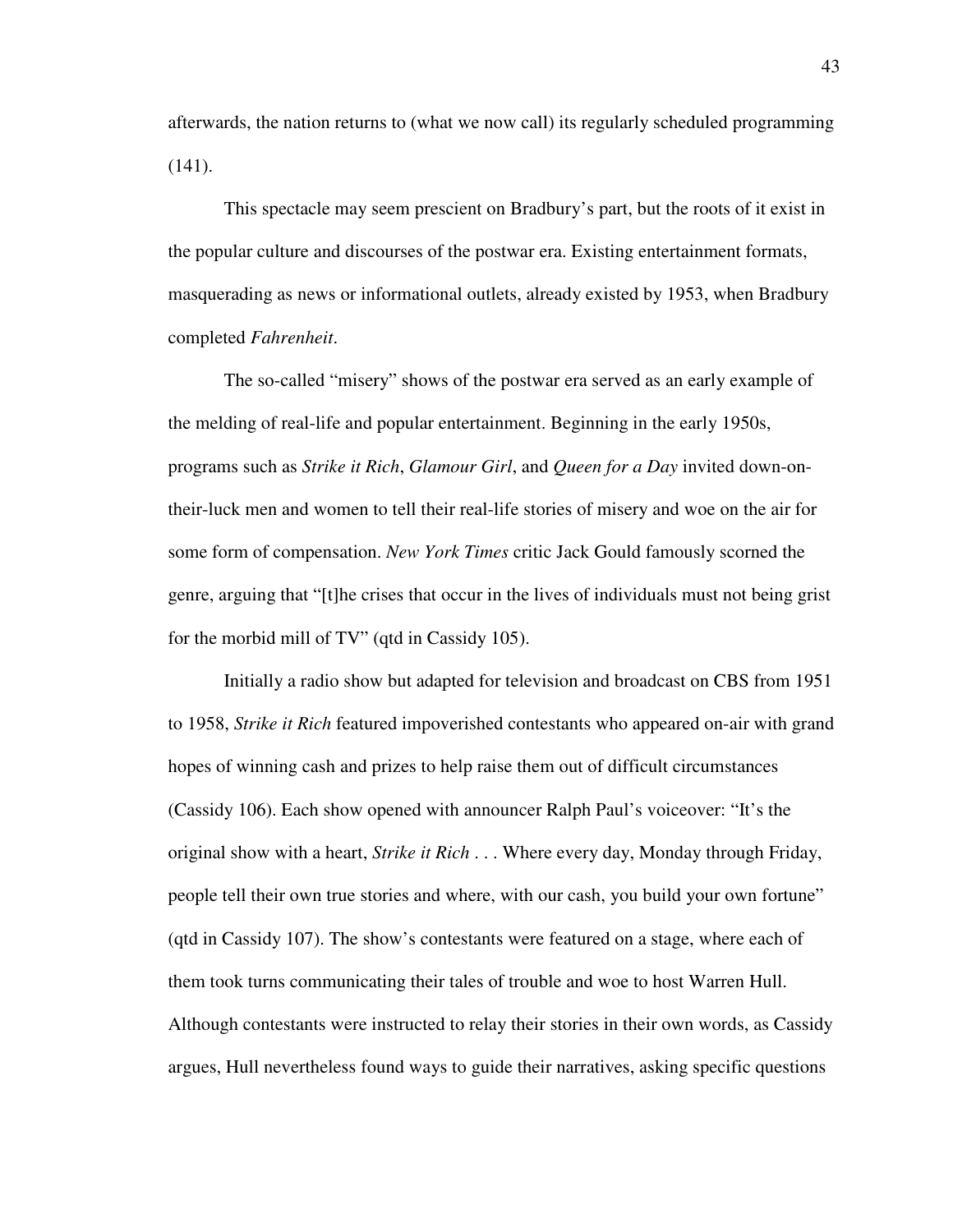afterwards, the nation returns to (what we now call) its regularly scheduled programming (141).

This spectacle may seem prescient on Bradbury's part, but the roots of it exist in the popular culture and discourses of the postwar era. Existing entertainment formats, masquerading as news or informational outlets, already existed by 1953, when Bradbury completed *Fahrenheit*.

The so-called "misery" shows of the postwar era served as an early example of the melding of real-life and popular entertainment. Beginning in the early 1950s, programs such as *Strike it Rich*, *Glamour Girl*, and *Queen for a Day* invited down-on-their-luck men and women to tell their real-life stories of misery and woe on the air for some form of compensation. *New York Times* critic Jack Gould famously scorned the genre, arguing that "[t]he crises that occur in the lives of individuals must not being grist for the morbid mill of TV" (qtd in Cassidy 105).

Initially a radio show but adapted for television and broadcast on CBS from 1951 to 1958, *Strike it Rich* featured impoverished contestants who appeared on-air with grand hopes of winning cash and prizes to help raise them out of difficult circumstances (Cassidy 106). Each show opened with announcer Ralph Paul's voiceover: "It's the original show with a heart, *Strike it Rich* . . . Where every day, Monday through Friday, people tell their own true stories and where, with our cash, you build your own fortune" (qtd in Cassidy 107). The show's contestants were featured on a stage, where each of them took turns communicating their tales of trouble and woe to host Warren Hull. Although contestants were instructed to relay their stories in their own words, as Cassidy argues, Hull nevertheless found ways to guide their narratives, asking specific questions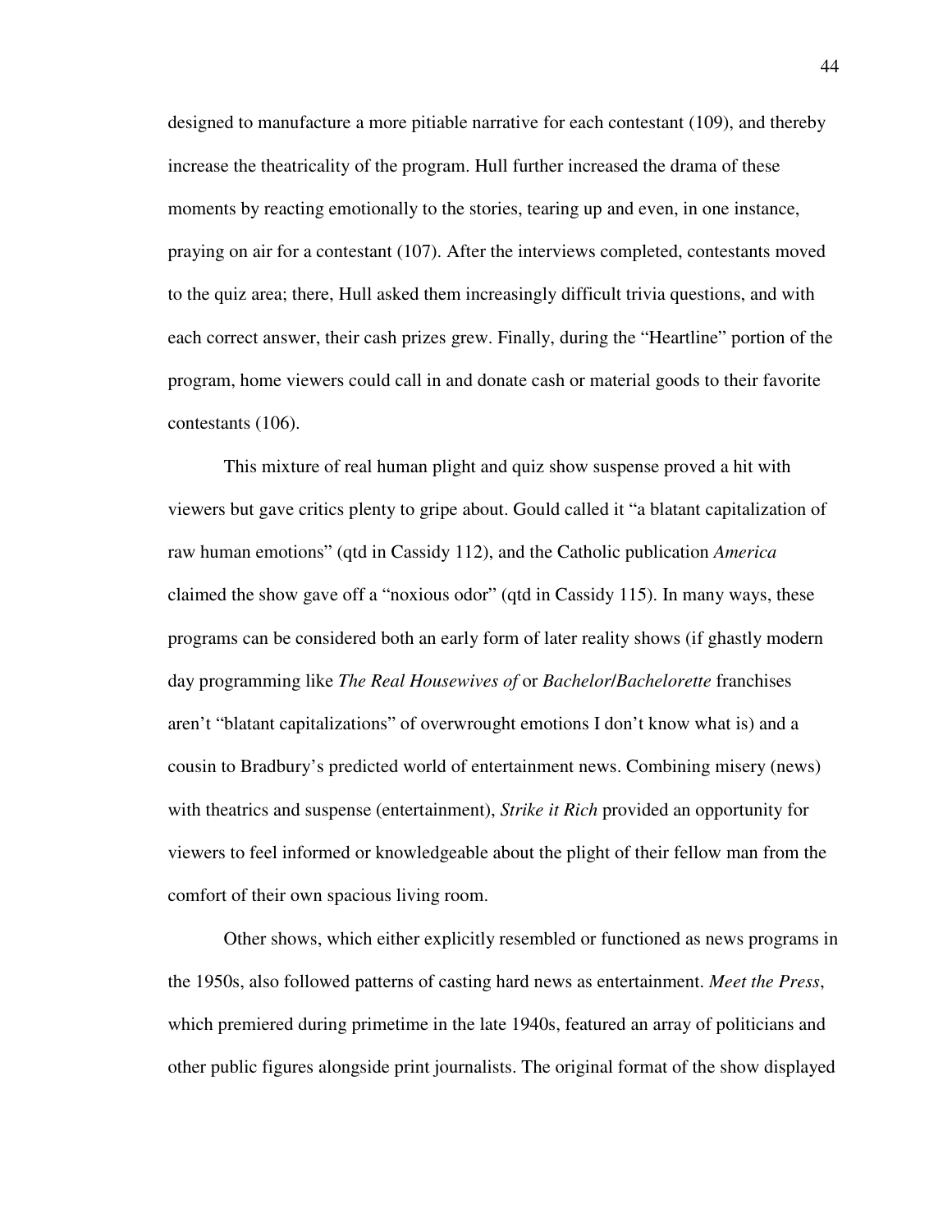designed to manufacture a more pitiable narrative for each contestant (109), and thereby increase the theatricality of the program. Hull further increased the drama of these moments by reacting emotionally to the stories, tearing up and even, in one instance, praying on air for a contestant (107). After the interviews completed, contestants moved to the quiz area; there, Hull asked them increasingly difficult trivia questions, and with each correct answer, their cash prizes grew. Finally, during the "Heartline" portion of the program, home viewers could call in and donate cash or material goods to their favorite contestants (106).

This mixture of real human plight and quiz show suspense proved a hit with viewers but gave critics plenty to gripe about. Gould called it "a blatant capitalization of raw human emotions" (qtd in Cassidy 112), and the Catholic publication *America* claimed the show gave off a "noxious odor" (qtd in Cassidy 115). In many ways, these programs can be considered both an early form of later reality shows (if ghastly modern day programming like *The Real Housewives of* or *Bachelor/Bachelorette* franchises aren't "blatant capitalizations" of overwrought emotions I don't know what is) and a cousin to Bradbury's predicted world of entertainment news. Combining misery (news) with theatrics and suspense (entertainment), *Strike it Rich* provided an opportunity for viewers to feel informed or knowledgeable about the plight of their fellow man from the comfort of their own spacious living room.

Other shows, which either explicitly resembled or functioned as news programs in the 1950s, also followed patterns of casting hard news as entertainment. *Meet the Press*, which premiered during primetime in the late 1940s, featured an array of politicians and other public figures alongside print journalists. The original format of the show displayed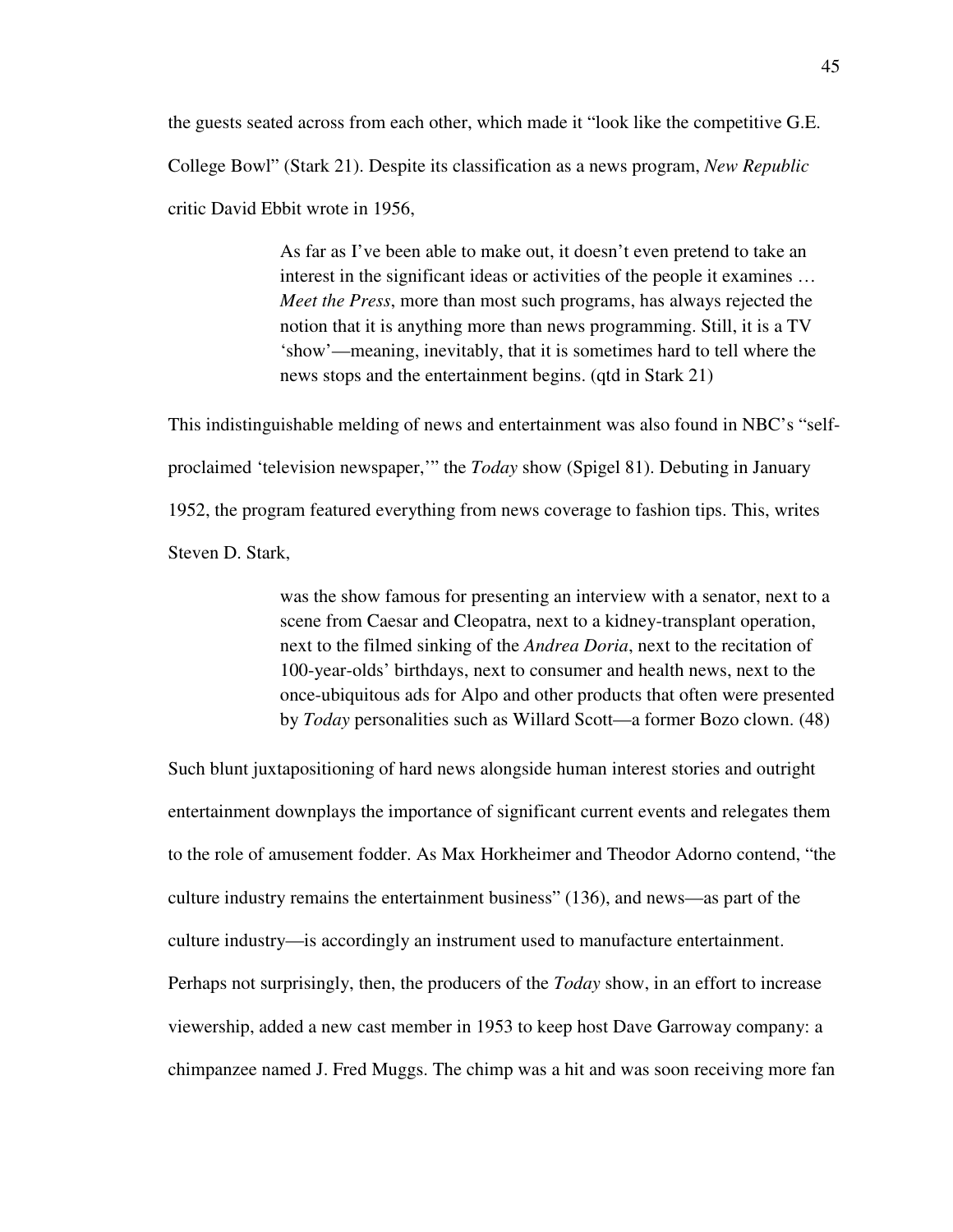the guests seated across from each other, which made it "look like the competitive G.E. College Bowl" (Stark 21). Despite its classification as a news program, *New Republic* critic David Ebbit wrote in 1956,

> As far as I've been able to make out, it doesn't even pretend to take an interest in the significant ideas or activities of the people it examines … *Meet the Press*, more than most such programs, has always rejected the notion that it is anything more than news programming. Still, it is a TV 'show'—meaning, inevitably, that it is sometimes hard to tell where the news stops and the entertainment begins. (qtd in Stark 21)

This indistinguishable melding of news and entertainment was also found in NBC's "self-proclaimed 'television newspaper,'" the *Today* show (Spigel 81). Debuting in January 1952, the program featured everything from news coverage to fashion tips. This, writes Steven D. Stark,

> was the show famous for presenting an interview with a senator, next to a scene from Caesar and Cleopatra, next to a kidney-transplant operation, next to the filmed sinking of the *Andrea Doria*, next to the recitation of 100-year-olds' birthdays, next to consumer and health news, next to the once-ubiquitous ads for Alpo and other products that often were presented by *Today* personalities such as Willard Scott—a former Bozo clown. (48)

Such blunt juxtapositioning of hard news alongside human interest stories and outright entertainment downplays the importance of significant current events and relegates them to the role of amusement fodder. As Max Horkheimer and Theodor Adorno contend, "the culture industry remains the entertainment business" (136), and news—as part of the culture industry—is accordingly an instrument used to manufacture entertainment. Perhaps not surprisingly, then, the producers of the *Today* show, in an effort to increase viewership, added a new cast member in 1953 to keep host Dave Garroway company: a chimpanzee named J. Fred Muggs. The chimp was a hit and was soon receiving more fan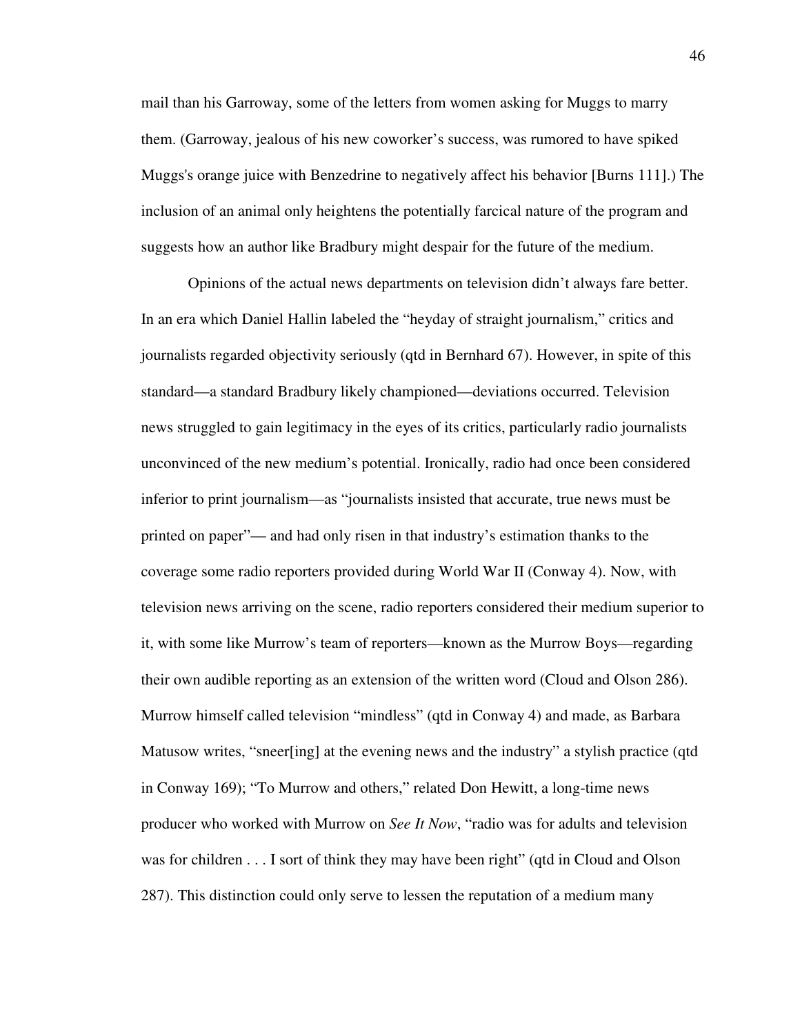mail than his Garroway, some of the letters from women asking for Muggs to marry them. (Garroway, jealous of his new coworker's success, was rumored to have spiked Muggs's orange juice with Benzedrine to negatively affect his behavior [Burns 111].) The inclusion of an animal only heightens the potentially farcical nature of the program and suggests how an author like Bradbury might despair for the future of the medium.

Opinions of the actual news departments on television didn't always fare better. In an era which Daniel Hallin labeled the "heyday of straight journalism," critics and journalists regarded objectivity seriously (qtd in Bernhard 67). However, in spite of this standard—a standard Bradbury likely championed—deviations occurred. Television news struggled to gain legitimacy in the eyes of its critics, particularly radio journalists unconvinced of the new medium's potential. Ironically, radio had once been considered inferior to print journalism—as "journalists insisted that accurate, true news must be printed on paper"— and had only risen in that industry's estimation thanks to the coverage some radio reporters provided during World War II (Conway 4). Now, with television news arriving on the scene, radio reporters considered their medium superior to it, with some like Murrow's team of reporters—known as the Murrow Boys—regarding their own audible reporting as an extension of the written word (Cloud and Olson 286). Murrow himself called television "mindless" (qtd in Conway 4) and made, as Barbara Matusow writes, "sneer[ing] at the evening news and the industry" a stylish practice (qtd in Conway 169); "To Murrow and others," related Don Hewitt, a long-time news producer who worked with Murrow on *See It Now*, "radio was for adults and television was for children . . . I sort of think they may have been right" (qtd in Cloud and Olson 287). This distinction could only serve to lessen the reputation of a medium many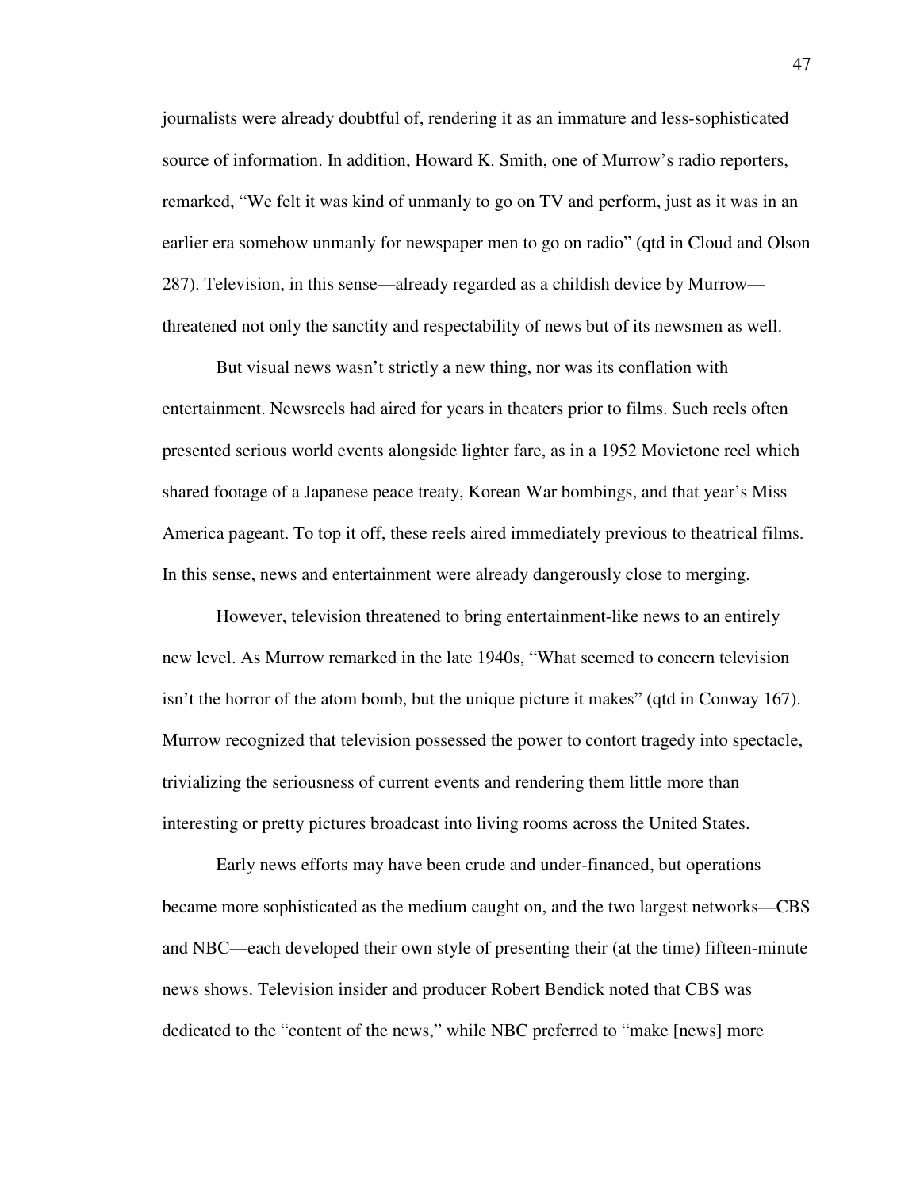journalists were already doubtful of, rendering it as an immature and less-sophisticated source of information. In addition, Howard K. Smith, one of Murrow's radio reporters, remarked, "We felt it was kind of unmanly to go on TV and perform, just as it was in an earlier era somehow unmanly for newspaper men to go on radio" (qtd in Cloud and Olson 287). Television, in this sense—already regarded as a childish device by Murrow—threatened not only the sanctity and respectability of news but of its newsmen as well.

But visual news wasn't strictly a new thing, nor was its conflation with entertainment. Newsreels had aired for years in theaters prior to films. Such reels often presented serious world events alongside lighter fare, as in a 1952 Movietone reel which shared footage of a Japanese peace treaty, Korean War bombings, and that year's Miss America pageant. To top it off, these reels aired immediately previous to theatrical films. In this sense, news and entertainment were already dangerously close to merging.

However, television threatened to bring entertainment-like news to an entirely new level. As Murrow remarked in the late 1940s, "What seemed to concern television isn't the horror of the atom bomb, but the unique picture it makes" (qtd in Conway 167). Murrow recognized that television possessed the power to contort tragedy into spectacle, trivializing the seriousness of current events and rendering them little more than interesting or pretty pictures broadcast into living rooms across the United States.

Early news efforts may have been crude and under-financed, but operations became more sophisticated as the medium caught on, and the two largest networks—CBS and NBC—each developed their own style of presenting their (at the time) fifteen-minute news shows. Television insider and producer Robert Bendick noted that CBS was dedicated to the "content of the news," while NBC preferred to "make [news] more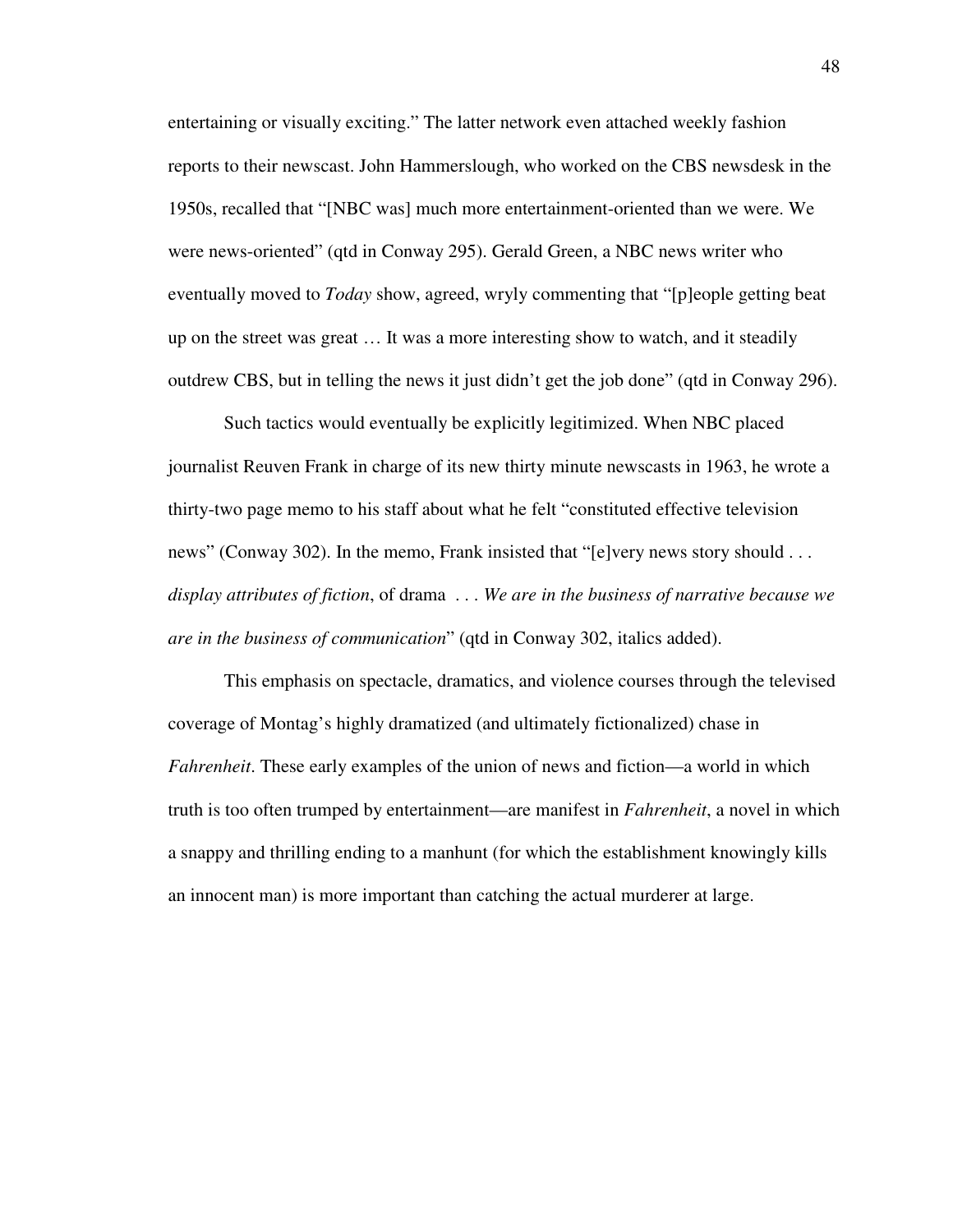entertaining or visually exciting." The latter network even attached weekly fashion reports to their newscast. John Hammerslough, who worked on the CBS newsdesk in the 1950s, recalled that "[NBC was] much more entertainment-oriented than we were. We were news-oriented" (qtd in Conway 295). Gerald Green, a NBC news writer who eventually moved to *Today* show, agreed, wryly commenting that "[p]eople getting beat up on the street was great … It was a more interesting show to watch, and it steadily outdrew CBS, but in telling the news it just didn't get the job done" (qtd in Conway 296).

Such tactics would eventually be explicitly legitimized. When NBC placed journalist Reuven Frank in charge of its new thirty minute newscasts in 1963, he wrote a thirty-two page memo to his staff about what he felt "constituted effective television news" (Conway 302). In the memo, Frank insisted that "[e]very news story should . . . *display attributes of fiction*, of drama . . . *We are in the business of narrative because we are in the business of communication*" (qtd in Conway 302, italics added).

This emphasis on spectacle, dramatics, and violence courses through the televised coverage of Montag's highly dramatized (and ultimately fictionalized) chase in *Fahrenheit*. These early examples of the union of news and fiction—a world in which truth is too often trumped by entertainment—are manifest in *Fahrenheit*, a novel in which a snappy and thrilling ending to a manhunt (for which the establishment knowingly kills an innocent man) is more important than catching the actual murderer at large.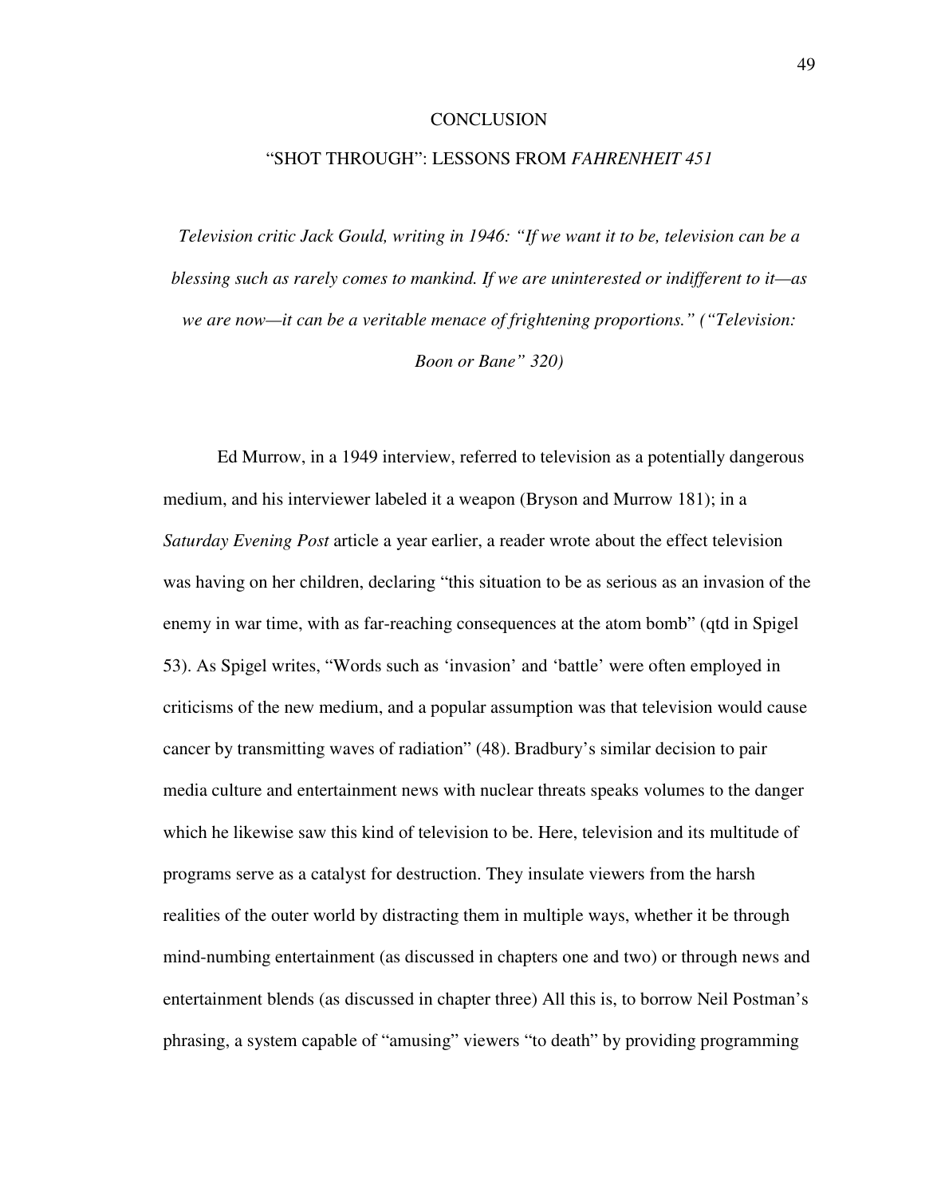# CONCLUSION

## "SHOT THROUGH": LESSONS FROM *FAHRENHEIT 451*

*Television critic Jack Gould, writing in 1946: "If we want it to be, television can be a blessing such as rarely comes to mankind. If we are uninterested or indifferent to it—as we are now—it can be a veritable menace of frightening proportions." ("Television: Boon or Bane" 320)*

Ed Murrow, in a 1949 interview, referred to television as a potentially dangerous medium, and his interviewer labeled it a weapon (Bryson and Murrow 181); in a *Saturday Evening Post* article a year earlier, a reader wrote about the effect television was having on her children, declaring "this situation to be as serious as an invasion of the enemy in war time, with as far-reaching consequences at the atom bomb" (qtd in Spigel 53). As Spigel writes, "Words such as 'invasion' and 'battle' were often employed in criticisms of the new medium, and a popular assumption was that television would cause cancer by transmitting waves of radiation" (48). Bradbury's similar decision to pair media culture and entertainment news with nuclear threats speaks volumes to the danger which he likewise saw this kind of television to be. Here, television and its multitude of programs serve as a catalyst for destruction. They insulate viewers from the harsh realities of the outer world by distracting them in multiple ways, whether it be through mind-numbing entertainment (as discussed in chapters one and two) or through news and entertainment blends (as discussed in chapter three) All this is, to borrow Neil Postman's phrasing, a system capable of "amusing" viewers "to death" by providing programming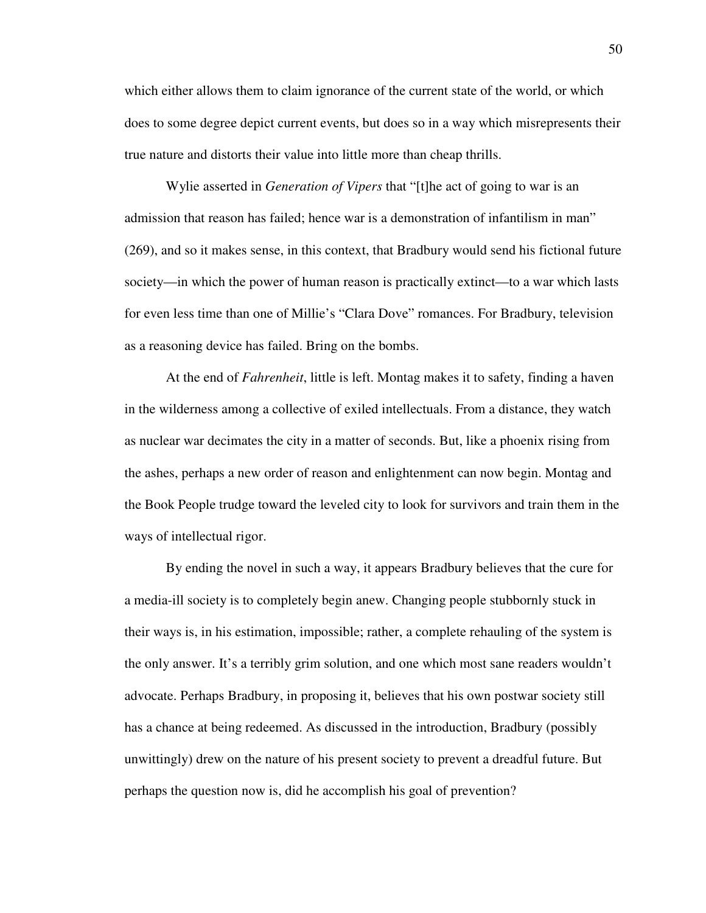which either allows them to claim ignorance of the current state of the world, or which does to some degree depict current events, but does so in a way which misrepresents their true nature and distorts their value into little more than cheap thrills.

Wylie asserted in *Generation of Vipers* that "[t]he act of going to war is an admission that reason has failed; hence war is a demonstration of infantilism in man" (269), and so it makes sense, in this context, that Bradbury would send his fictional future society—in which the power of human reason is practically extinct—to a war which lasts for even less time than one of Millie's "Clara Dove" romances. For Bradbury, television as a reasoning device has failed. Bring on the bombs.

At the end of *Fahrenheit*, little is left. Montag makes it to safety, finding a haven in the wilderness among a collective of exiled intellectuals. From a distance, they watch as nuclear war decimates the city in a matter of seconds. But, like a phoenix rising from the ashes, perhaps a new order of reason and enlightenment can now begin. Montag and the Book People trudge toward the leveled city to look for survivors and train them in the ways of intellectual rigor.

By ending the novel in such a way, it appears Bradbury believes that the cure for a media-ill society is to completely begin anew. Changing people stubbornly stuck in their ways is, in his estimation, impossible; rather, a complete rehauling of the system is the only answer. It's a terribly grim solution, and one which most sane readers wouldn't advocate. Perhaps Bradbury, in proposing it, believes that his own postwar society still has a chance at being redeemed. As discussed in the introduction, Bradbury (possibly unwittingly) drew on the nature of his present society to prevent a dreadful future. But perhaps the question now is, did he accomplish his goal of prevention?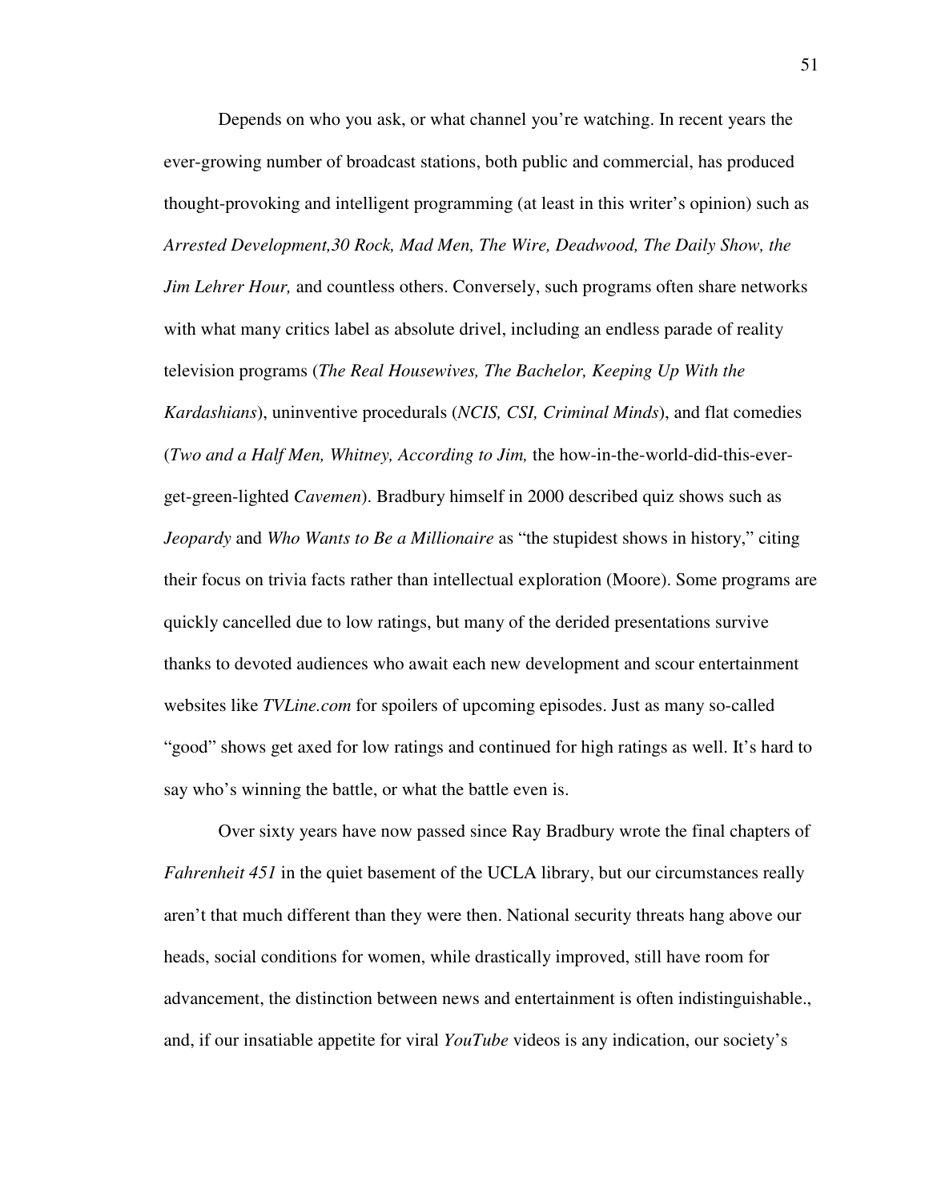Depends on who you ask, or what channel you're watching. In recent years the ever-growing number of broadcast stations, both public and commercial, has produced thought-provoking and intelligent programming (at least in this writer's opinion) such as *Arrested Development,30 Rock, Mad Men, The Wire, Deadwood, The Daily Show, the Jim Lehrer Hour,* and countless others. Conversely, such programs often share networks with what many critics label as absolute drivel, including an endless parade of reality television programs (*The Real Housewives, The Bachelor, Keeping Up With the Kardashians*), uninventive procedurals (*NCIS, CSI, Criminal Minds*), and flat comedies (*Two and a Half Men, Whitney, According to Jim,* the how-in-the-world-did-this-ever-get-green-lighted *Cavemen*). Bradbury himself in 2000 described quiz shows such as *Jeopardy* and *Who Wants to Be a Millionaire* as "the stupidest shows in history," citing their focus on trivia facts rather than intellectual exploration (Moore). Some programs are quickly cancelled due to low ratings, but many of the derided presentations survive thanks to devoted audiences who await each new development and scour entertainment websites like *TVLine.com* for spoilers of upcoming episodes. Just as many so-called "good" shows get axed for low ratings and continued for high ratings as well. It's hard to say who's winning the battle, or what the battle even is.

Over sixty years have now passed since Ray Bradbury wrote the final chapters of *Fahrenheit 451* in the quiet basement of the UCLA library, but our circumstances really aren't that much different than they were then. National security threats hang above our heads, social conditions for women, while drastically improved, still have room for advancement, the distinction between news and entertainment is often indistinguishable., and, if our insatiable appetite for viral *YouTube* videos is any indication, our society's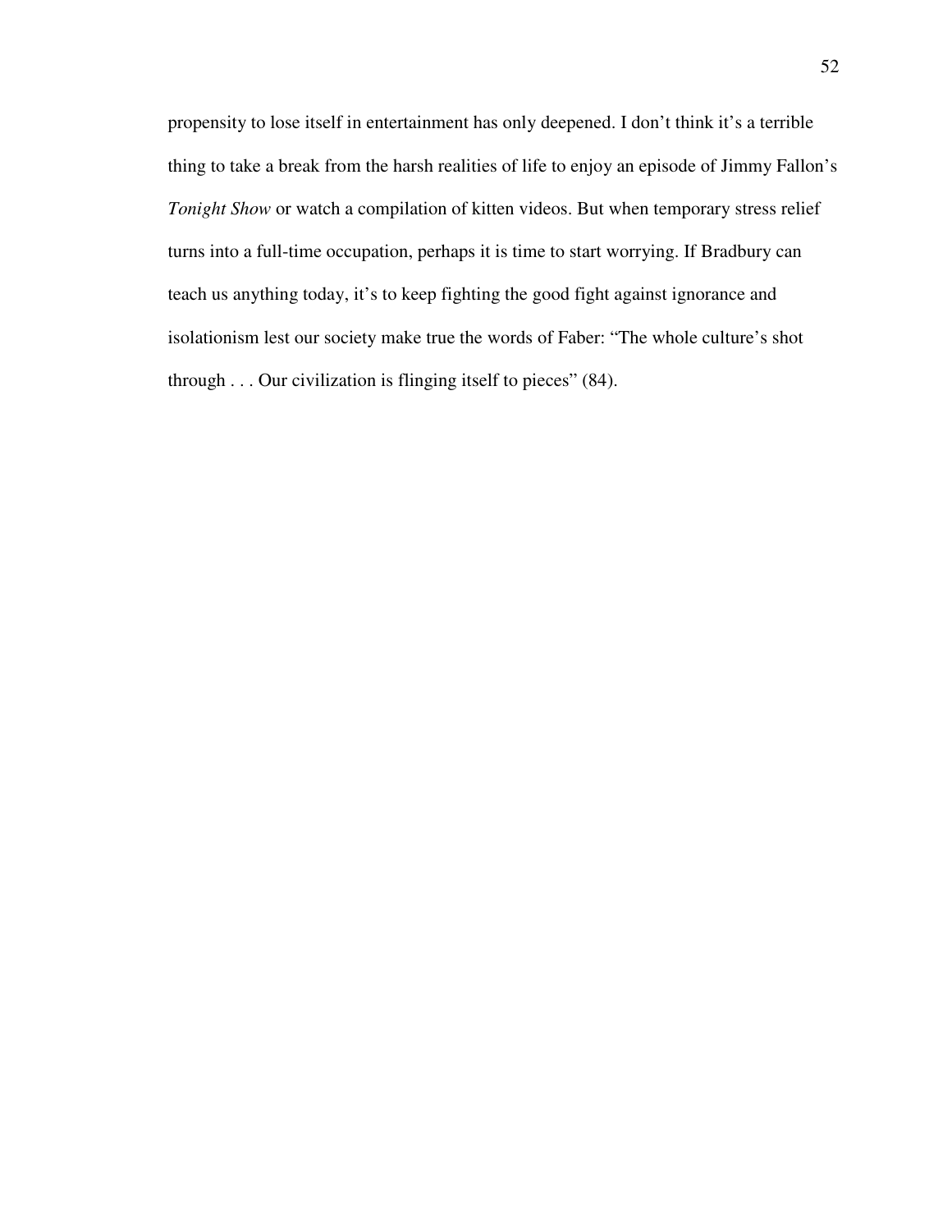propensity to lose itself in entertainment has only deepened. I don't think it's a terrible thing to take a break from the harsh realities of life to enjoy an episode of Jimmy Fallon's *Tonight Show* or watch a compilation of kitten videos. But when temporary stress relief turns into a full-time occupation, perhaps it is time to start worrying. If Bradbury can teach us anything today, it's to keep fighting the good fight against ignorance and isolationism lest our society make true the words of Faber: "The whole culture's shot through . . . Our civilization is flinging itself to pieces" (84).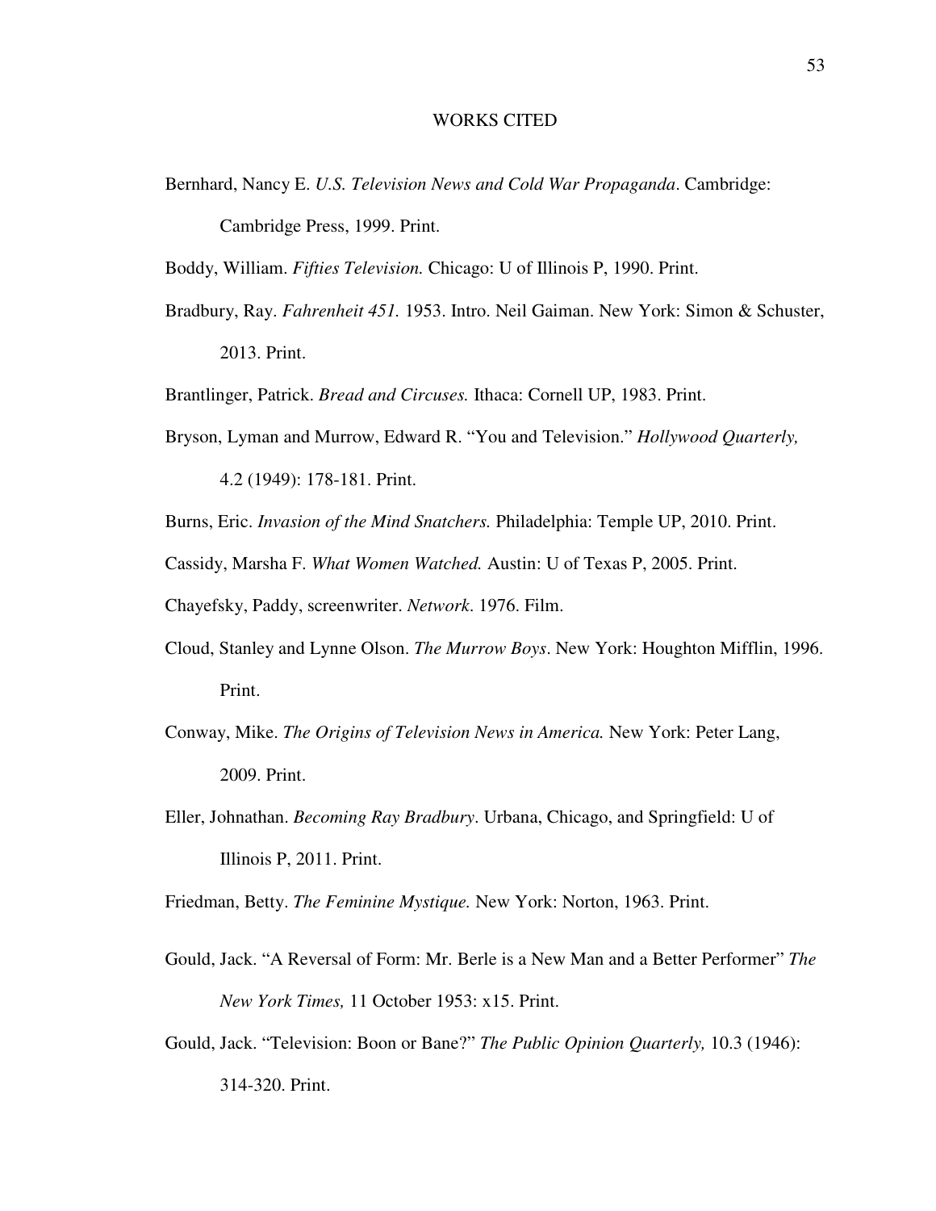# WORKS CITED

Bernhard, Nancy E. *U.S. Television News and Cold War Propaganda*. Cambridge: Cambridge Press, 1999. Print.

Boddy, William. *Fifties Television.* Chicago: U of Illinois P, 1990. Print.

Bradbury, Ray. *Fahrenheit 451.* 1953. Intro. Neil Gaiman. New York: Simon & Schuster, 2013. Print.

Brantlinger, Patrick. *Bread and Circuses.* Ithaca: Cornell UP, 1983. Print.

Bryson, Lyman and Murrow, Edward R. "You and Television." *Hollywood Quarterly,* 4.2 (1949): 178-181. Print.

Burns, Eric. *Invasion of the Mind Snatchers.* Philadelphia: Temple UP, 2010. Print.

Cassidy, Marsha F. *What Women Watched.* Austin: U of Texas P, 2005. Print.

Chayefsky, Paddy, screenwriter. *Network*. 1976. Film.

Cloud, Stanley and Lynne Olson. *The Murrow Boys*. New York: Houghton Mifflin, 1996. Print.

Conway, Mike. *The Origins of Television News in America.* New York: Peter Lang, 2009. Print.

Eller, Johnathan. *Becoming Ray Bradbury*. Urbana, Chicago, and Springfield: U of Illinois P, 2011. Print.

Friedman, Betty. *The Feminine Mystique.* New York: Norton, 1963. Print.

Gould, Jack. "A Reversal of Form: Mr. Berle is a New Man and a Better Performer" *The New York Times,* 11 October 1953: x15. Print.

Gould, Jack. "Television: Boon or Bane?" *The Public Opinion Quarterly,* 10.3 (1946): 314-320. Print.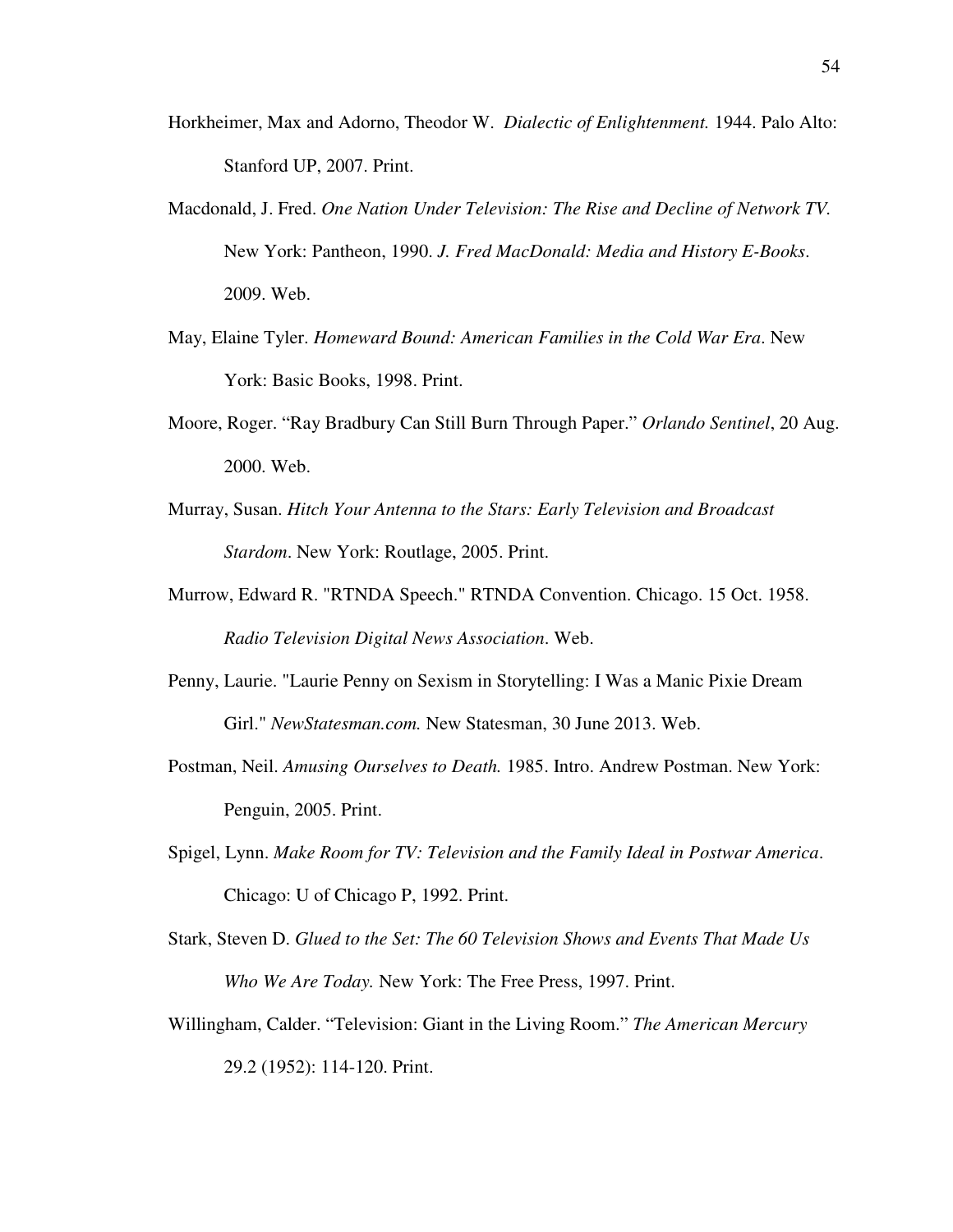Horkheimer, Max and Adorno, Theodor W. *Dialectic of Enlightenment.* 1944. Palo Alto: Stanford UP, 2007. Print.

Macdonald, J. Fred. *One Nation Under Television: The Rise and Decline of Network TV.* New York: Pantheon, 1990. *J. Fred MacDonald: Media and History E-Books*. 2009. Web.

May, Elaine Tyler. *Homeward Bound: American Families in the Cold War Era*. New York: Basic Books, 1998. Print.

Moore, Roger. "Ray Bradbury Can Still Burn Through Paper." *Orlando Sentinel*, 20 Aug. 2000. Web.

Murray, Susan. *Hitch Your Antenna to the Stars: Early Television and Broadcast Stardom*. New York: Routlage, 2005. Print.

Murrow, Edward R. "RTNDA Speech." RTNDA Convention. Chicago. 15 Oct. 1958. *Radio Television Digital News Association*. Web.

Penny, Laurie. "Laurie Penny on Sexism in Storytelling: I Was a Manic Pixie Dream Girl." *NewStatesman.com.* New Statesman, 30 June 2013. Web.

Postman, Neil. *Amusing Ourselves to Death.* 1985. Intro. Andrew Postman. New York: Penguin, 2005. Print.

Spigel, Lynn. *Make Room for TV: Television and the Family Ideal in Postwar America*. Chicago: U of Chicago P, 1992. Print.

Stark, Steven D. *Glued to the Set: The 60 Television Shows and Events That Made Us Who We Are Today.* New York: The Free Press, 1997. Print.

Willingham, Calder. "Television: Giant in the Living Room." *The American Mercury* 29.2 (1952): 114-120. Print.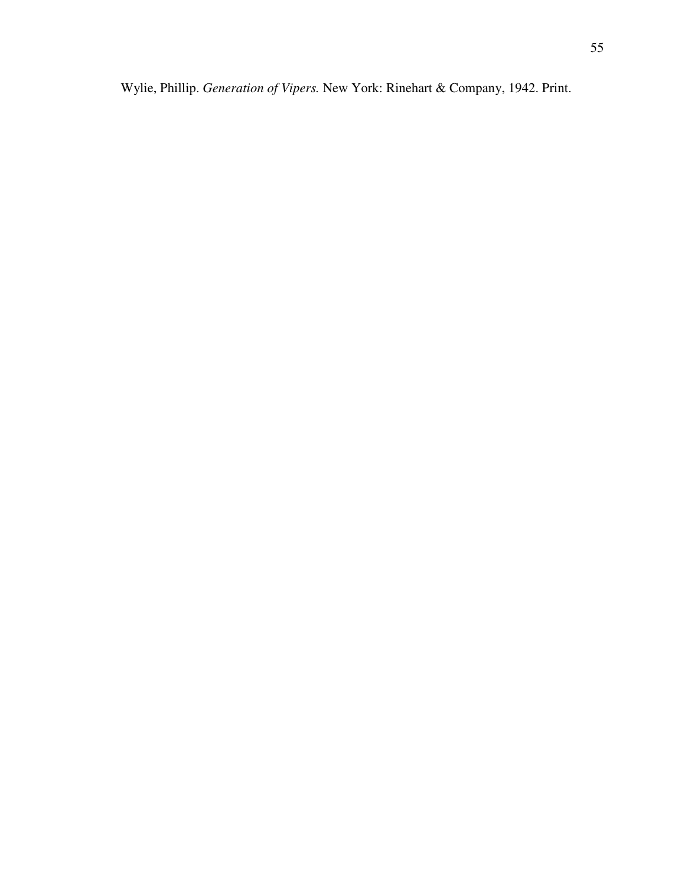Wylie, Phillip. *Generation of Vipers.* New York: Rinehart & Company, 1942. Print.